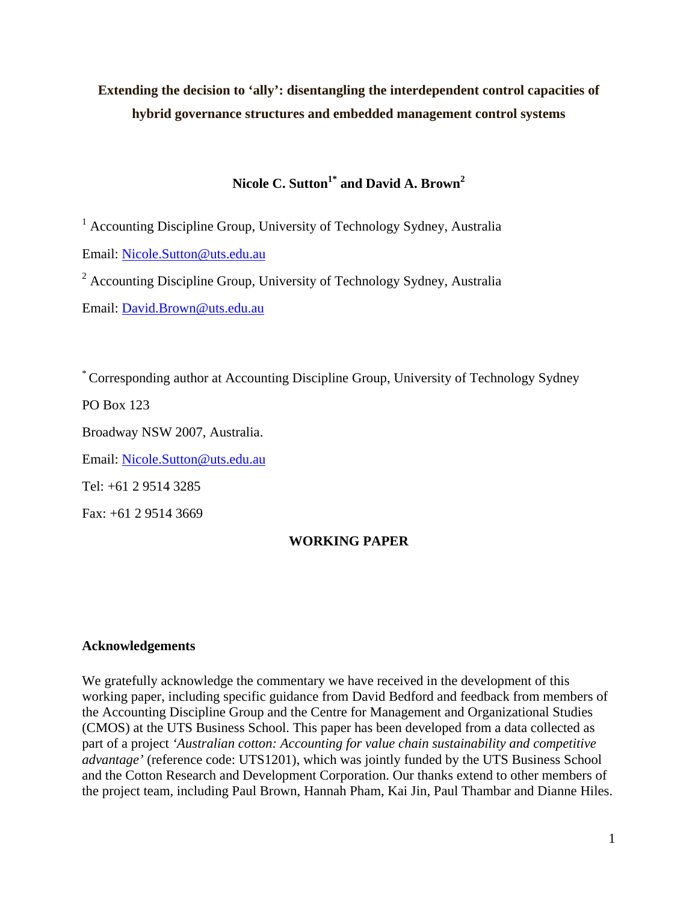# Extending the decision to 'ally': disentangling the interdependent control capacities of hybrid governance structures and embedded management control systems

**Nicole C. Sutton[1*] and David A. Brown[2]**

[1] Accounting Discipline Group, University of Technology Sydney, Australia

Email: Nicole.Sutton@uts.edu.au

[2] Accounting Discipline Group, University of Technology Sydney, Australia

Email: David.Brown@uts.edu.au

[*] Corresponding author at Accounting Discipline Group, University of Technology Sydney

PO Box 123

Broadway NSW 2007, Australia.

Email: Nicole.Sutton@uts.edu.au

Tel: +61 2 9514 3285

Fax: +61 2 9514 3669

**WORKING PAPER**

## Acknowledgements

We gratefully acknowledge the commentary we have received in the development of this working paper, including specific guidance from David Bedford and feedback from members of the Accounting Discipline Group and the Centre for Management and Organizational Studies (CMOS) at the UTS Business School. This paper has been developed from a data collected as part of a project *'Australian cotton: Accounting for value chain sustainability and competitive advantage'* (reference code: UTS1201), which was jointly funded by the UTS Business School and the Cotton Research and Development Corporation. Our thanks extend to other members of the project team, including Paul Brown, Hannah Pham, Kai Jin, Paul Thambar and Dianne Hiles.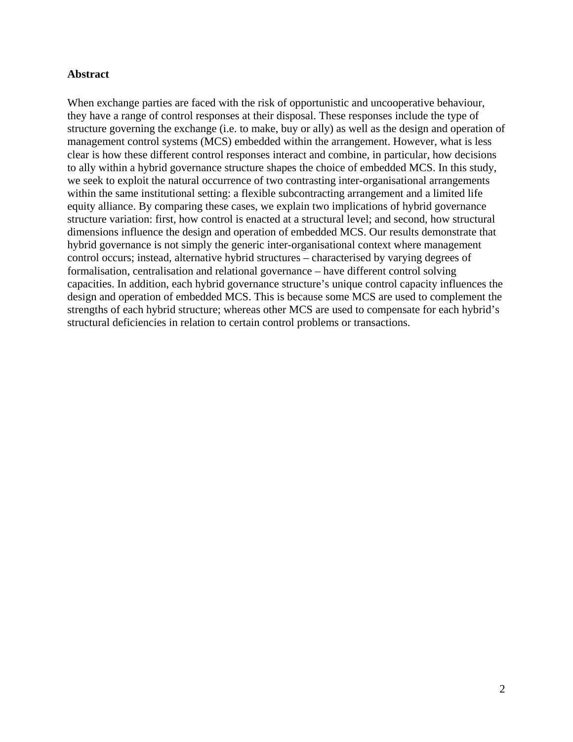## Abstract

When exchange parties are faced with the risk of opportunistic and uncooperative behaviour, they have a range of control responses at their disposal. These responses include the type of structure governing the exchange (i.e. to make, buy or ally) as well as the design and operation of management control systems (MCS) embedded within the arrangement. However, what is less clear is how these different control responses interact and combine, in particular, how decisions to ally within a hybrid governance structure shapes the choice of embedded MCS. In this study, we seek to exploit the natural occurrence of two contrasting inter-organisational arrangements within the same institutional setting: a flexible subcontracting arrangement and a limited life equity alliance. By comparing these cases, we explain two implications of hybrid governance structure variation: first, how control is enacted at a structural level; and second, how structural dimensions influence the design and operation of embedded MCS. Our results demonstrate that hybrid governance is not simply the generic inter-organisational context where management control occurs; instead, alternative hybrid structures – characterised by varying degrees of formalisation, centralisation and relational governance – have different control solving capacities. In addition, each hybrid governance structure's unique control capacity influences the design and operation of embedded MCS. This is because some MCS are used to complement the strengths of each hybrid structure; whereas other MCS are used to compensate for each hybrid's structural deficiencies in relation to certain control problems or transactions.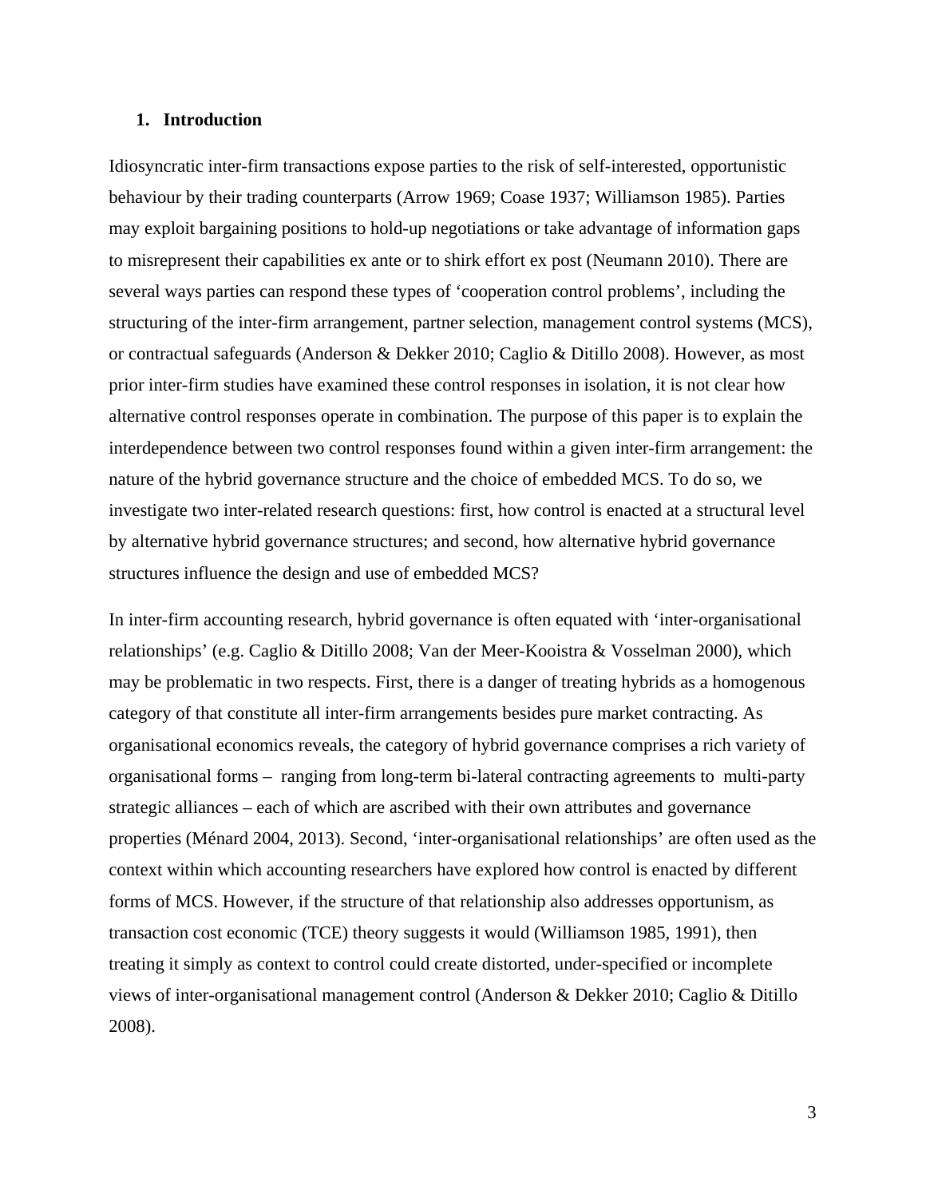## 1. Introduction

Idiosyncratic inter-firm transactions expose parties to the risk of self-interested, opportunistic behaviour by their trading counterparts (Arrow 1969; Coase 1937; Williamson 1985). Parties may exploit bargaining positions to hold-up negotiations or take advantage of information gaps to misrepresent their capabilities ex ante or to shirk effort ex post (Neumann 2010). There are several ways parties can respond these types of 'cooperation control problems', including the structuring of the inter-firm arrangement, partner selection, management control systems (MCS), or contractual safeguards (Anderson & Dekker 2010; Caglio & Ditillo 2008). However, as most prior inter-firm studies have examined these control responses in isolation, it is not clear how alternative control responses operate in combination. The purpose of this paper is to explain the interdependence between two control responses found within a given inter-firm arrangement: the nature of the hybrid governance structure and the choice of embedded MCS. To do so, we investigate two inter-related research questions: first, how control is enacted at a structural level by alternative hybrid governance structures; and second, how alternative hybrid governance structures influence the design and use of embedded MCS?

In inter-firm accounting research, hybrid governance is often equated with 'inter-organisational relationships' (e.g. Caglio & Ditillo 2008; Van der Meer-Kooistra & Vosselman 2000), which may be problematic in two respects. First, there is a danger of treating hybrids as a homogenous category of that constitute all inter-firm arrangements besides pure market contracting. As organisational economics reveals, the category of hybrid governance comprises a rich variety of organisational forms – ranging from long-term bi-lateral contracting agreements to multi-party strategic alliances – each of which are ascribed with their own attributes and governance properties (Ménard 2004, 2013). Second, 'inter-organisational relationships' are often used as the context within which accounting researchers have explored how control is enacted by different forms of MCS. However, if the structure of that relationship also addresses opportunism, as transaction cost economic (TCE) theory suggests it would (Williamson 1985, 1991), then treating it simply as context to control could create distorted, under-specified or incomplete views of inter-organisational management control (Anderson & Dekker 2010; Caglio & Ditillo 2008).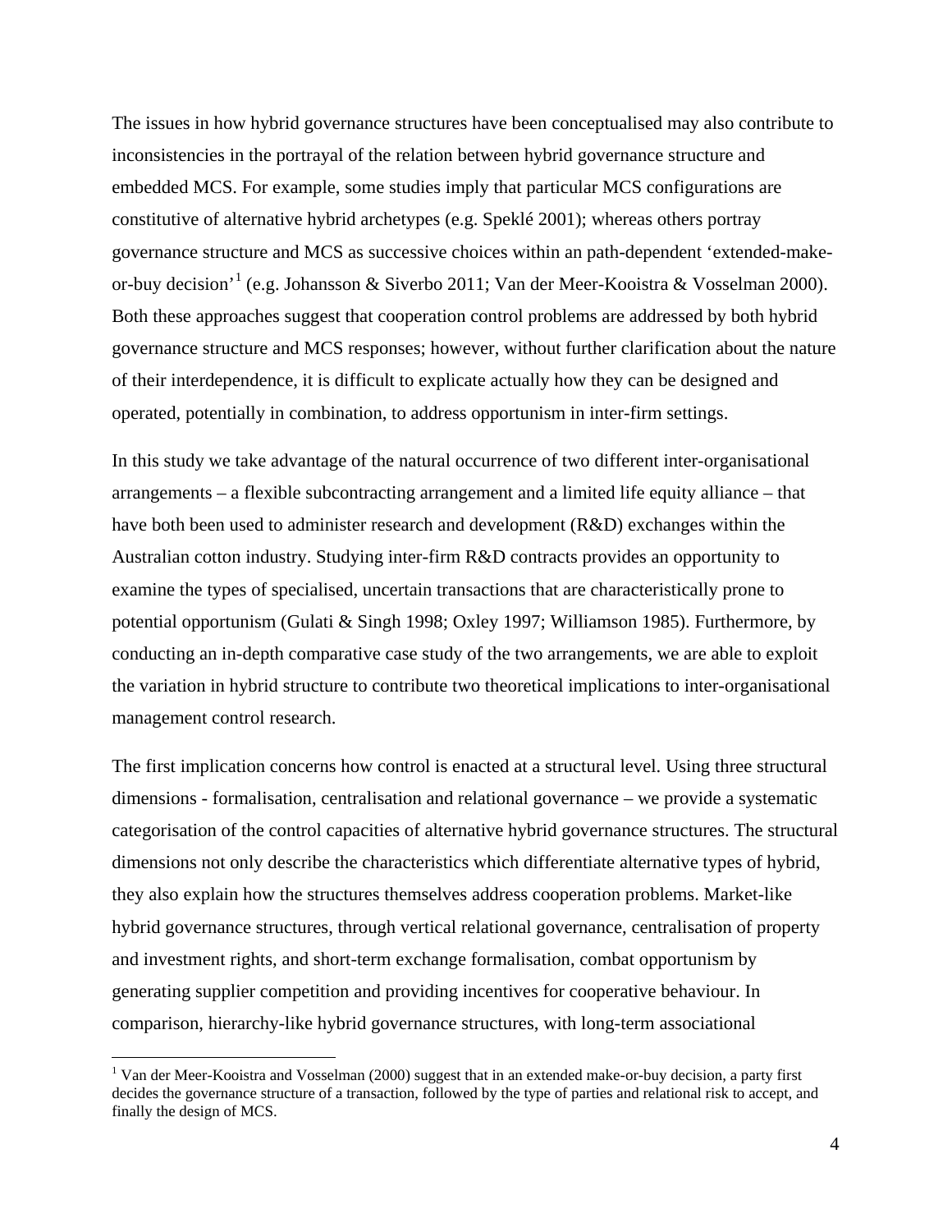The issues in how hybrid governance structures have been conceptualised may also contribute to inconsistencies in the portrayal of the relation between hybrid governance structure and embedded MCS. For example, some studies imply that particular MCS configurations are constitutive of alternative hybrid archetypes (e.g. Speklé 2001); whereas others portray governance structure and MCS as successive choices within an path-dependent 'extended-make-or-buy decision'[1] (e.g. Johansson & Siverbo 2011; Van der Meer-Kooistra & Vosselman 2000). Both these approaches suggest that cooperation control problems are addressed by both hybrid governance structure and MCS responses; however, without further clarification about the nature of their interdependence, it is difficult to explicate actually how they can be designed and operated, potentially in combination, to address opportunism in inter-firm settings.

In this study we take advantage of the natural occurrence of two different inter-organisational arrangements – a flexible subcontracting arrangement and a limited life equity alliance – that have both been used to administer research and development (R&D) exchanges within the Australian cotton industry. Studying inter-firm R&D contracts provides an opportunity to examine the types of specialised, uncertain transactions that are characteristically prone to potential opportunism (Gulati & Singh 1998; Oxley 1997; Williamson 1985). Furthermore, by conducting an in-depth comparative case study of the two arrangements, we are able to exploit the variation in hybrid structure to contribute two theoretical implications to inter-organisational management control research.

The first implication concerns how control is enacted at a structural level. Using three structural dimensions - formalisation, centralisation and relational governance – we provide a systematic categorisation of the control capacities of alternative hybrid governance structures. The structural dimensions not only describe the characteristics which differentiate alternative types of hybrid, they also explain how the structures themselves address cooperation problems. Market-like hybrid governance structures, through vertical relational governance, centralisation of property and investment rights, and short-term exchange formalisation, combat opportunism by generating supplier competition and providing incentives for cooperative behaviour. In comparison, hierarchy-like hybrid governance structures, with long-term associational

[1] Van der Meer-Kooistra and Vosselman (2000) suggest that in an extended make-or-buy decision, a party first decides the governance structure of a transaction, followed by the type of parties and relational risk to accept, and finally the design of MCS.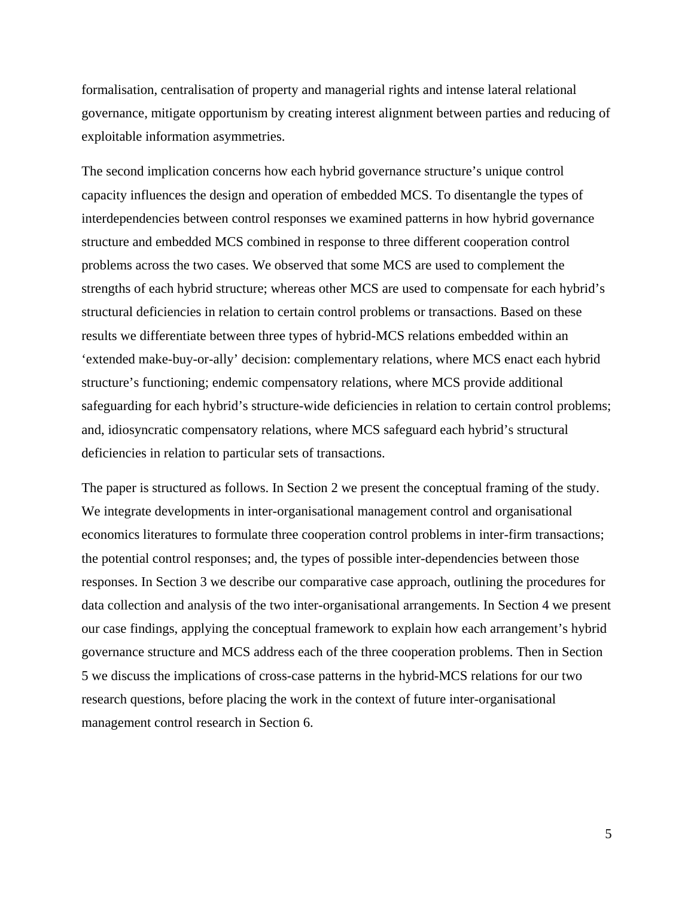formalisation, centralisation of property and managerial rights and intense lateral relational governance, mitigate opportunism by creating interest alignment between parties and reducing of exploitable information asymmetries.

The second implication concerns how each hybrid governance structure's unique control capacity influences the design and operation of embedded MCS. To disentangle the types of interdependencies between control responses we examined patterns in how hybrid governance structure and embedded MCS combined in response to three different cooperation control problems across the two cases. We observed that some MCS are used to complement the strengths of each hybrid structure; whereas other MCS are used to compensate for each hybrid's structural deficiencies in relation to certain control problems or transactions. Based on these results we differentiate between three types of hybrid-MCS relations embedded within an 'extended make-buy-or-ally' decision: complementary relations, where MCS enact each hybrid structure's functioning; endemic compensatory relations, where MCS provide additional safeguarding for each hybrid's structure-wide deficiencies in relation to certain control problems; and, idiosyncratic compensatory relations, where MCS safeguard each hybrid's structural deficiencies in relation to particular sets of transactions.

The paper is structured as follows. In Section 2 we present the conceptual framing of the study. We integrate developments in inter-organisational management control and organisational economics literatures to formulate three cooperation control problems in inter-firm transactions; the potential control responses; and, the types of possible inter-dependencies between those responses. In Section 3 we describe our comparative case approach, outlining the procedures for data collection and analysis of the two inter-organisational arrangements. In Section 4 we present our case findings, applying the conceptual framework to explain how each arrangement's hybrid governance structure and MCS address each of the three cooperation problems. Then in Section 5 we discuss the implications of cross-case patterns in the hybrid-MCS relations for our two research questions, before placing the work in the context of future inter-organisational management control research in Section 6.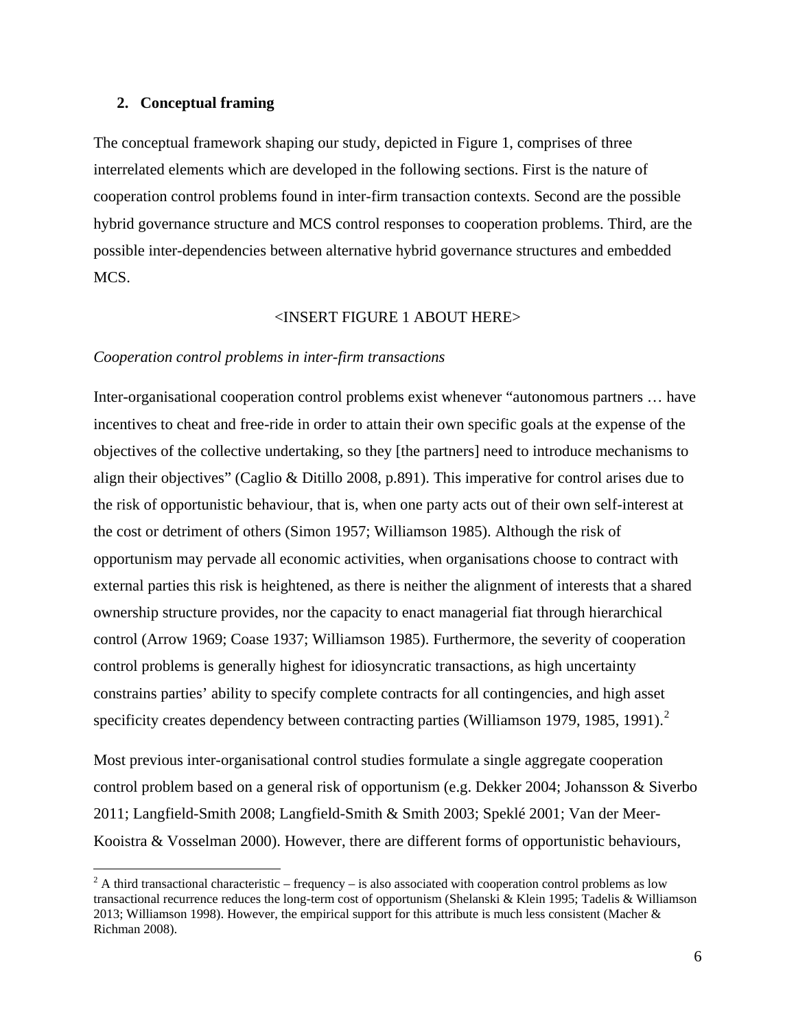## 2. Conceptual framing

The conceptual framework shaping our study, depicted in Figure 1, comprises of three interrelated elements which are developed in the following sections. First is the nature of cooperation control problems found in inter-firm transaction contexts. Second are the possible hybrid governance structure and MCS control responses to cooperation problems. Third, are the possible inter-dependencies between alternative hybrid governance structures and embedded MCS.

<INSERT FIGURE 1 ABOUT HERE>

*Cooperation control problems in inter-firm transactions*

Inter-organisational cooperation control problems exist whenever "autonomous partners … have incentives to cheat and free-ride in order to attain their own specific goals at the expense of the objectives of the collective undertaking, so they [the partners] need to introduce mechanisms to align their objectives" (Caglio & Ditillo 2008, p.891). This imperative for control arises due to the risk of opportunistic behaviour, that is, when one party acts out of their own self-interest at the cost or detriment of others (Simon 1957; Williamson 1985). Although the risk of opportunism may pervade all economic activities, when organisations choose to contract with external parties this risk is heightened, as there is neither the alignment of interests that a shared ownership structure provides, nor the capacity to enact managerial fiat through hierarchical control (Arrow 1969; Coase 1937; Williamson 1985). Furthermore, the severity of cooperation control problems is generally highest for idiosyncratic transactions, as high uncertainty constrains parties' ability to specify complete contracts for all contingencies, and high asset specificity creates dependency between contracting parties (Williamson 1979, 1985, 1991).[2]

Most previous inter-organisational control studies formulate a single aggregate cooperation control problem based on a general risk of opportunism (e.g. Dekker 2004; Johansson & Siverbo 2011; Langfield-Smith 2008; Langfield-Smith & Smith 2003; Speklé 2001; Van der Meer-Kooistra & Vosselman 2000). However, there are different forms of opportunistic behaviours,

[2] A third transactional characteristic – frequency – is also associated with cooperation control problems as low transactional recurrence reduces the long-term cost of opportunism (Shelanski & Klein 1995; Tadelis & Williamson 2013; Williamson 1998). However, the empirical support for this attribute is much less consistent (Macher & Richman 2008).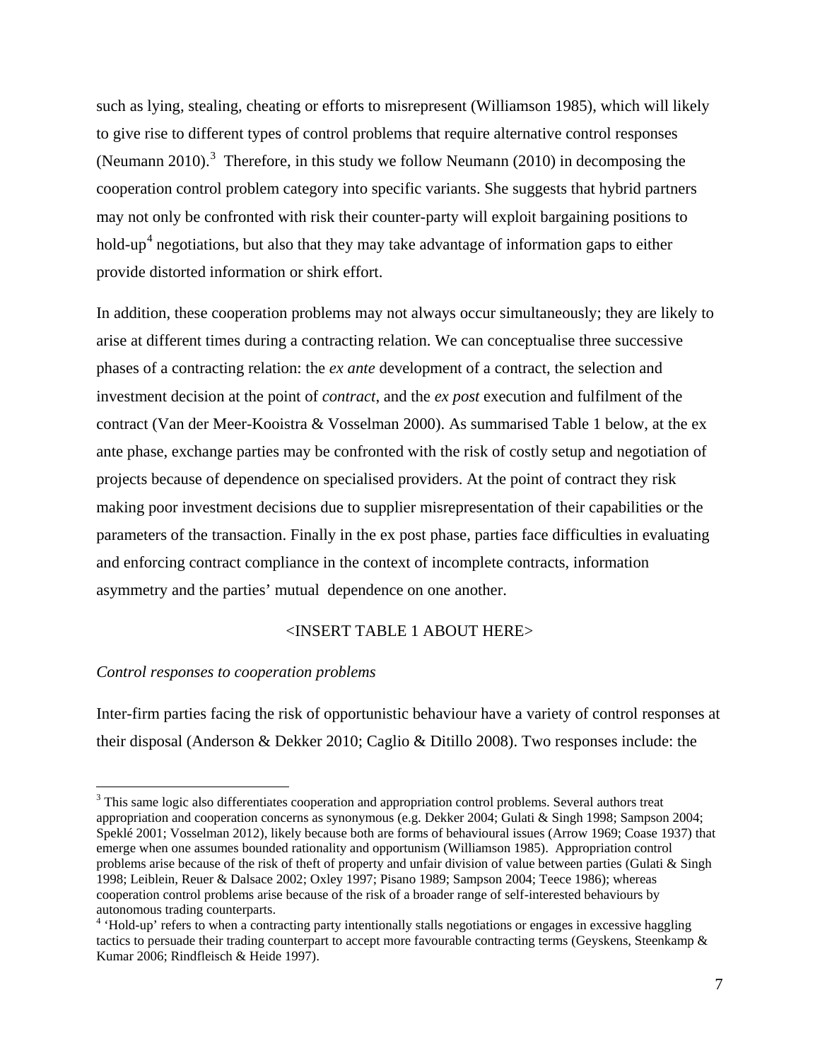such as lying, stealing, cheating or efforts to misrepresent (Williamson 1985), which will likely to give rise to different types of control problems that require alternative control responses (Neumann 2010).[3] Therefore, in this study we follow Neumann (2010) in decomposing the cooperation control problem category into specific variants. She suggests that hybrid partners may not only be confronted with risk their counter-party will exploit bargaining positions to hold-up[4] negotiations, but also that they may take advantage of information gaps to either provide distorted information or shirk effort.

In addition, these cooperation problems may not always occur simultaneously; they are likely to arise at different times during a contracting relation. We can conceptualise three successive phases of a contracting relation: the *ex ante* development of a contract, the selection and investment decision at the point of *contract*, and the *ex post* execution and fulfilment of the contract (Van der Meer-Kooistra & Vosselman 2000). As summarised Table 1 below, at the ex ante phase, exchange parties may be confronted with the risk of costly setup and negotiation of projects because of dependence on specialised providers. At the point of contract they risk making poor investment decisions due to supplier misrepresentation of their capabilities or the parameters of the transaction. Finally in the ex post phase, parties face difficulties in evaluating and enforcing contract compliance in the context of incomplete contracts, information asymmetry and the parties' mutual dependence on one another.

<INSERT TABLE 1 ABOUT HERE>

*Control responses to cooperation problems*

Inter-firm parties facing the risk of opportunistic behaviour have a variety of control responses at their disposal (Anderson & Dekker 2010; Caglio & Ditillo 2008). Two responses include: the

---

[3] This same logic also differentiates cooperation and appropriation control problems. Several authors treat appropriation and cooperation concerns as synonymous (e.g. Dekker 2004; Gulati & Singh 1998; Sampson 2004; Speklé 2001; Vosselman 2012), likely because both are forms of behavioural issues (Arrow 1969; Coase 1937) that emerge when one assumes bounded rationality and opportunism (Williamson 1985). Appropriation control problems arise because of the risk of theft of property and unfair division of value between parties (Gulati & Singh 1998; Leiblein, Reuer & Dalsace 2002; Oxley 1997; Pisano 1989; Sampson 2004; Teece 1986); whereas cooperation control problems arise because of the risk of a broader range of self-interested behaviours by autonomous trading counterparts.

[4] 'Hold-up' refers to when a contracting party intentionally stalls negotiations or engages in excessive haggling tactics to persuade their trading counterpart to accept more favourable contracting terms (Geyskens, Steenkamp & Kumar 2006; Rindfleisch & Heide 1997).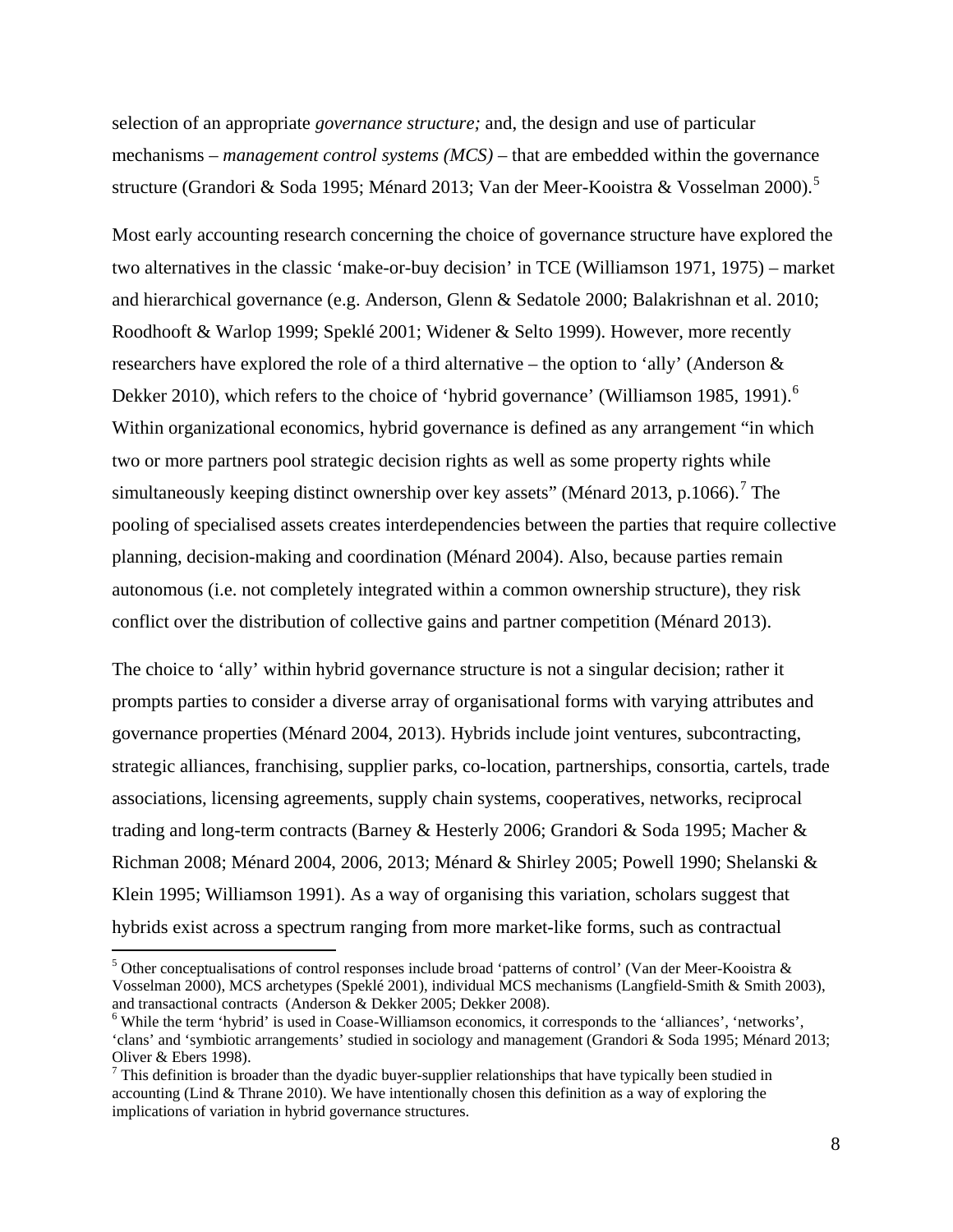selection of an appropriate *governance structure;* and, the design and use of particular mechanisms – *management control systems (MCS)* – that are embedded within the governance structure (Grandori & Soda 1995; Ménard 2013; Van der Meer-Kooistra & Vosselman 2000).[5]

Most early accounting research concerning the choice of governance structure have explored the two alternatives in the classic 'make-or-buy decision' in TCE (Williamson 1971, 1975) – market and hierarchical governance (e.g. Anderson, Glenn & Sedatole 2000; Balakrishnan et al. 2010; Roodhooft & Warlop 1999; Speklé 2001; Widener & Selto 1999). However, more recently researchers have explored the role of a third alternative – the option to 'ally' (Anderson & Dekker 2010), which refers to the choice of 'hybrid governance' (Williamson 1985, 1991).[6] Within organizational economics, hybrid governance is defined as any arrangement "in which two or more partners pool strategic decision rights as well as some property rights while simultaneously keeping distinct ownership over key assets" (Ménard 2013, p.1066).[7] The pooling of specialised assets creates interdependencies between the parties that require collective planning, decision-making and coordination (Ménard 2004). Also, because parties remain autonomous (i.e. not completely integrated within a common ownership structure), they risk conflict over the distribution of collective gains and partner competition (Ménard 2013).

The choice to 'ally' within hybrid governance structure is not a singular decision; rather it prompts parties to consider a diverse array of organisational forms with varying attributes and governance properties (Ménard 2004, 2013). Hybrids include joint ventures, subcontracting, strategic alliances, franchising, supplier parks, co-location, partnerships, consortia, cartels, trade associations, licensing agreements, supply chain systems, cooperatives, networks, reciprocal trading and long-term contracts (Barney & Hesterly 2006; Grandori & Soda 1995; Macher & Richman 2008; Ménard 2004, 2006, 2013; Ménard & Shirley 2005; Powell 1990; Shelanski & Klein 1995; Williamson 1991). As a way of organising this variation, scholars suggest that hybrids exist across a spectrum ranging from more market-like forms, such as contractual

---

[5] Other conceptualisations of control responses include broad 'patterns of control' (Van der Meer-Kooistra & Vosselman 2000), MCS archetypes (Speklé 2001), individual MCS mechanisms (Langfield-Smith & Smith 2003), and transactional contracts (Anderson & Dekker 2005; Dekker 2008).

[6] While the term 'hybrid' is used in Coase-Williamson economics, it corresponds to the 'alliances', 'networks', 'clans' and 'symbiotic arrangements' studied in sociology and management (Grandori & Soda 1995; Ménard 2013; Oliver & Ebers 1998).

[7] This definition is broader than the dyadic buyer-supplier relationships that have typically been studied in accounting (Lind & Thrane 2010). We have intentionally chosen this definition as a way of exploring the implications of variation in hybrid governance structures.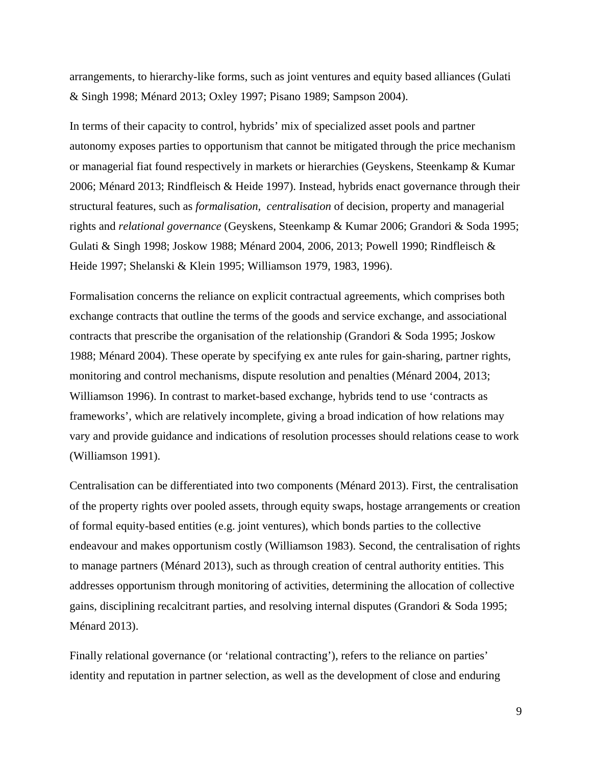arrangements, to hierarchy-like forms, such as joint ventures and equity based alliances (Gulati & Singh 1998; Ménard 2013; Oxley 1997; Pisano 1989; Sampson 2004).

In terms of their capacity to control, hybrids' mix of specialized asset pools and partner autonomy exposes parties to opportunism that cannot be mitigated through the price mechanism or managerial fiat found respectively in markets or hierarchies (Geyskens, Steenkamp & Kumar 2006; Ménard 2013; Rindfleisch & Heide 1997). Instead, hybrids enact governance through their structural features, such as *formalisation*, *centralisation* of decision, property and managerial rights and *relational governance* (Geyskens, Steenkamp & Kumar 2006; Grandori & Soda 1995; Gulati & Singh 1998; Joskow 1988; Ménard 2004, 2006, 2013; Powell 1990; Rindfleisch & Heide 1997; Shelanski & Klein 1995; Williamson 1979, 1983, 1996).

Formalisation concerns the reliance on explicit contractual agreements, which comprises both exchange contracts that outline the terms of the goods and service exchange, and associational contracts that prescribe the organisation of the relationship (Grandori & Soda 1995; Joskow 1988; Ménard 2004). These operate by specifying ex ante rules for gain-sharing, partner rights, monitoring and control mechanisms, dispute resolution and penalties (Ménard 2004, 2013; Williamson 1996). In contrast to market-based exchange, hybrids tend to use 'contracts as frameworks', which are relatively incomplete, giving a broad indication of how relations may vary and provide guidance and indications of resolution processes should relations cease to work (Williamson 1991).

Centralisation can be differentiated into two components (Ménard 2013). First, the centralisation of the property rights over pooled assets, through equity swaps, hostage arrangements or creation of formal equity-based entities (e.g. joint ventures), which bonds parties to the collective endeavour and makes opportunism costly (Williamson 1983). Second, the centralisation of rights to manage partners (Ménard 2013), such as through creation of central authority entities. This addresses opportunism through monitoring of activities, determining the allocation of collective gains, disciplining recalcitrant parties, and resolving internal disputes (Grandori & Soda 1995; Ménard 2013).

Finally relational governance (or 'relational contracting'), refers to the reliance on parties' identity and reputation in partner selection, as well as the development of close and enduring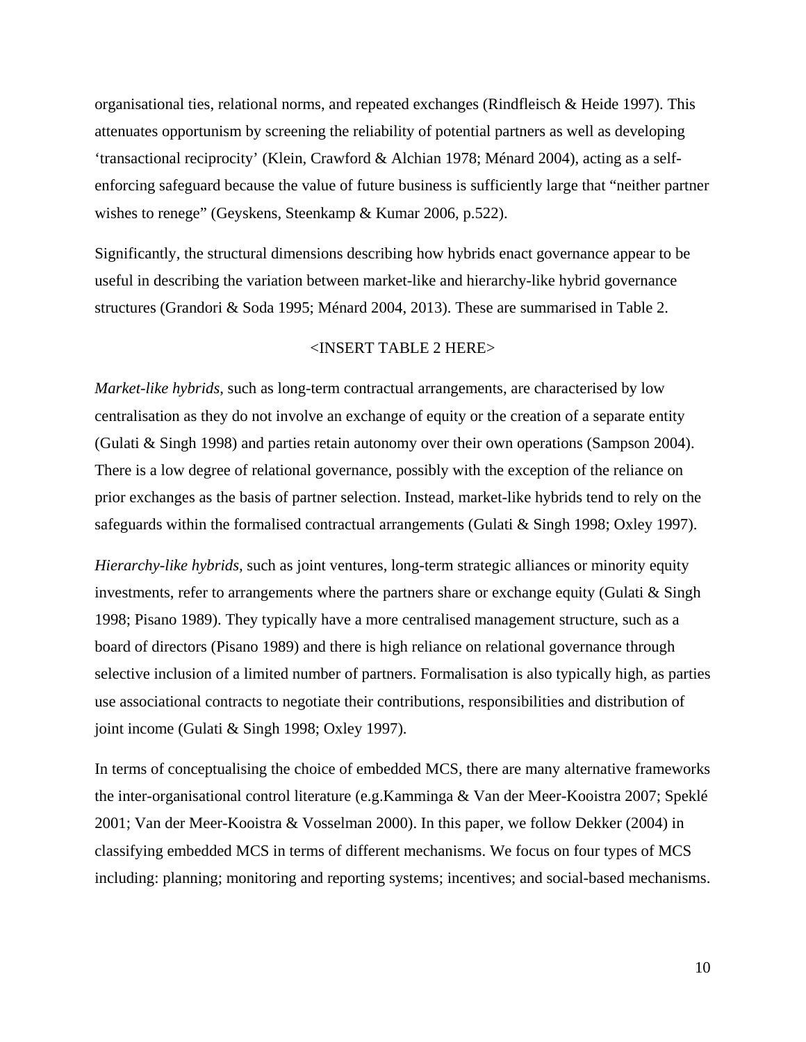organisational ties, relational norms, and repeated exchanges (Rindfleisch & Heide 1997). This attenuates opportunism by screening the reliability of potential partners as well as developing 'transactional reciprocity' (Klein, Crawford & Alchian 1978; Ménard 2004), acting as a self-enforcing safeguard because the value of future business is sufficiently large that "neither partner wishes to renege" (Geyskens, Steenkamp & Kumar 2006, p.522).

Significantly, the structural dimensions describing how hybrids enact governance appear to be useful in describing the variation between market-like and hierarchy-like hybrid governance structures (Grandori & Soda 1995; Ménard 2004, 2013). These are summarised in Table 2.

<INSERT TABLE 2 HERE>

*Market-like hybrids*, such as long-term contractual arrangements, are characterised by low centralisation as they do not involve an exchange of equity or the creation of a separate entity (Gulati & Singh 1998) and parties retain autonomy over their own operations (Sampson 2004). There is a low degree of relational governance, possibly with the exception of the reliance on prior exchanges as the basis of partner selection. Instead, market-like hybrids tend to rely on the safeguards within the formalised contractual arrangements (Gulati & Singh 1998; Oxley 1997).

*Hierarchy-like hybrids*, such as joint ventures, long-term strategic alliances or minority equity investments, refer to arrangements where the partners share or exchange equity (Gulati & Singh 1998; Pisano 1989). They typically have a more centralised management structure, such as a board of directors (Pisano 1989) and there is high reliance on relational governance through selective inclusion of a limited number of partners. Formalisation is also typically high, as parties use associational contracts to negotiate their contributions, responsibilities and distribution of joint income (Gulati & Singh 1998; Oxley 1997).

In terms of conceptualising the choice of embedded MCS, there are many alternative frameworks the inter-organisational control literature (e.g.Kamminga & Van der Meer-Kooistra 2007; Speklé 2001; Van der Meer-Kooistra & Vosselman 2000). In this paper, we follow Dekker (2004) in classifying embedded MCS in terms of different mechanisms. We focus on four types of MCS including: planning; monitoring and reporting systems; incentives; and social-based mechanisms.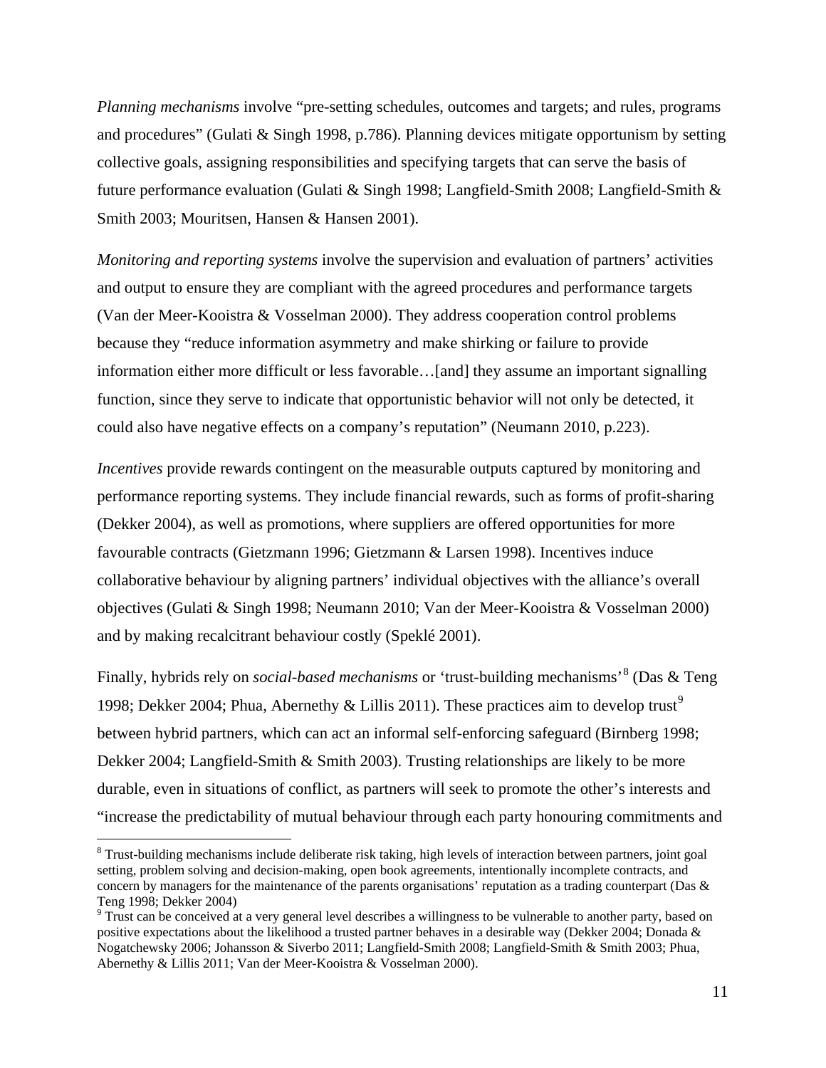*Planning mechanisms* involve "pre-setting schedules, outcomes and targets; and rules, programs and procedures" (Gulati & Singh 1998, p.786). Planning devices mitigate opportunism by setting collective goals, assigning responsibilities and specifying targets that can serve the basis of future performance evaluation (Gulati & Singh 1998; Langfield-Smith 2008; Langfield-Smith & Smith 2003; Mouritsen, Hansen & Hansen 2001).

*Monitoring and reporting systems* involve the supervision and evaluation of partners' activities and output to ensure they are compliant with the agreed procedures and performance targets (Van der Meer-Kooistra & Vosselman 2000). They address cooperation control problems because they "reduce information asymmetry and make shirking or failure to provide information either more difficult or less favorable…[and] they assume an important signalling function, since they serve to indicate that opportunistic behavior will not only be detected, it could also have negative effects on a company's reputation" (Neumann 2010, p.223).

*Incentives* provide rewards contingent on the measurable outputs captured by monitoring and performance reporting systems. They include financial rewards, such as forms of profit-sharing (Dekker 2004), as well as promotions, where suppliers are offered opportunities for more favourable contracts (Gietzmann 1996; Gietzmann & Larsen 1998). Incentives induce collaborative behaviour by aligning partners' individual objectives with the alliance's overall objectives (Gulati & Singh 1998; Neumann 2010; Van der Meer-Kooistra & Vosselman 2000) and by making recalcitrant behaviour costly (Speklé 2001).

Finally, hybrids rely on *social-based mechanisms* or 'trust-building mechanisms'[8] (Das & Teng 1998; Dekker 2004; Phua, Abernethy & Lillis 2011). These practices aim to develop trust[9] between hybrid partners, which can act an informal self-enforcing safeguard (Birnberg 1998; Dekker 2004; Langfield-Smith & Smith 2003). Trusting relationships are likely to be more durable, even in situations of conflict, as partners will seek to promote the other's interests and "increase the predictability of mutual behaviour through each party honouring commitments and

[8] Trust-building mechanisms include deliberate risk taking, high levels of interaction between partners, joint goal setting, problem solving and decision-making, open book agreements, intentionally incomplete contracts, and concern by managers for the maintenance of the parents organisations' reputation as a trading counterpart (Das & Teng 1998; Dekker 2004)

[9] Trust can be conceived at a very general level describes a willingness to be vulnerable to another party, based on positive expectations about the likelihood a trusted partner behaves in a desirable way (Dekker 2004; Donada & Nogatchewsky 2006; Johansson & Siverbo 2011; Langfield-Smith 2008; Langfield-Smith & Smith 2003; Phua, Abernethy & Lillis 2011; Van der Meer-Kooistra & Vosselman 2000).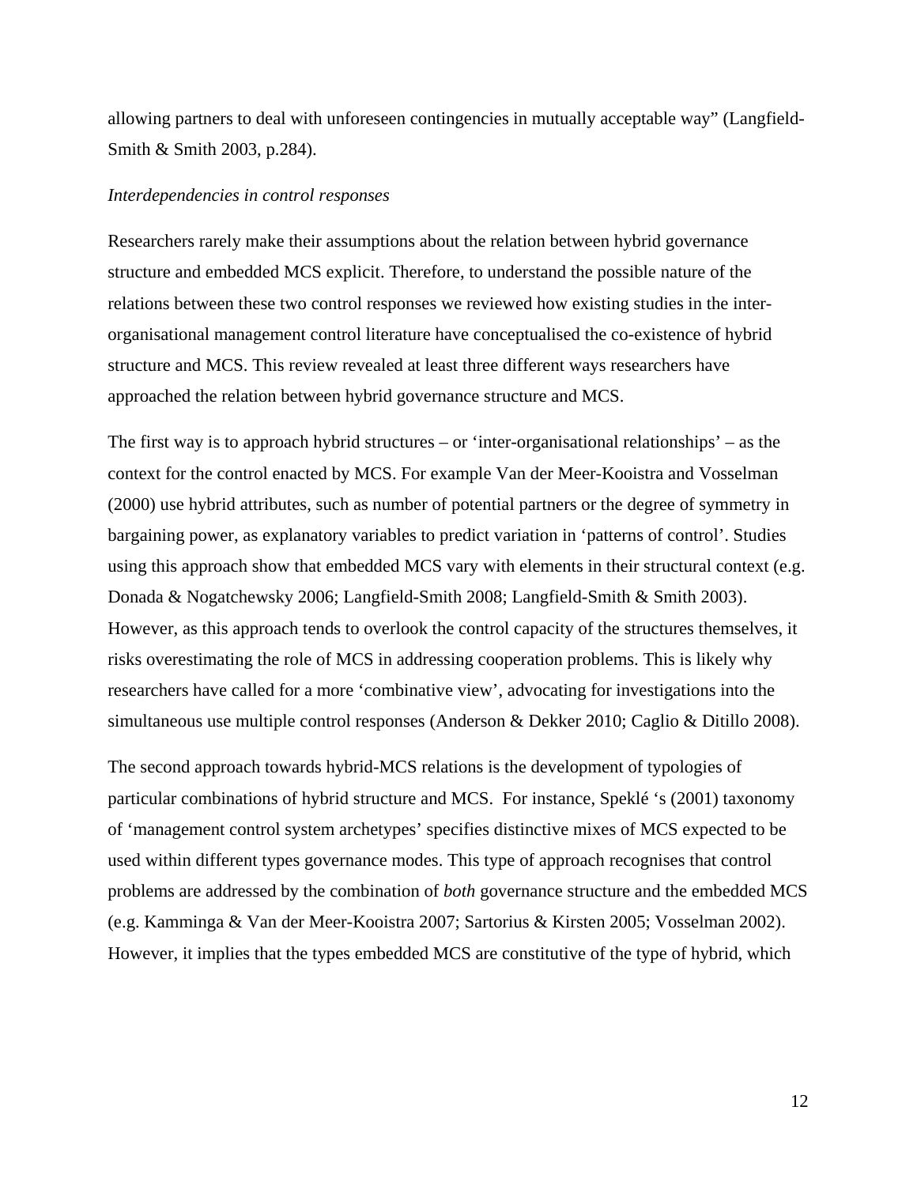allowing partners to deal with unforeseen contingencies in mutually acceptable way" (Langfield-Smith & Smith 2003, p.284).

*Interdependencies in control responses*

Researchers rarely make their assumptions about the relation between hybrid governance structure and embedded MCS explicit. Therefore, to understand the possible nature of the relations between these two control responses we reviewed how existing studies in the inter-organisational management control literature have conceptualised the co-existence of hybrid structure and MCS. This review revealed at least three different ways researchers have approached the relation between hybrid governance structure and MCS.

The first way is to approach hybrid structures – or 'inter-organisational relationships' – as the context for the control enacted by MCS. For example Van der Meer-Kooistra and Vosselman (2000) use hybrid attributes, such as number of potential partners or the degree of symmetry in bargaining power, as explanatory variables to predict variation in 'patterns of control'. Studies using this approach show that embedded MCS vary with elements in their structural context (e.g. Donada & Nogatchewsky 2006; Langfield-Smith 2008; Langfield-Smith & Smith 2003). However, as this approach tends to overlook the control capacity of the structures themselves, it risks overestimating the role of MCS in addressing cooperation problems. This is likely why researchers have called for a more 'combinative view', advocating for investigations into the simultaneous use multiple control responses (Anderson & Dekker 2010; Caglio & Ditillo 2008).

The second approach towards hybrid-MCS relations is the development of typologies of particular combinations of hybrid structure and MCS. For instance, Speklé 's (2001) taxonomy of 'management control system archetypes' specifies distinctive mixes of MCS expected to be used within different types governance modes. This type of approach recognises that control problems are addressed by the combination of *both* governance structure and the embedded MCS (e.g. Kamminga & Van der Meer-Kooistra 2007; Sartorius & Kirsten 2005; Vosselman 2002). However, it implies that the types embedded MCS are constitutive of the type of hybrid, which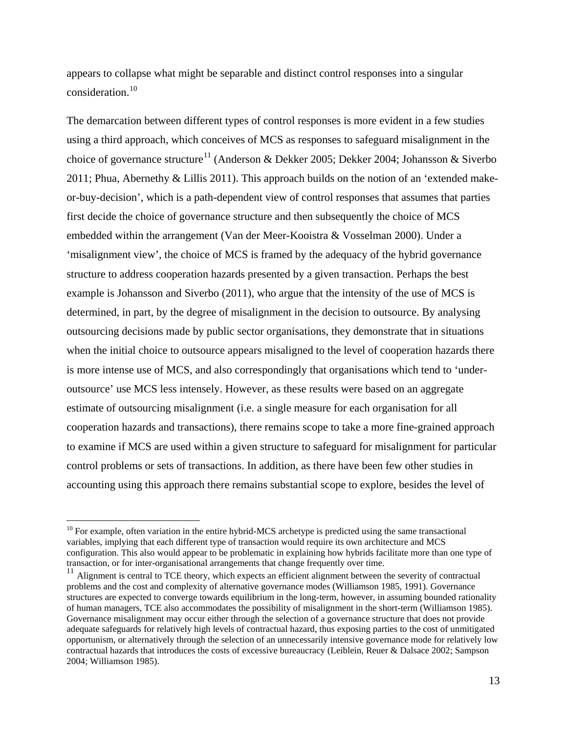appears to collapse what might be separable and distinct control responses into a singular consideration.[10]

The demarcation between different types of control responses is more evident in a few studies using a third approach, which conceives of MCS as responses to safeguard misalignment in the choice of governance structure[11] (Anderson & Dekker 2005; Dekker 2004; Johansson & Siverbo 2011; Phua, Abernethy & Lillis 2011). This approach builds on the notion of an 'extended make-or-buy-decision', which is a path-dependent view of control responses that assumes that parties first decide the choice of governance structure and then subsequently the choice of MCS embedded within the arrangement (Van der Meer-Kooistra & Vosselman 2000). Under a 'misalignment view', the choice of MCS is framed by the adequacy of the hybrid governance structure to address cooperation hazards presented by a given transaction. Perhaps the best example is Johansson and Siverbo (2011), who argue that the intensity of the use of MCS is determined, in part, by the degree of misalignment in the decision to outsource. By analysing outsourcing decisions made by public sector organisations, they demonstrate that in situations when the initial choice to outsource appears misaligned to the level of cooperation hazards there is more intense use of MCS, and also correspondingly that organisations which tend to 'under-outsource' use MCS less intensely. However, as these results were based on an aggregate estimate of outsourcing misalignment (i.e. a single measure for each organisation for all cooperation hazards and transactions), there remains scope to take a more fine-grained approach to examine if MCS are used within a given structure to safeguard for misalignment for particular control problems or sets of transactions. In addition, as there have been few other studies in accounting using this approach there remains substantial scope to explore, besides the level of

---

[10] For example, often variation in the entire hybrid-MCS archetype is predicted using the same transactional variables, implying that each different type of transaction would require its own architecture and MCS configuration. This also would appear to be problematic in explaining how hybrids facilitate more than one type of transaction, or for inter-organisational arrangements that change frequently over time.

[11] Alignment is central to TCE theory, which expects an efficient alignment between the severity of contractual problems and the cost and complexity of alternative governance modes (Williamson 1985, 1991). Governance structures are expected to converge towards equilibrium in the long-term, however, in assuming bounded rationality of human managers, TCE also accommodates the possibility of misalignment in the short-term (Williamson 1985). Governance misalignment may occur either through the selection of a governance structure that does not provide adequate safeguards for relatively high levels of contractual hazard, thus exposing parties to the cost of unmitigated opportunism, or alternatively through the selection of an unnecessarily intensive governance mode for relatively low contractual hazards that introduces the costs of excessive bureaucracy (Leiblein, Reuer & Dalsace 2002; Sampson 2004; Williamson 1985).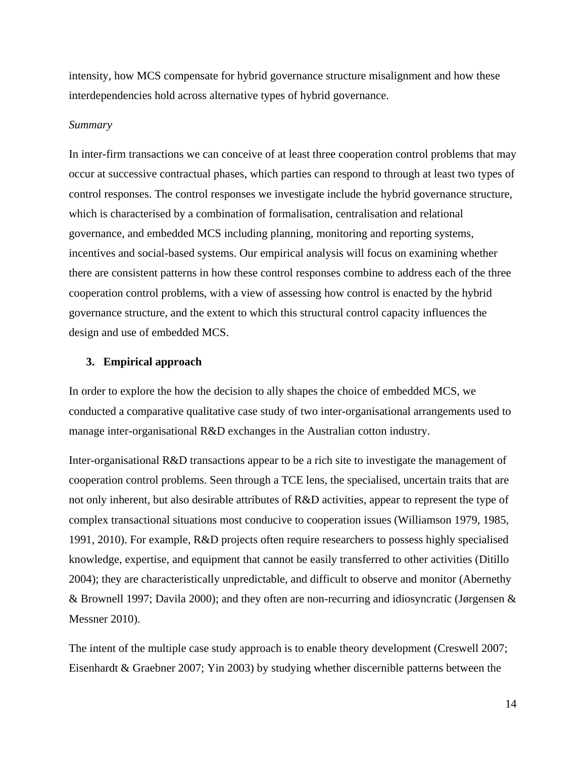intensity, how MCS compensate for hybrid governance structure misalignment and how these interdependencies hold across alternative types of hybrid governance.

*Summary*

In inter-firm transactions we can conceive of at least three cooperation control problems that may occur at successive contractual phases, which parties can respond to through at least two types of control responses. The control responses we investigate include the hybrid governance structure, which is characterised by a combination of formalisation, centralisation and relational governance, and embedded MCS including planning, monitoring and reporting systems, incentives and social-based systems. Our empirical analysis will focus on examining whether there are consistent patterns in how these control responses combine to address each of the three cooperation control problems, with a view of assessing how control is enacted by the hybrid governance structure, and the extent to which this structural control capacity influences the design and use of embedded MCS.

## 3. Empirical approach

In order to explore the how the decision to ally shapes the choice of embedded MCS, we conducted a comparative qualitative case study of two inter-organisational arrangements used to manage inter-organisational R&D exchanges in the Australian cotton industry.

Inter-organisational R&D transactions appear to be a rich site to investigate the management of cooperation control problems. Seen through a TCE lens, the specialised, uncertain traits that are not only inherent, but also desirable attributes of R&D activities, appear to represent the type of complex transactional situations most conducive to cooperation issues (Williamson 1979, 1985, 1991, 2010). For example, R&D projects often require researchers to possess highly specialised knowledge, expertise, and equipment that cannot be easily transferred to other activities (Ditillo 2004); they are characteristically unpredictable, and difficult to observe and monitor (Abernethy & Brownell 1997; Davila 2000); and they often are non-recurring and idiosyncratic (Jørgensen & Messner 2010).

The intent of the multiple case study approach is to enable theory development (Creswell 2007; Eisenhardt & Graebner 2007; Yin 2003) by studying whether discernible patterns between the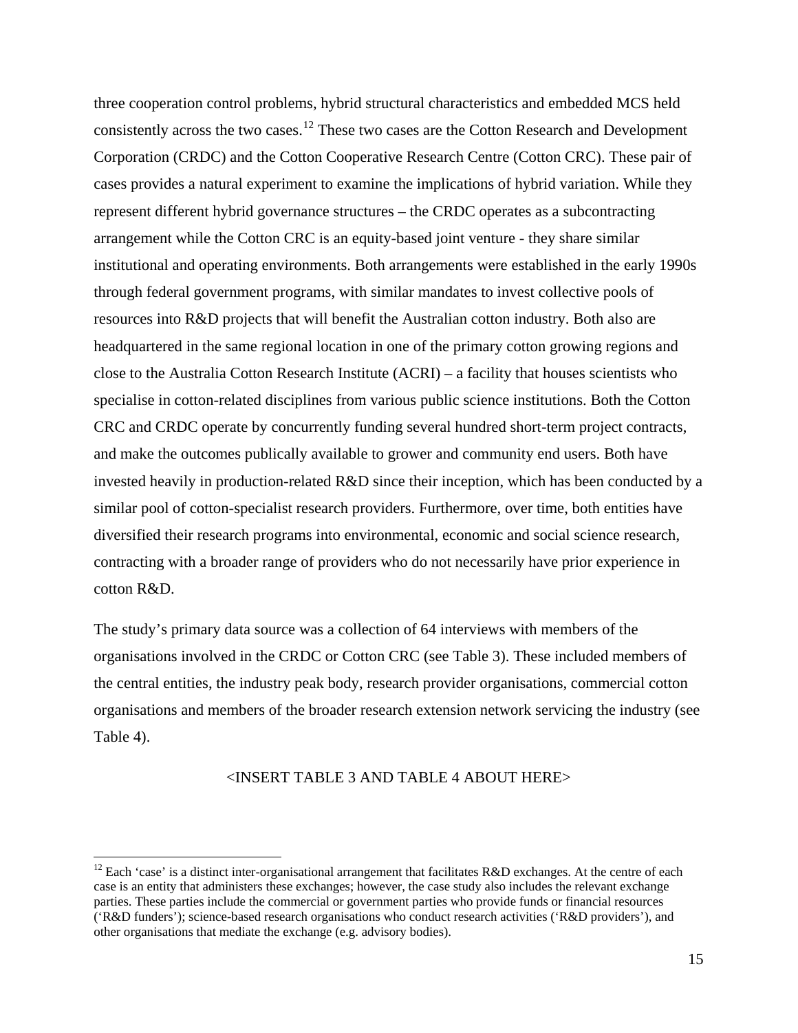three cooperation control problems, hybrid structural characteristics and embedded MCS held consistently across the two cases.[12] These two cases are the Cotton Research and Development Corporation (CRDC) and the Cotton Cooperative Research Centre (Cotton CRC). These pair of cases provides a natural experiment to examine the implications of hybrid variation. While they represent different hybrid governance structures – the CRDC operates as a subcontracting arrangement while the Cotton CRC is an equity-based joint venture - they share similar institutional and operating environments. Both arrangements were established in the early 1990s through federal government programs, with similar mandates to invest collective pools of resources into R&D projects that will benefit the Australian cotton industry. Both also are headquartered in the same regional location in one of the primary cotton growing regions and close to the Australia Cotton Research Institute (ACRI) – a facility that houses scientists who specialise in cotton-related disciplines from various public science institutions. Both the Cotton CRC and CRDC operate by concurrently funding several hundred short-term project contracts, and make the outcomes publically available to grower and community end users. Both have invested heavily in production-related R&D since their inception, which has been conducted by a similar pool of cotton-specialist research providers. Furthermore, over time, both entities have diversified their research programs into environmental, economic and social science research, contracting with a broader range of providers who do not necessarily have prior experience in cotton R&D.

The study's primary data source was a collection of 64 interviews with members of the organisations involved in the CRDC or Cotton CRC (see Table 3). These included members of the central entities, the industry peak body, research provider organisations, commercial cotton organisations and members of the broader research extension network servicing the industry (see Table 4).

<INSERT TABLE 3 AND TABLE 4 ABOUT HERE>

[12] Each 'case' is a distinct inter-organisational arrangement that facilitates R&D exchanges. At the centre of each case is an entity that administers these exchanges; however, the case study also includes the relevant exchange parties. These parties include the commercial or government parties who provide funds or financial resources ('R&D funders'); science-based research organisations who conduct research activities ('R&D providers'), and other organisations that mediate the exchange (e.g. advisory bodies).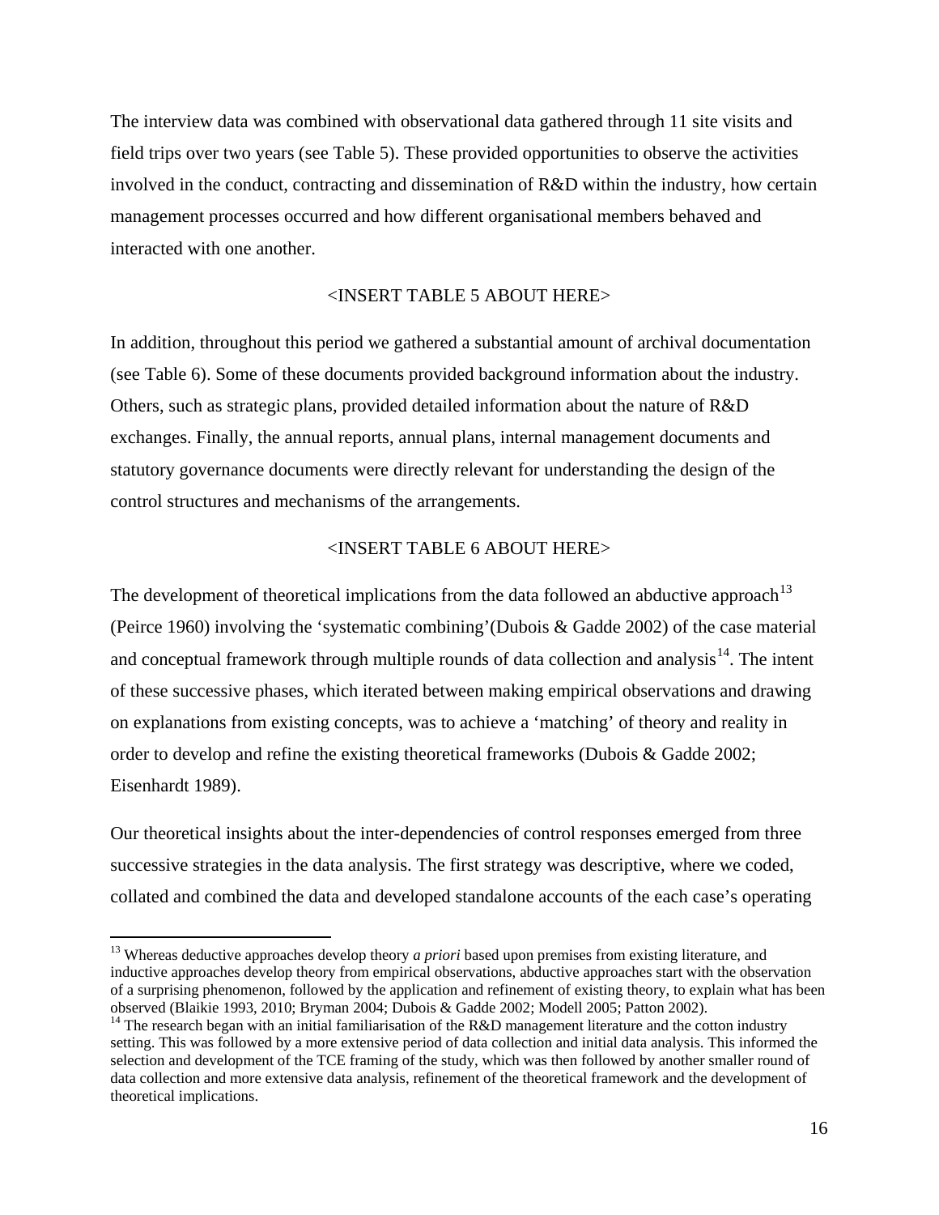The interview data was combined with observational data gathered through 11 site visits and field trips over two years (see Table 5). These provided opportunities to observe the activities involved in the conduct, contracting and dissemination of R&D within the industry, how certain management processes occurred and how different organisational members behaved and interacted with one another.

<INSERT TABLE 5 ABOUT HERE>

In addition, throughout this period we gathered a substantial amount of archival documentation (see Table 6). Some of these documents provided background information about the industry. Others, such as strategic plans, provided detailed information about the nature of R&D exchanges. Finally, the annual reports, annual plans, internal management documents and statutory governance documents were directly relevant for understanding the design of the control structures and mechanisms of the arrangements.

<INSERT TABLE 6 ABOUT HERE>

The development of theoretical implications from the data followed an abductive approach[13] (Peirce 1960) involving the 'systematic combining'(Dubois & Gadde 2002) of the case material and conceptual framework through multiple rounds of data collection and analysis[14]. The intent of these successive phases, which iterated between making empirical observations and drawing on explanations from existing concepts, was to achieve a 'matching' of theory and reality in order to develop and refine the existing theoretical frameworks (Dubois & Gadde 2002; Eisenhardt 1989).

Our theoretical insights about the inter-dependencies of control responses emerged from three successive strategies in the data analysis. The first strategy was descriptive, where we coded, collated and combined the data and developed standalone accounts of the each case's operating

---

[13] Whereas deductive approaches develop theory *a priori* based upon premises from existing literature, and inductive approaches develop theory from empirical observations, abductive approaches start with the observation of a surprising phenomenon, followed by the application and refinement of existing theory, to explain what has been observed (Blaikie 1993, 2010; Bryman 2004; Dubois & Gadde 2002; Modell 2005; Patton 2002).

[14] The research began with an initial familiarisation of the R&D management literature and the cotton industry setting. This was followed by a more extensive period of data collection and initial data analysis. This informed the selection and development of the TCE framing of the study, which was then followed by another smaller round of data collection and more extensive data analysis, refinement of the theoretical framework and the development of theoretical implications.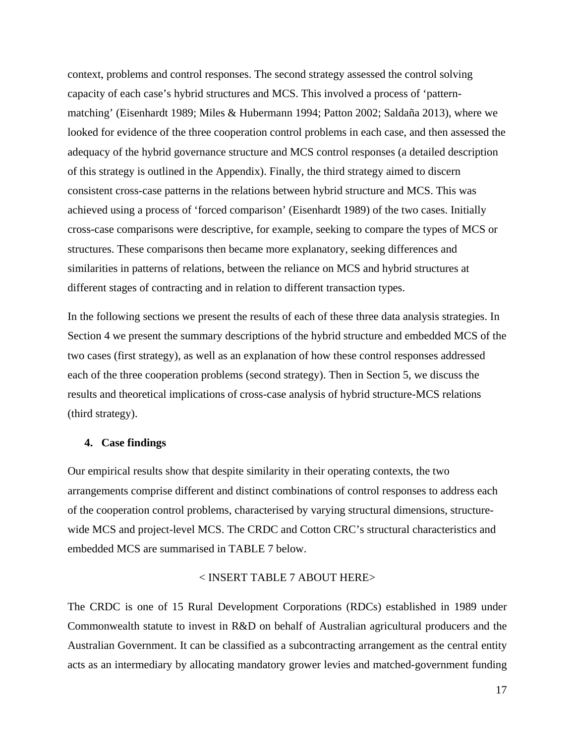context, problems and control responses. The second strategy assessed the control solving capacity of each case's hybrid structures and MCS. This involved a process of 'pattern-matching' (Eisenhardt 1989; Miles & Hubermann 1994; Patton 2002; Saldaña 2013), where we looked for evidence of the three cooperation control problems in each case, and then assessed the adequacy of the hybrid governance structure and MCS control responses (a detailed description of this strategy is outlined in the Appendix). Finally, the third strategy aimed to discern consistent cross-case patterns in the relations between hybrid structure and MCS. This was achieved using a process of 'forced comparison' (Eisenhardt 1989) of the two cases. Initially cross-case comparisons were descriptive, for example, seeking to compare the types of MCS or structures. These comparisons then became more explanatory, seeking differences and similarities in patterns of relations, between the reliance on MCS and hybrid structures at different stages of contracting and in relation to different transaction types.

In the following sections we present the results of each of these three data analysis strategies. In Section 4 we present the summary descriptions of the hybrid structure and embedded MCS of the two cases (first strategy), as well as an explanation of how these control responses addressed each of the three cooperation problems (second strategy). Then in Section 5, we discuss the results and theoretical implications of cross-case analysis of hybrid structure-MCS relations (third strategy).

## 4. Case findings

Our empirical results show that despite similarity in their operating contexts, the two arrangements comprise different and distinct combinations of control responses to address each of the cooperation control problems, characterised by varying structural dimensions, structure-wide MCS and project-level MCS. The CRDC and Cotton CRC's structural characteristics and embedded MCS are summarised in TABLE 7 below.

< INSERT TABLE 7 ABOUT HERE>

The CRDC is one of 15 Rural Development Corporations (RDCs) established in 1989 under Commonwealth statute to invest in R&D on behalf of Australian agricultural producers and the Australian Government. It can be classified as a subcontracting arrangement as the central entity acts as an intermediary by allocating mandatory grower levies and matched-government funding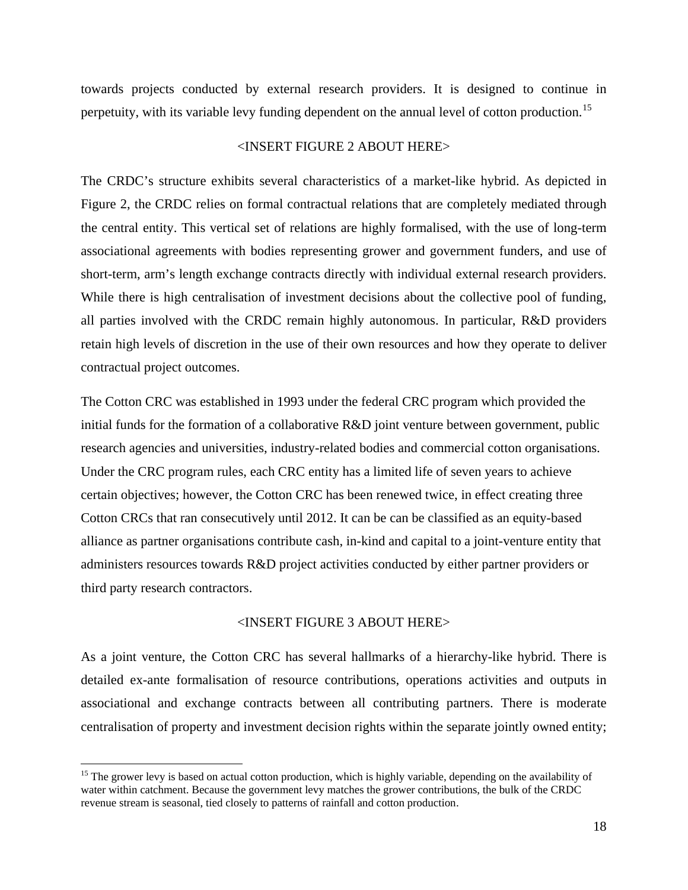towards projects conducted by external research providers. It is designed to continue in perpetuity, with its variable levy funding dependent on the annual level of cotton production.[15]

<INSERT FIGURE 2 ABOUT HERE>

The CRDC's structure exhibits several characteristics of a market-like hybrid. As depicted in Figure 2, the CRDC relies on formal contractual relations that are completely mediated through the central entity. This vertical set of relations are highly formalised, with the use of long-term associational agreements with bodies representing grower and government funders, and use of short-term, arm's length exchange contracts directly with individual external research providers. While there is high centralisation of investment decisions about the collective pool of funding, all parties involved with the CRDC remain highly autonomous. In particular, R&D providers retain high levels of discretion in the use of their own resources and how they operate to deliver contractual project outcomes.

The Cotton CRC was established in 1993 under the federal CRC program which provided the initial funds for the formation of a collaborative R&D joint venture between government, public research agencies and universities, industry-related bodies and commercial cotton organisations. Under the CRC program rules, each CRC entity has a limited life of seven years to achieve certain objectives; however, the Cotton CRC has been renewed twice, in effect creating three Cotton CRCs that ran consecutively until 2012. It can be can be classified as an equity-based alliance as partner organisations contribute cash, in-kind and capital to a joint-venture entity that administers resources towards R&D project activities conducted by either partner providers or third party research contractors.

<INSERT FIGURE 3 ABOUT HERE>

As a joint venture, the Cotton CRC has several hallmarks of a hierarchy-like hybrid. There is detailed ex-ante formalisation of resource contributions, operations activities and outputs in associational and exchange contracts between all contributing partners. There is moderate centralisation of property and investment decision rights within the separate jointly owned entity;

---

[15] The grower levy is based on actual cotton production, which is highly variable, depending on the availability of water within catchment. Because the government levy matches the grower contributions, the bulk of the CRDC revenue stream is seasonal, tied closely to patterns of rainfall and cotton production.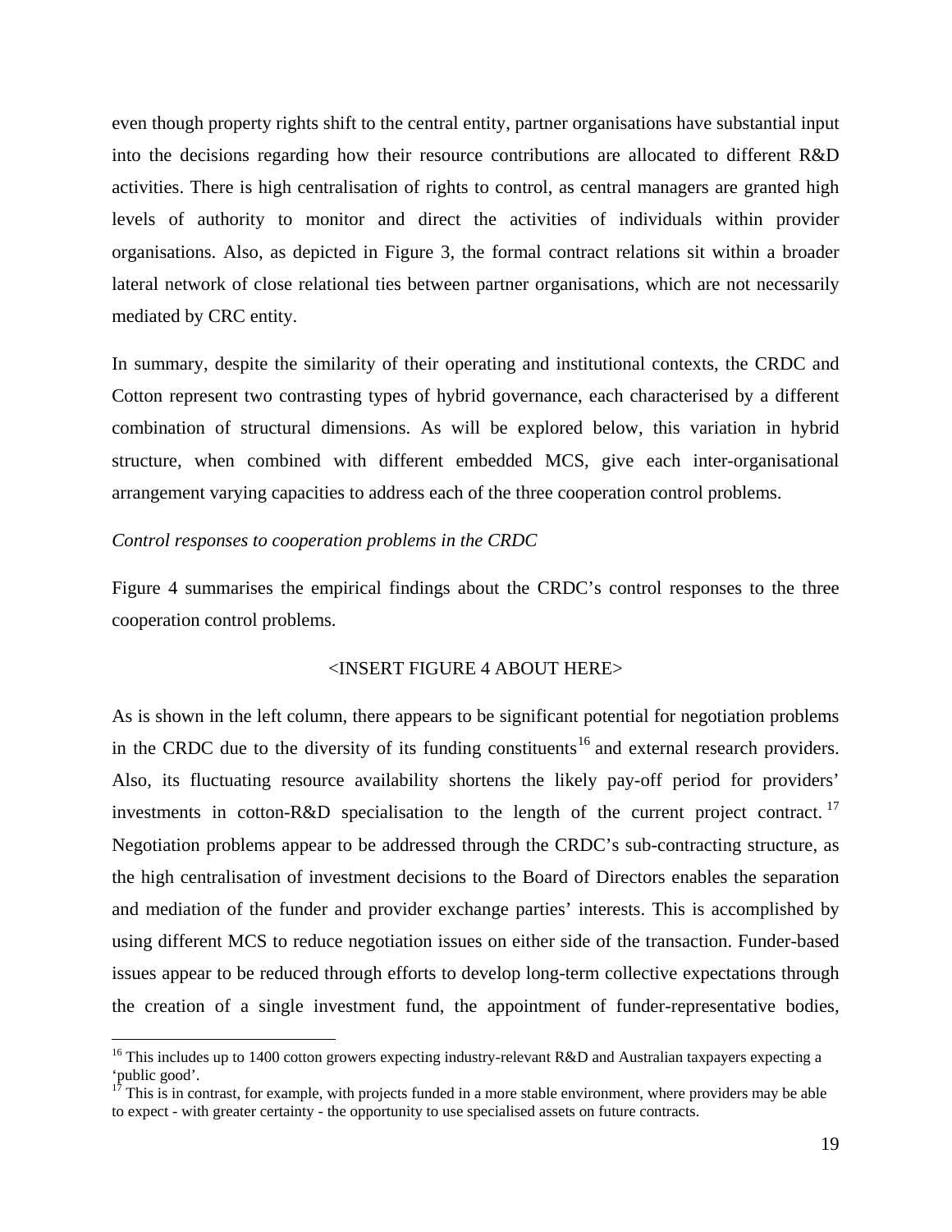even though property rights shift to the central entity, partner organisations have substantial input into the decisions regarding how their resource contributions are allocated to different R&D activities. There is high centralisation of rights to control, as central managers are granted high levels of authority to monitor and direct the activities of individuals within provider organisations. Also, as depicted in Figure 3, the formal contract relations sit within a broader lateral network of close relational ties between partner organisations, which are not necessarily mediated by CRC entity.

In summary, despite the similarity of their operating and institutional contexts, the CRDC and Cotton represent two contrasting types of hybrid governance, each characterised by a different combination of structural dimensions. As will be explored below, this variation in hybrid structure, when combined with different embedded MCS, give each inter-organisational arrangement varying capacities to address each of the three cooperation control problems.

*Control responses to cooperation problems in the CRDC*

Figure 4 summarises the empirical findings about the CRDC's control responses to the three cooperation control problems.

<INSERT FIGURE 4 ABOUT HERE>

As is shown in the left column, there appears to be significant potential for negotiation problems in the CRDC due to the diversity of its funding constituents[16] and external research providers. Also, its fluctuating resource availability shortens the likely pay-off period for providers' investments in cotton-R&D specialisation to the length of the current project contract.[17] Negotiation problems appear to be addressed through the CRDC's sub-contracting structure, as the high centralisation of investment decisions to the Board of Directors enables the separation and mediation of the funder and provider exchange parties' interests. This is accomplished by using different MCS to reduce negotiation issues on either side of the transaction. Funder-based issues appear to be reduced through efforts to develop long-term collective expectations through the creation of a single investment fund, the appointment of funder-representative bodies,

[16] This includes up to 1400 cotton growers expecting industry-relevant R&D and Australian taxpayers expecting a 'public good'.

[17] This is in contrast, for example, with projects funded in a more stable environment, where providers may be able to expect - with greater certainty - the opportunity to use specialised assets on future contracts.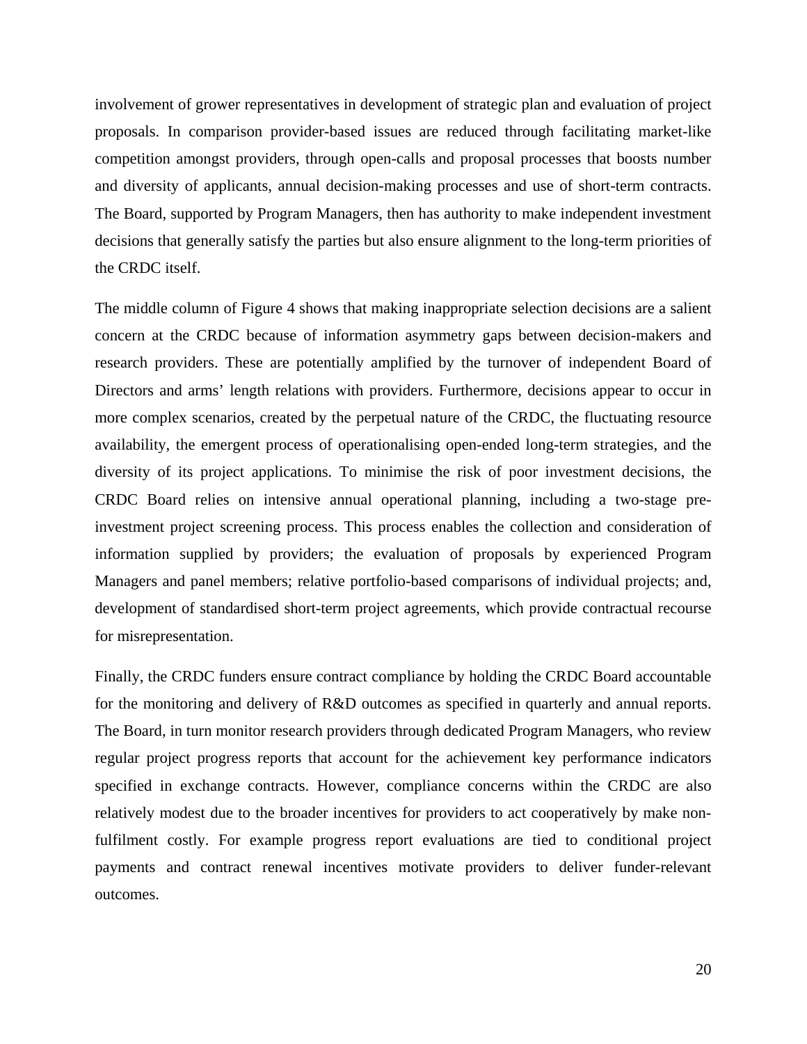involvement of grower representatives in development of strategic plan and evaluation of project proposals. In comparison provider-based issues are reduced through facilitating market-like competition amongst providers, through open-calls and proposal processes that boosts number and diversity of applicants, annual decision-making processes and use of short-term contracts. The Board, supported by Program Managers, then has authority to make independent investment decisions that generally satisfy the parties but also ensure alignment to the long-term priorities of the CRDC itself.

The middle column of Figure 4 shows that making inappropriate selection decisions are a salient concern at the CRDC because of information asymmetry gaps between decision-makers and research providers. These are potentially amplified by the turnover of independent Board of Directors and arms' length relations with providers. Furthermore, decisions appear to occur in more complex scenarios, created by the perpetual nature of the CRDC, the fluctuating resource availability, the emergent process of operationalising open-ended long-term strategies, and the diversity of its project applications. To minimise the risk of poor investment decisions, the CRDC Board relies on intensive annual operational planning, including a two-stage pre-investment project screening process. This process enables the collection and consideration of information supplied by providers; the evaluation of proposals by experienced Program Managers and panel members; relative portfolio-based comparisons of individual projects; and, development of standardised short-term project agreements, which provide contractual recourse for misrepresentation.

Finally, the CRDC funders ensure contract compliance by holding the CRDC Board accountable for the monitoring and delivery of R&D outcomes as specified in quarterly and annual reports. The Board, in turn monitor research providers through dedicated Program Managers, who review regular project progress reports that account for the achievement key performance indicators specified in exchange contracts. However, compliance concerns within the CRDC are also relatively modest due to the broader incentives for providers to act cooperatively by make non-fulfilment costly. For example progress report evaluations are tied to conditional project payments and contract renewal incentives motivate providers to deliver funder-relevant outcomes.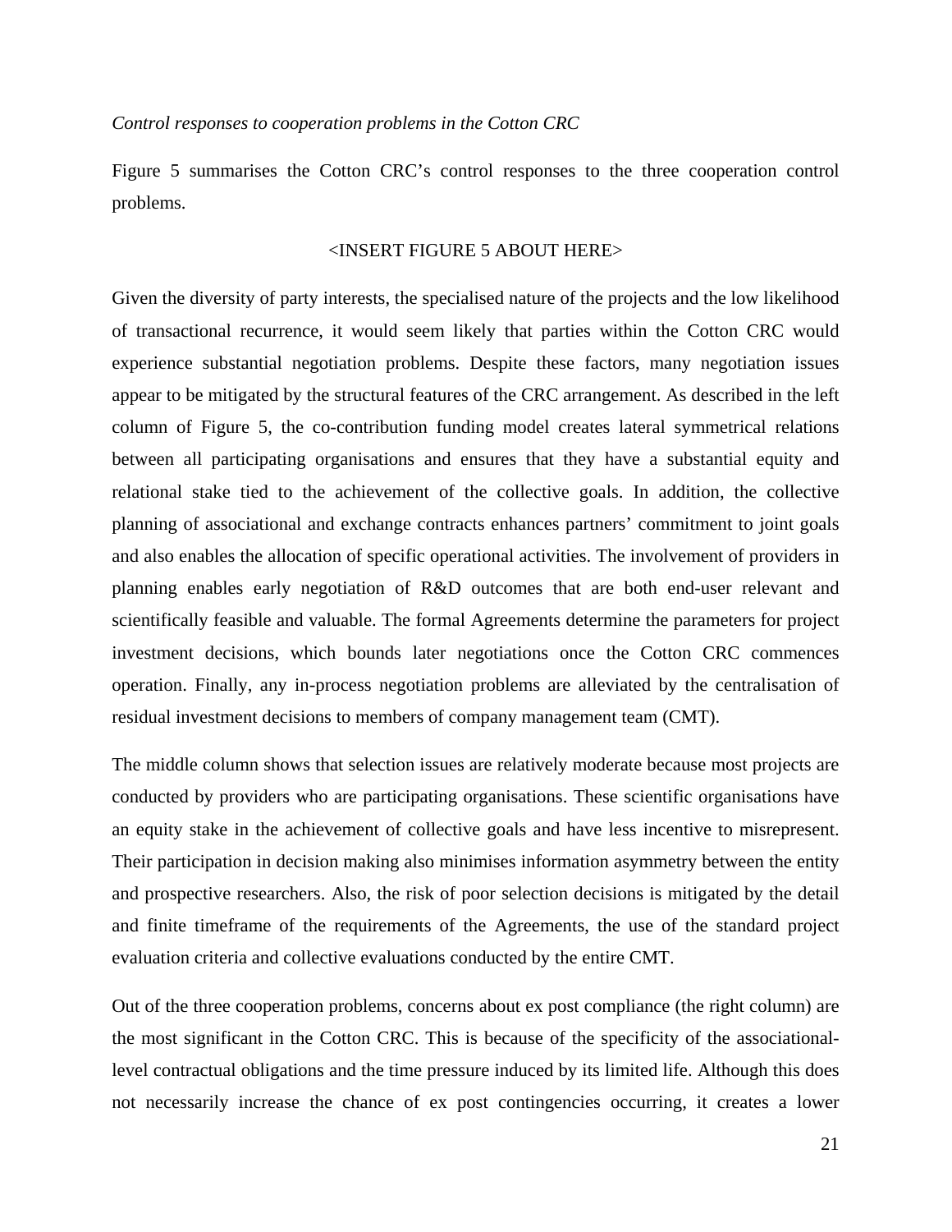*Control responses to cooperation problems in the Cotton CRC*

Figure 5 summarises the Cotton CRC's control responses to the three cooperation control problems.

<INSERT FIGURE 5 ABOUT HERE>

Given the diversity of party interests, the specialised nature of the projects and the low likelihood of transactional recurrence, it would seem likely that parties within the Cotton CRC would experience substantial negotiation problems. Despite these factors, many negotiation issues appear to be mitigated by the structural features of the CRC arrangement. As described in the left column of Figure 5, the co-contribution funding model creates lateral symmetrical relations between all participating organisations and ensures that they have a substantial equity and relational stake tied to the achievement of the collective goals. In addition, the collective planning of associational and exchange contracts enhances partners' commitment to joint goals and also enables the allocation of specific operational activities. The involvement of providers in planning enables early negotiation of R&D outcomes that are both end-user relevant and scientifically feasible and valuable. The formal Agreements determine the parameters for project investment decisions, which bounds later negotiations once the Cotton CRC commences operation. Finally, any in-process negotiation problems are alleviated by the centralisation of residual investment decisions to members of company management team (CMT).

The middle column shows that selection issues are relatively moderate because most projects are conducted by providers who are participating organisations. These scientific organisations have an equity stake in the achievement of collective goals and have less incentive to misrepresent. Their participation in decision making also minimises information asymmetry between the entity and prospective researchers. Also, the risk of poor selection decisions is mitigated by the detail and finite timeframe of the requirements of the Agreements, the use of the standard project evaluation criteria and collective evaluations conducted by the entire CMT.

Out of the three cooperation problems, concerns about ex post compliance (the right column) are the most significant in the Cotton CRC. This is because of the specificity of the associational-level contractual obligations and the time pressure induced by its limited life. Although this does not necessarily increase the chance of ex post contingencies occurring, it creates a lower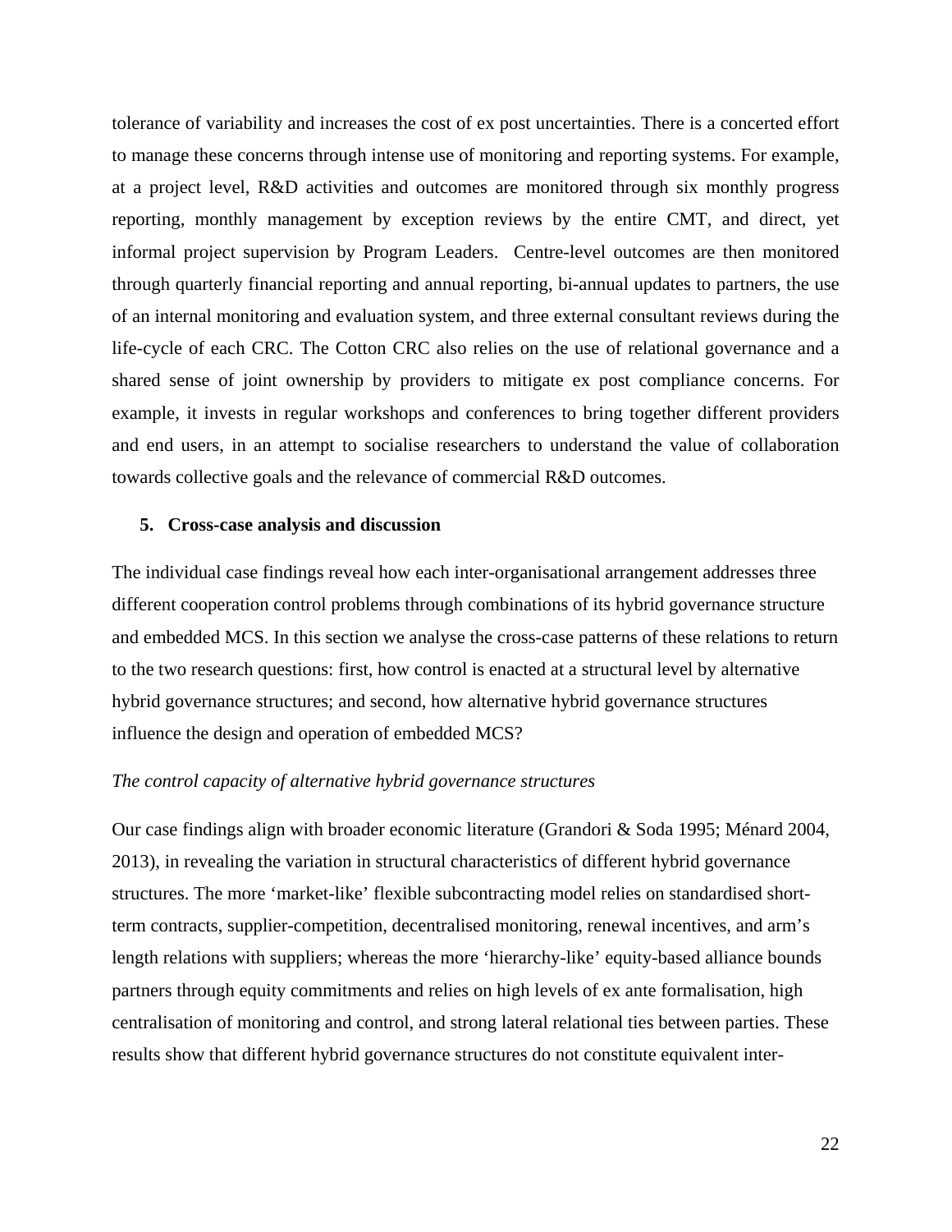tolerance of variability and increases the cost of ex post uncertainties. There is a concerted effort to manage these concerns through intense use of monitoring and reporting systems. For example, at a project level, R&D activities and outcomes are monitored through six monthly progress reporting, monthly management by exception reviews by the entire CMT, and direct, yet informal project supervision by Program Leaders.  Centre-level outcomes are then monitored through quarterly financial reporting and annual reporting, bi-annual updates to partners, the use of an internal monitoring and evaluation system, and three external consultant reviews during the life-cycle of each CRC. The Cotton CRC also relies on the use of relational governance and a shared sense of joint ownership by providers to mitigate ex post compliance concerns. For example, it invests in regular workshops and conferences to bring together different providers and end users, in an attempt to socialise researchers to understand the value of collaboration towards collective goals and the relevance of commercial R&D outcomes.

## 5. Cross-case analysis and discussion

The individual case findings reveal how each inter-organisational arrangement addresses three different cooperation control problems through combinations of its hybrid governance structure and embedded MCS. In this section we analyse the cross-case patterns of these relations to return to the two research questions: first, how control is enacted at a structural level by alternative hybrid governance structures; and second, how alternative hybrid governance structures influence the design and operation of embedded MCS?

*The control capacity of alternative hybrid governance structures*

Our case findings align with broader economic literature (Grandori & Soda 1995; Ménard 2004, 2013), in revealing the variation in structural characteristics of different hybrid governance structures. The more 'market-like' flexible subcontracting model relies on standardised short-term contracts, supplier-competition, decentralised monitoring, renewal incentives, and arm's length relations with suppliers; whereas the more 'hierarchy-like' equity-based alliance bounds partners through equity commitments and relies on high levels of ex ante formalisation, high centralisation of monitoring and control, and strong lateral relational ties between parties. These results show that different hybrid governance structures do not constitute equivalent inter-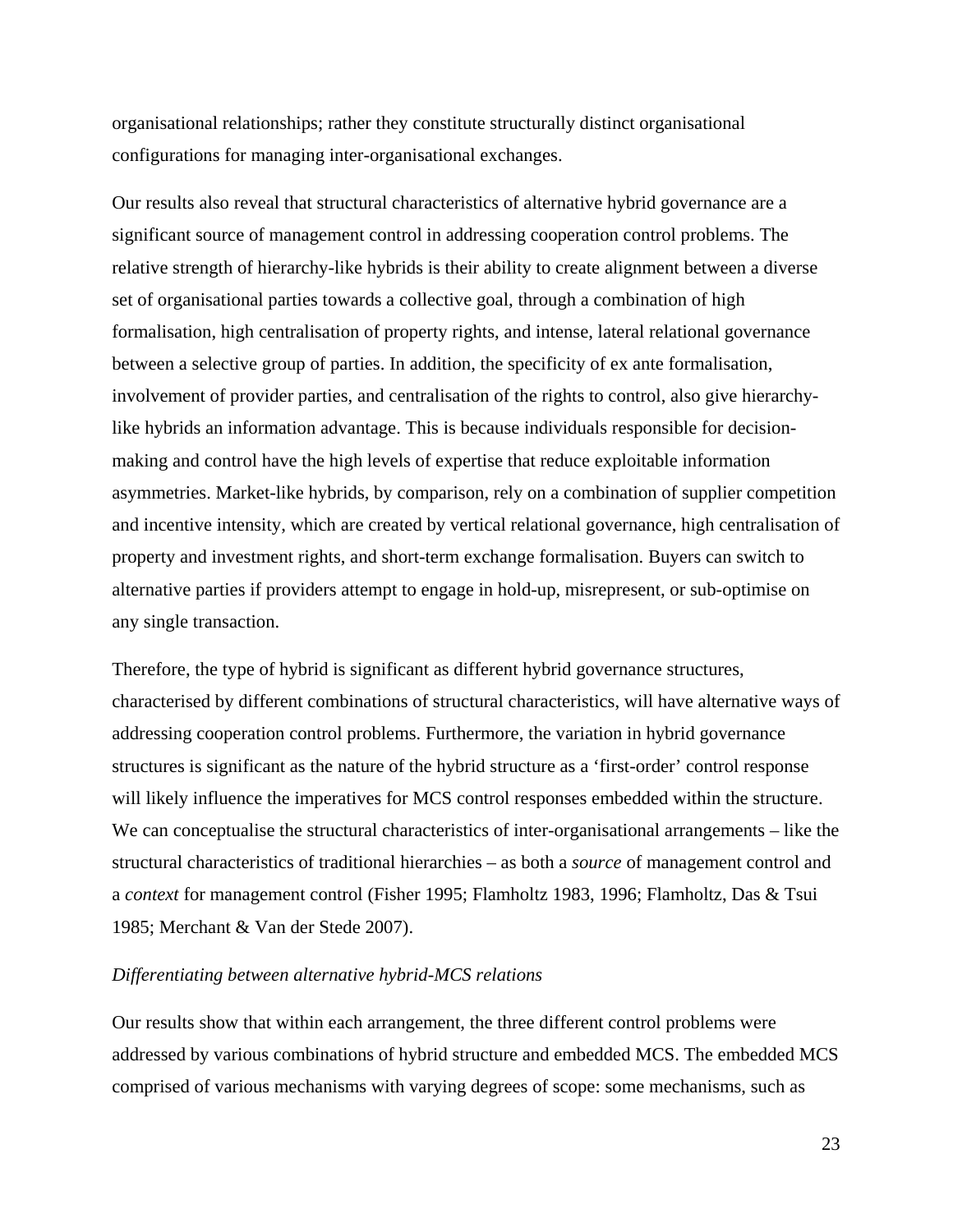organisational relationships; rather they constitute structurally distinct organisational configurations for managing inter-organisational exchanges.

Our results also reveal that structural characteristics of alternative hybrid governance are a significant source of management control in addressing cooperation control problems. The relative strength of hierarchy-like hybrids is their ability to create alignment between a diverse set of organisational parties towards a collective goal, through a combination of high formalisation, high centralisation of property rights, and intense, lateral relational governance between a selective group of parties. In addition, the specificity of ex ante formalisation, involvement of provider parties, and centralisation of the rights to control, also give hierarchy-like hybrids an information advantage. This is because individuals responsible for decision-making and control have the high levels of expertise that reduce exploitable information asymmetries. Market-like hybrids, by comparison, rely on a combination of supplier competition and incentive intensity, which are created by vertical relational governance, high centralisation of property and investment rights, and short-term exchange formalisation. Buyers can switch to alternative parties if providers attempt to engage in hold-up, misrepresent, or sub-optimise on any single transaction.

Therefore, the type of hybrid is significant as different hybrid governance structures, characterised by different combinations of structural characteristics, will have alternative ways of addressing cooperation control problems. Furthermore, the variation in hybrid governance structures is significant as the nature of the hybrid structure as a 'first-order' control response will likely influence the imperatives for MCS control responses embedded within the structure. We can conceptualise the structural characteristics of inter-organisational arrangements – like the structural characteristics of traditional hierarchies – as both a *source* of management control and a *context* for management control (Fisher 1995; Flamholtz 1983, 1996; Flamholtz, Das & Tsui 1985; Merchant & Van der Stede 2007).

*Differentiating between alternative hybrid-MCS relations*

Our results show that within each arrangement, the three different control problems were addressed by various combinations of hybrid structure and embedded MCS. The embedded MCS comprised of various mechanisms with varying degrees of scope: some mechanisms, such as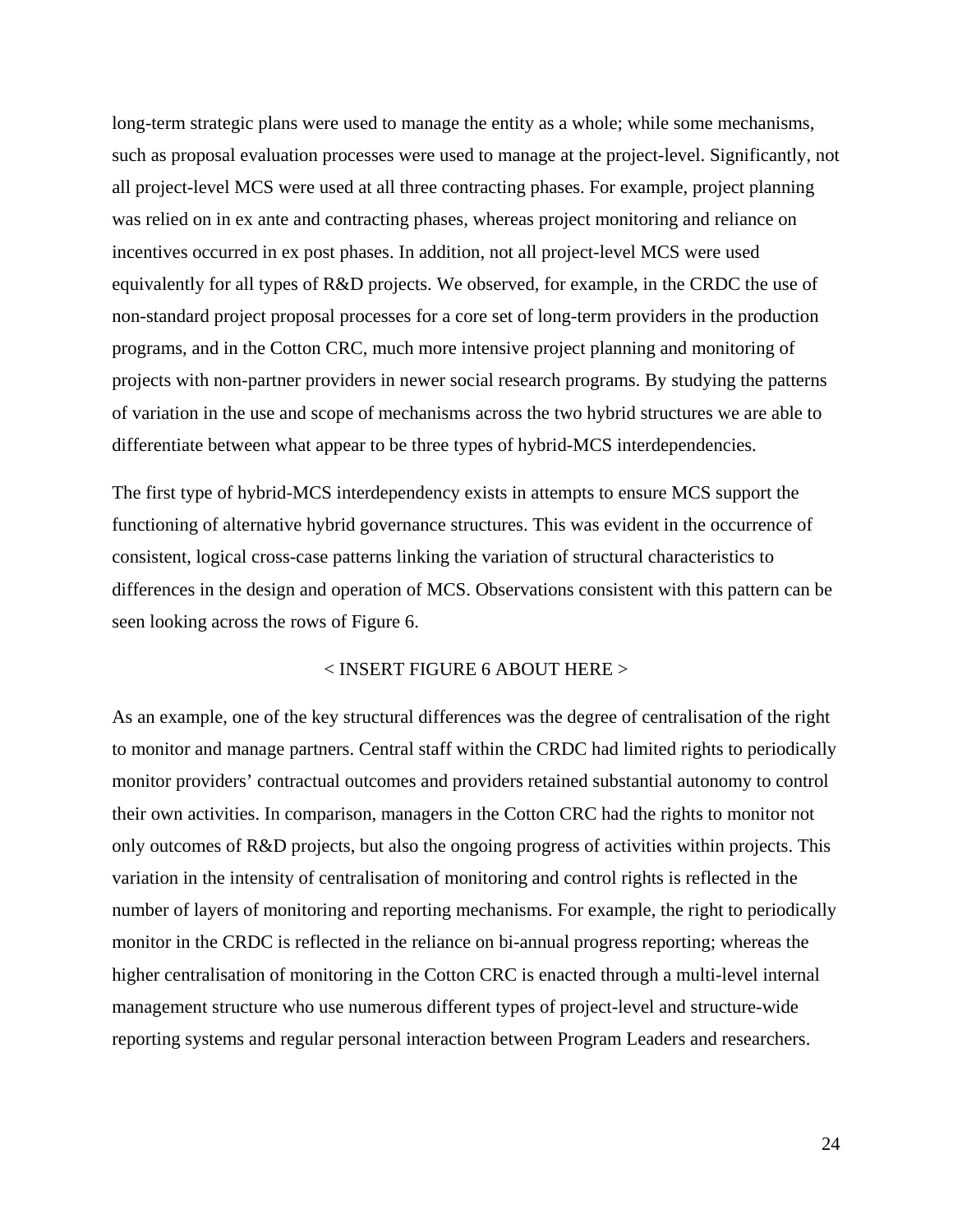long-term strategic plans were used to manage the entity as a whole; while some mechanisms, such as proposal evaluation processes were used to manage at the project-level. Significantly, not all project-level MCS were used at all three contracting phases. For example, project planning was relied on in ex ante and contracting phases, whereas project monitoring and reliance on incentives occurred in ex post phases. In addition, not all project-level MCS were used equivalently for all types of R&D projects. We observed, for example, in the CRDC the use of non-standard project proposal processes for a core set of long-term providers in the production programs, and in the Cotton CRC, much more intensive project planning and monitoring of projects with non-partner providers in newer social research programs. By studying the patterns of variation in the use and scope of mechanisms across the two hybrid structures we are able to differentiate between what appear to be three types of hybrid-MCS interdependencies.

The first type of hybrid-MCS interdependency exists in attempts to ensure MCS support the functioning of alternative hybrid governance structures. This was evident in the occurrence of consistent, logical cross-case patterns linking the variation of structural characteristics to differences in the design and operation of MCS. Observations consistent with this pattern can be seen looking across the rows of Figure 6.

< INSERT FIGURE 6 ABOUT HERE >

As an example, one of the key structural differences was the degree of centralisation of the right to monitor and manage partners. Central staff within the CRDC had limited rights to periodically monitor providers' contractual outcomes and providers retained substantial autonomy to control their own activities. In comparison, managers in the Cotton CRC had the rights to monitor not only outcomes of R&D projects, but also the ongoing progress of activities within projects. This variation in the intensity of centralisation of monitoring and control rights is reflected in the number of layers of monitoring and reporting mechanisms. For example, the right to periodically monitor in the CRDC is reflected in the reliance on bi-annual progress reporting; whereas the higher centralisation of monitoring in the Cotton CRC is enacted through a multi-level internal management structure who use numerous different types of project-level and structure-wide reporting systems and regular personal interaction between Program Leaders and researchers.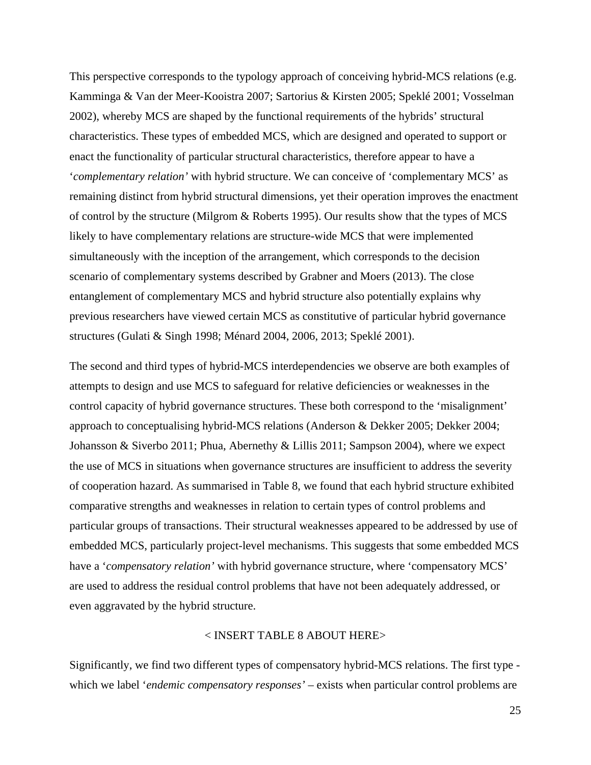This perspective corresponds to the typology approach of conceiving hybrid-MCS relations (e.g. Kamminga & Van der Meer-Kooistra 2007; Sartorius & Kirsten 2005; Speklé 2001; Vosselman 2002), whereby MCS are shaped by the functional requirements of the hybrids' structural characteristics. These types of embedded MCS, which are designed and operated to support or enact the functionality of particular structural characteristics, therefore appear to have a '*complementary relation'* with hybrid structure. We can conceive of 'complementary MCS' as remaining distinct from hybrid structural dimensions, yet their operation improves the enactment of control by the structure (Milgrom & Roberts 1995). Our results show that the types of MCS likely to have complementary relations are structure-wide MCS that were implemented simultaneously with the inception of the arrangement, which corresponds to the decision scenario of complementary systems described by Grabner and Moers (2013). The close entanglement of complementary MCS and hybrid structure also potentially explains why previous researchers have viewed certain MCS as constitutive of particular hybrid governance structures (Gulati & Singh 1998; Ménard 2004, 2006, 2013; Speklé 2001).

The second and third types of hybrid-MCS interdependencies we observe are both examples of attempts to design and use MCS to safeguard for relative deficiencies or weaknesses in the control capacity of hybrid governance structures. These both correspond to the 'misalignment' approach to conceptualising hybrid-MCS relations (Anderson & Dekker 2005; Dekker 2004; Johansson & Siverbo 2011; Phua, Abernethy & Lillis 2011; Sampson 2004), where we expect the use of MCS in situations when governance structures are insufficient to address the severity of cooperation hazard. As summarised in Table 8, we found that each hybrid structure exhibited comparative strengths and weaknesses in relation to certain types of control problems and particular groups of transactions. Their structural weaknesses appeared to be addressed by use of embedded MCS, particularly project-level mechanisms. This suggests that some embedded MCS have a '*compensatory relation'* with hybrid governance structure, where 'compensatory MCS' are used to address the residual control problems that have not been adequately addressed, or even aggravated by the hybrid structure.

< INSERT TABLE 8 ABOUT HERE>

Significantly, we find two different types of compensatory hybrid-MCS relations. The first type - which we label '*endemic compensatory responses'* – exists when particular control problems are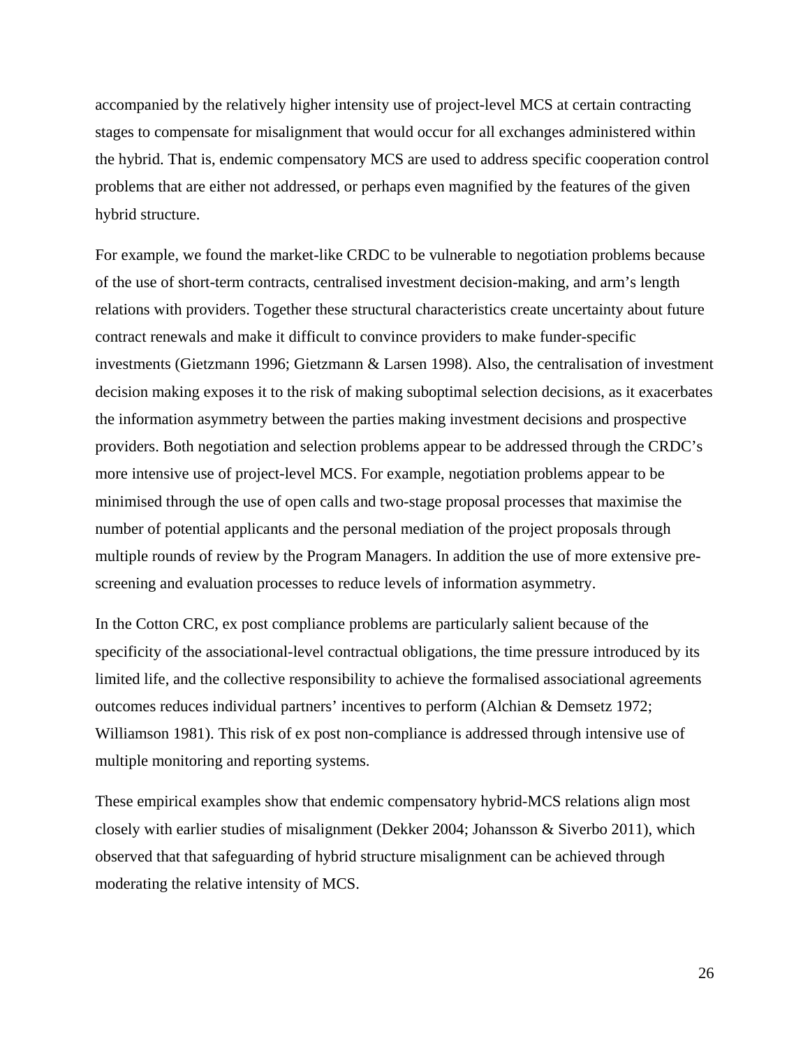accompanied by the relatively higher intensity use of project-level MCS at certain contracting stages to compensate for misalignment that would occur for all exchanges administered within the hybrid. That is, endemic compensatory MCS are used to address specific cooperation control problems that are either not addressed, or perhaps even magnified by the features of the given hybrid structure.

For example, we found the market-like CRDC to be vulnerable to negotiation problems because of the use of short-term contracts, centralised investment decision-making, and arm's length relations with providers. Together these structural characteristics create uncertainty about future contract renewals and make it difficult to convince providers to make funder-specific investments (Gietzmann 1996; Gietzmann & Larsen 1998). Also, the centralisation of investment decision making exposes it to the risk of making suboptimal selection decisions, as it exacerbates the information asymmetry between the parties making investment decisions and prospective providers. Both negotiation and selection problems appear to be addressed through the CRDC's more intensive use of project-level MCS. For example, negotiation problems appear to be minimised through the use of open calls and two-stage proposal processes that maximise the number of potential applicants and the personal mediation of the project proposals through multiple rounds of review by the Program Managers. In addition the use of more extensive pre-screening and evaluation processes to reduce levels of information asymmetry.

In the Cotton CRC, ex post compliance problems are particularly salient because of the specificity of the associational-level contractual obligations, the time pressure introduced by its limited life, and the collective responsibility to achieve the formalised associational agreements outcomes reduces individual partners' incentives to perform (Alchian & Demsetz 1972; Williamson 1981). This risk of ex post non-compliance is addressed through intensive use of multiple monitoring and reporting systems.

These empirical examples show that endemic compensatory hybrid-MCS relations align most closely with earlier studies of misalignment (Dekker 2004; Johansson & Siverbo 2011), which observed that that safeguarding of hybrid structure misalignment can be achieved through moderating the relative intensity of MCS.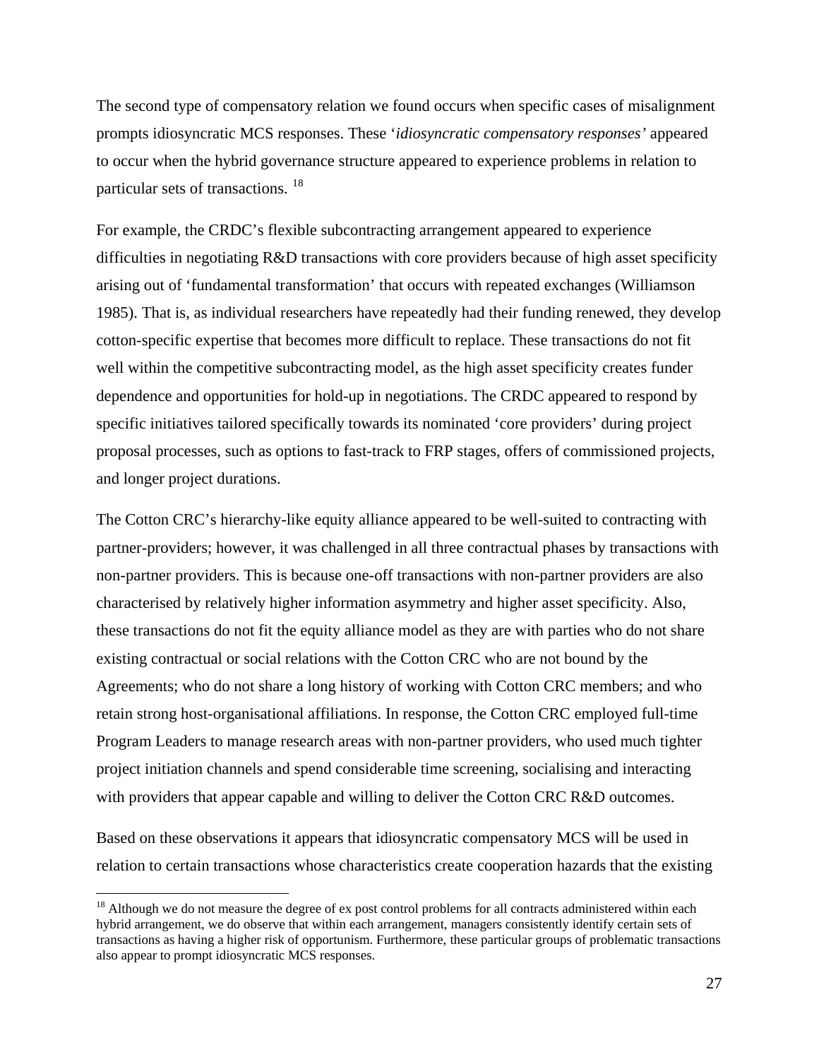The second type of compensatory relation we found occurs when specific cases of misalignment prompts idiosyncratic MCS responses. These '*idiosyncratic compensatory responses'* appeared to occur when the hybrid governance structure appeared to experience problems in relation to particular sets of transactions. [18]

For example, the CRDC's flexible subcontracting arrangement appeared to experience difficulties in negotiating R&D transactions with core providers because of high asset specificity arising out of 'fundamental transformation' that occurs with repeated exchanges (Williamson 1985). That is, as individual researchers have repeatedly had their funding renewed, they develop cotton-specific expertise that becomes more difficult to replace. These transactions do not fit well within the competitive subcontracting model, as the high asset specificity creates funder dependence and opportunities for hold-up in negotiations. The CRDC appeared to respond by specific initiatives tailored specifically towards its nominated 'core providers' during project proposal processes, such as options to fast-track to FRP stages, offers of commissioned projects, and longer project durations.

The Cotton CRC's hierarchy-like equity alliance appeared to be well-suited to contracting with partner-providers; however, it was challenged in all three contractual phases by transactions with non-partner providers. This is because one-off transactions with non-partner providers are also characterised by relatively higher information asymmetry and higher asset specificity. Also, these transactions do not fit the equity alliance model as they are with parties who do not share existing contractual or social relations with the Cotton CRC who are not bound by the Agreements; who do not share a long history of working with Cotton CRC members; and who retain strong host-organisational affiliations. In response, the Cotton CRC employed full-time Program Leaders to manage research areas with non-partner providers, who used much tighter project initiation channels and spend considerable time screening, socialising and interacting with providers that appear capable and willing to deliver the Cotton CRC R&D outcomes.

Based on these observations it appears that idiosyncratic compensatory MCS will be used in relation to certain transactions whose characteristics create cooperation hazards that the existing

[18] Although we do not measure the degree of ex post control problems for all contracts administered within each hybrid arrangement, we do observe that within each arrangement, managers consistently identify certain sets of transactions as having a higher risk of opportunism. Furthermore, these particular groups of problematic transactions also appear to prompt idiosyncratic MCS responses.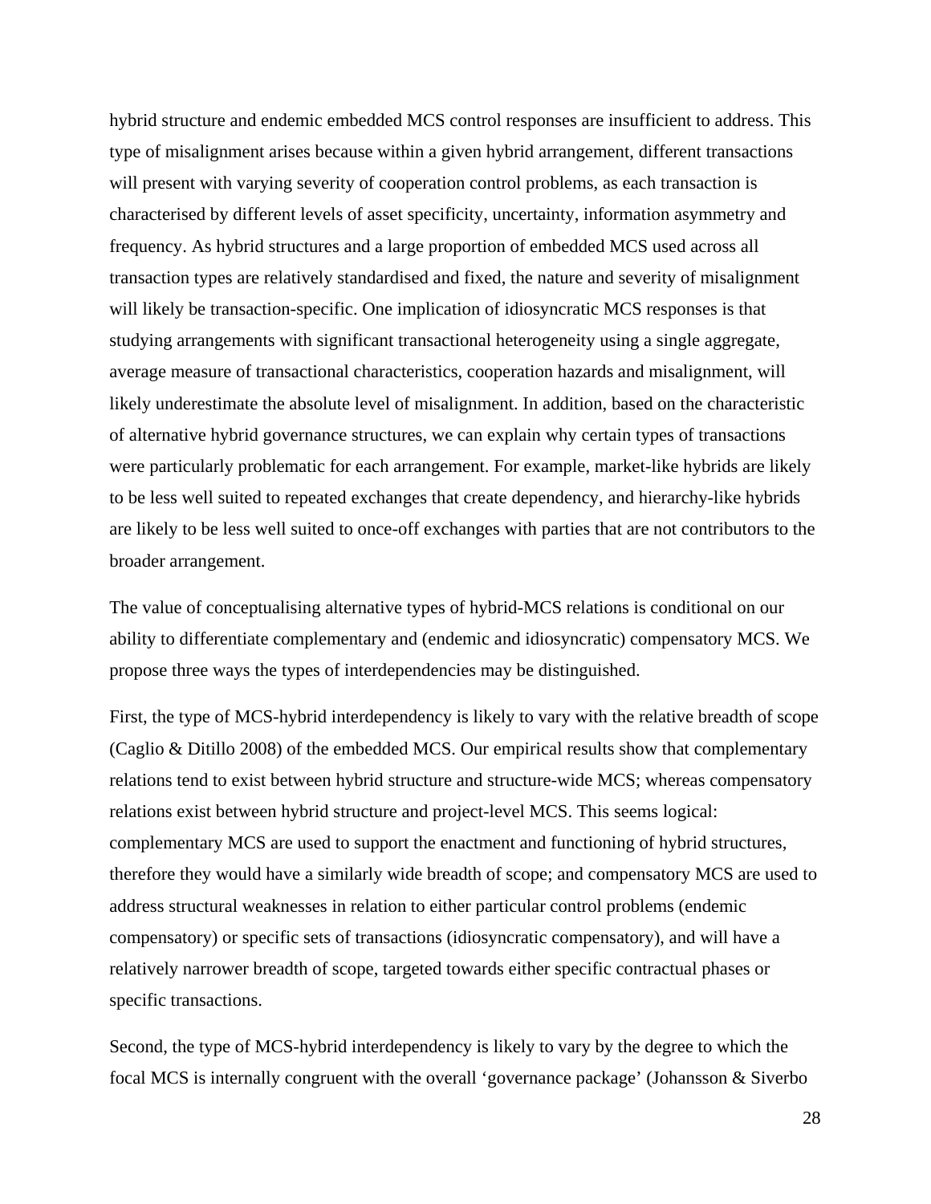hybrid structure and endemic embedded MCS control responses are insufficient to address. This type of misalignment arises because within a given hybrid arrangement, different transactions will present with varying severity of cooperation control problems, as each transaction is characterised by different levels of asset specificity, uncertainty, information asymmetry and frequency. As hybrid structures and a large proportion of embedded MCS used across all transaction types are relatively standardised and fixed, the nature and severity of misalignment will likely be transaction-specific. One implication of idiosyncratic MCS responses is that studying arrangements with significant transactional heterogeneity using a single aggregate, average measure of transactional characteristics, cooperation hazards and misalignment, will likely underestimate the absolute level of misalignment. In addition, based on the characteristic of alternative hybrid governance structures, we can explain why certain types of transactions were particularly problematic for each arrangement. For example, market-like hybrids are likely to be less well suited to repeated exchanges that create dependency, and hierarchy-like hybrids are likely to be less well suited to once-off exchanges with parties that are not contributors to the broader arrangement.

The value of conceptualising alternative types of hybrid-MCS relations is conditional on our ability to differentiate complementary and (endemic and idiosyncratic) compensatory MCS. We propose three ways the types of interdependencies may be distinguished.

First, the type of MCS-hybrid interdependency is likely to vary with the relative breadth of scope (Caglio & Ditillo 2008) of the embedded MCS. Our empirical results show that complementary relations tend to exist between hybrid structure and structure-wide MCS; whereas compensatory relations exist between hybrid structure and project-level MCS. This seems logical: complementary MCS are used to support the enactment and functioning of hybrid structures, therefore they would have a similarly wide breadth of scope; and compensatory MCS are used to address structural weaknesses in relation to either particular control problems (endemic compensatory) or specific sets of transactions (idiosyncratic compensatory), and will have a relatively narrower breadth of scope, targeted towards either specific contractual phases or specific transactions.

Second, the type of MCS-hybrid interdependency is likely to vary by the degree to which the focal MCS is internally congruent with the overall 'governance package' (Johansson & Siverbo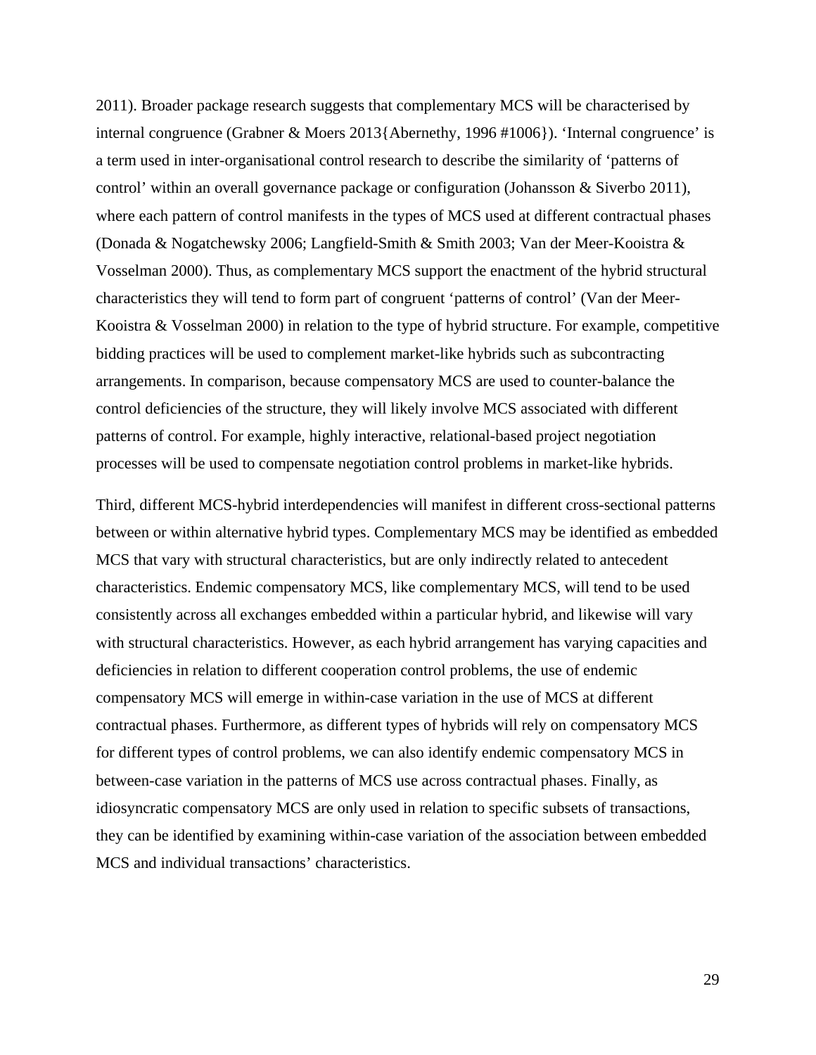2011). Broader package research suggests that complementary MCS will be characterised by internal congruence (Grabner & Moers 2013{Abernethy, 1996 #1006}). 'Internal congruence' is a term used in inter-organisational control research to describe the similarity of 'patterns of control' within an overall governance package or configuration (Johansson & Siverbo 2011), where each pattern of control manifests in the types of MCS used at different contractual phases (Donada & Nogatchewsky 2006; Langfield-Smith & Smith 2003; Van der Meer-Kooistra & Vosselman 2000). Thus, as complementary MCS support the enactment of the hybrid structural characteristics they will tend to form part of congruent 'patterns of control' (Van der Meer-Kooistra & Vosselman 2000) in relation to the type of hybrid structure. For example, competitive bidding practices will be used to complement market-like hybrids such as subcontracting arrangements. In comparison, because compensatory MCS are used to counter-balance the control deficiencies of the structure, they will likely involve MCS associated with different patterns of control. For example, highly interactive, relational-based project negotiation processes will be used to compensate negotiation control problems in market-like hybrids.

Third, different MCS-hybrid interdependencies will manifest in different cross-sectional patterns between or within alternative hybrid types. Complementary MCS may be identified as embedded MCS that vary with structural characteristics, but are only indirectly related to antecedent characteristics. Endemic compensatory MCS, like complementary MCS, will tend to be used consistently across all exchanges embedded within a particular hybrid, and likewise will vary with structural characteristics. However, as each hybrid arrangement has varying capacities and deficiencies in relation to different cooperation control problems, the use of endemic compensatory MCS will emerge in within-case variation in the use of MCS at different contractual phases. Furthermore, as different types of hybrids will rely on compensatory MCS for different types of control problems, we can also identify endemic compensatory MCS in between-case variation in the patterns of MCS use across contractual phases. Finally, as idiosyncratic compensatory MCS are only used in relation to specific subsets of transactions, they can be identified by examining within-case variation of the association between embedded MCS and individual transactions' characteristics.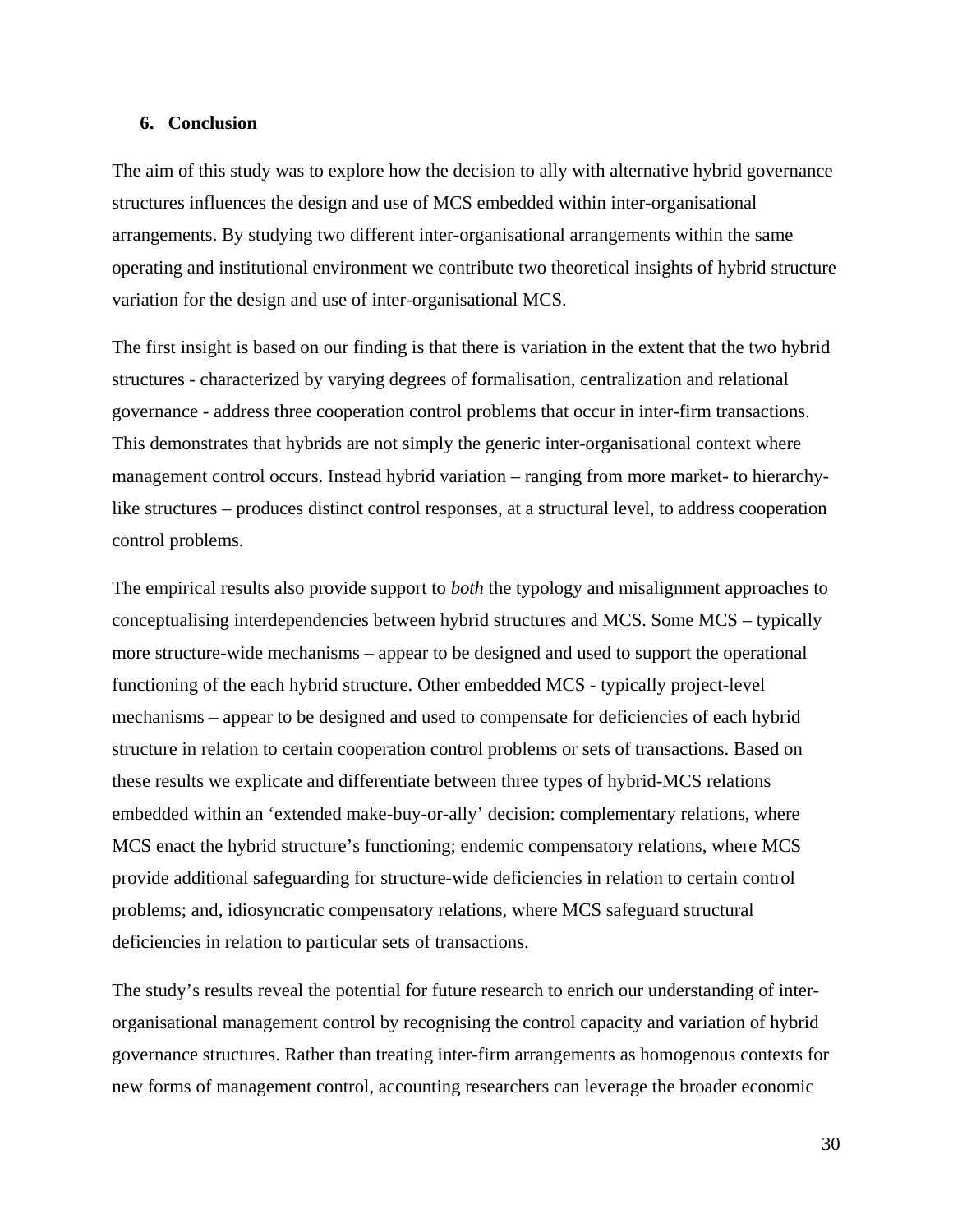## 6. Conclusion

The aim of this study was to explore how the decision to ally with alternative hybrid governance structures influences the design and use of MCS embedded within inter-organisational arrangements. By studying two different inter-organisational arrangements within the same operating and institutional environment we contribute two theoretical insights of hybrid structure variation for the design and use of inter-organisational MCS.

The first insight is based on our finding is that there is variation in the extent that the two hybrid structures - characterized by varying degrees of formalisation, centralization and relational governance - address three cooperation control problems that occur in inter-firm transactions. This demonstrates that hybrids are not simply the generic inter-organisational context where management control occurs. Instead hybrid variation – ranging from more market- to hierarchy-like structures – produces distinct control responses, at a structural level, to address cooperation control problems.

The empirical results also provide support to *both* the typology and misalignment approaches to conceptualising interdependencies between hybrid structures and MCS. Some MCS – typically more structure-wide mechanisms – appear to be designed and used to support the operational functioning of the each hybrid structure. Other embedded MCS - typically project-level mechanisms – appear to be designed and used to compensate for deficiencies of each hybrid structure in relation to certain cooperation control problems or sets of transactions. Based on these results we explicate and differentiate between three types of hybrid-MCS relations embedded within an 'extended make-buy-or-ally' decision: complementary relations, where MCS enact the hybrid structure's functioning; endemic compensatory relations, where MCS provide additional safeguarding for structure-wide deficiencies in relation to certain control problems; and, idiosyncratic compensatory relations, where MCS safeguard structural deficiencies in relation to particular sets of transactions.

The study's results reveal the potential for future research to enrich our understanding of inter-organisational management control by recognising the control capacity and variation of hybrid governance structures. Rather than treating inter-firm arrangements as homogenous contexts for new forms of management control, accounting researchers can leverage the broader economic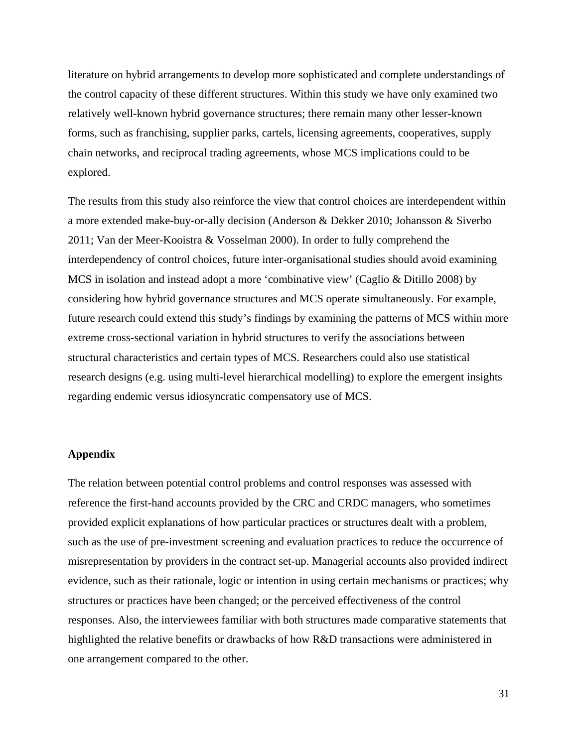literature on hybrid arrangements to develop more sophisticated and complete understandings of the control capacity of these different structures. Within this study we have only examined two relatively well-known hybrid governance structures; there remain many other lesser-known forms, such as franchising, supplier parks, cartels, licensing agreements, cooperatives, supply chain networks, and reciprocal trading agreements, whose MCS implications could to be explored.

The results from this study also reinforce the view that control choices are interdependent within a more extended make-buy-or-ally decision (Anderson & Dekker 2010; Johansson & Siverbo 2011; Van der Meer-Kooistra & Vosselman 2000). In order to fully comprehend the interdependency of control choices, future inter-organisational studies should avoid examining MCS in isolation and instead adopt a more 'combinative view' (Caglio & Ditillo 2008) by considering how hybrid governance structures and MCS operate simultaneously. For example, future research could extend this study's findings by examining the patterns of MCS within more extreme cross-sectional variation in hybrid structures to verify the associations between structural characteristics and certain types of MCS. Researchers could also use statistical research designs (e.g. using multi-level hierarchical modelling) to explore the emergent insights regarding endemic versus idiosyncratic compensatory use of MCS.

## Appendix

The relation between potential control problems and control responses was assessed with reference the first-hand accounts provided by the CRC and CRDC managers, who sometimes provided explicit explanations of how particular practices or structures dealt with a problem, such as the use of pre-investment screening and evaluation practices to reduce the occurrence of misrepresentation by providers in the contract set-up. Managerial accounts also provided indirect evidence, such as their rationale, logic or intention in using certain mechanisms or practices; why structures or practices have been changed; or the perceived effectiveness of the control responses. Also, the interviewees familiar with both structures made comparative statements that highlighted the relative benefits or drawbacks of how R&D transactions were administered in one arrangement compared to the other.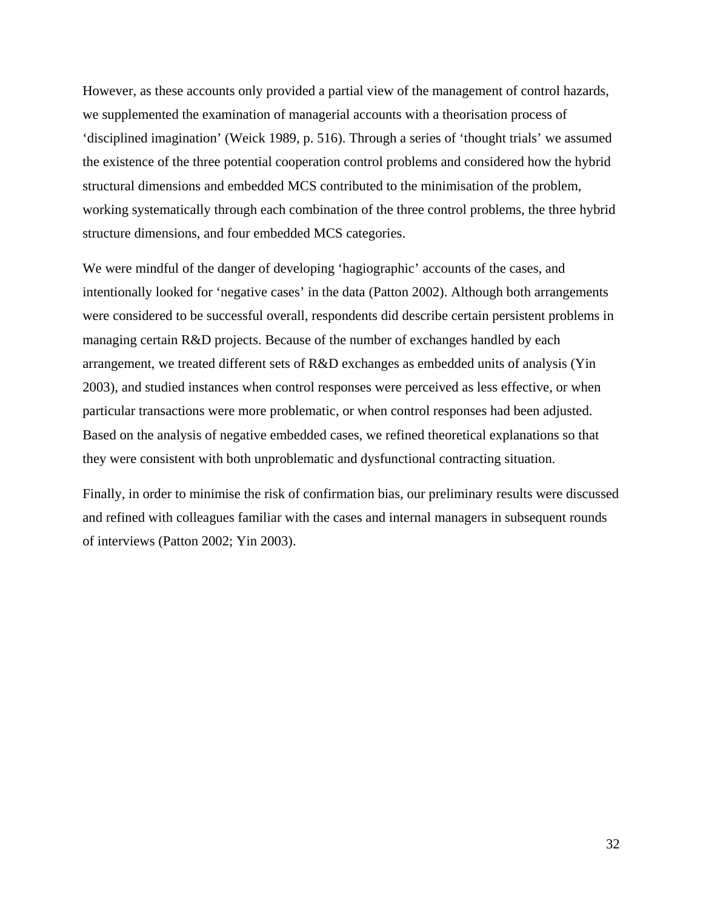However, as these accounts only provided a partial view of the management of control hazards, we supplemented the examination of managerial accounts with a theorisation process of 'disciplined imagination' (Weick 1989, p. 516). Through a series of 'thought trials' we assumed the existence of the three potential cooperation control problems and considered how the hybrid structural dimensions and embedded MCS contributed to the minimisation of the problem, working systematically through each combination of the three control problems, the three hybrid structure dimensions, and four embedded MCS categories.

We were mindful of the danger of developing 'hagiographic' accounts of the cases, and intentionally looked for 'negative cases' in the data (Patton 2002). Although both arrangements were considered to be successful overall, respondents did describe certain persistent problems in managing certain R&D projects. Because of the number of exchanges handled by each arrangement, we treated different sets of R&D exchanges as embedded units of analysis (Yin 2003), and studied instances when control responses were perceived as less effective, or when particular transactions were more problematic, or when control responses had been adjusted. Based on the analysis of negative embedded cases, we refined theoretical explanations so that they were consistent with both unproblematic and dysfunctional contracting situation.

Finally, in order to minimise the risk of confirmation bias, our preliminary results were discussed and refined with colleagues familiar with the cases and internal managers in subsequent rounds of interviews (Patton 2002; Yin 2003).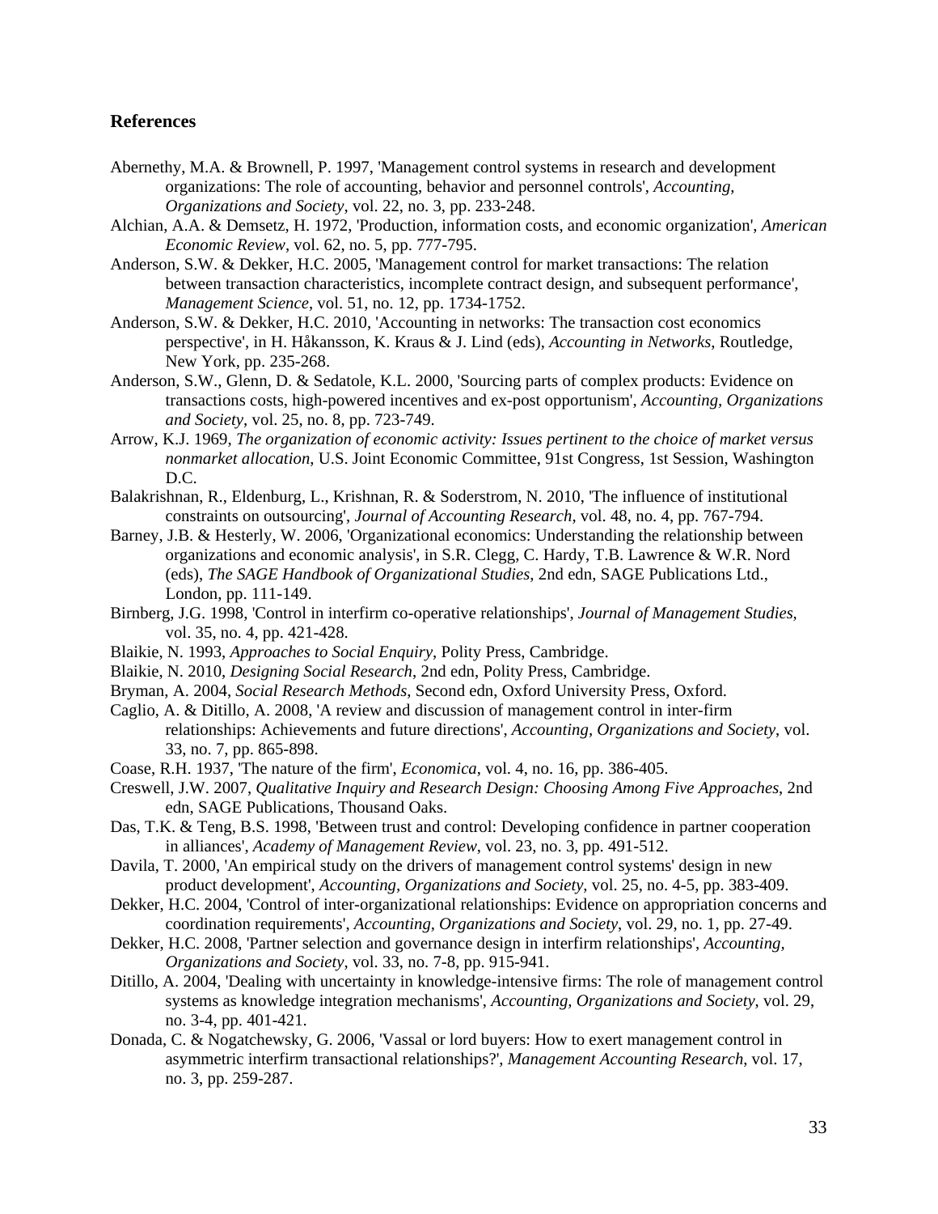## References

Abernethy, M.A. & Brownell, P. 1997, 'Management control systems in research and development organizations: The role of accounting, behavior and personnel controls', *Accounting, Organizations and Society*, vol. 22, no. 3, pp. 233-248.

Alchian, A.A. & Demsetz, H. 1972, 'Production, information costs, and economic organization', *American Economic Review*, vol. 62, no. 5, pp. 777-795.

Anderson, S.W. & Dekker, H.C. 2005, 'Management control for market transactions: The relation between transaction characteristics, incomplete contract design, and subsequent performance', *Management Science*, vol. 51, no. 12, pp. 1734-1752.

Anderson, S.W. & Dekker, H.C. 2010, 'Accounting in networks: The transaction cost economics perspective', in H. Håkansson, K. Kraus & J. Lind (eds), *Accounting in Networks*, Routledge, New York, pp. 235-268.

Anderson, S.W., Glenn, D. & Sedatole, K.L. 2000, 'Sourcing parts of complex products: Evidence on transactions costs, high-powered incentives and ex-post opportunism', *Accounting, Organizations and Society*, vol. 25, no. 8, pp. 723-749.

Arrow, K.J. 1969, *The organization of economic activity: Issues pertinent to the choice of market versus nonmarket allocation*, U.S. Joint Economic Committee, 91st Congress, 1st Session, Washington D.C.

Balakrishnan, R., Eldenburg, L., Krishnan, R. & Soderstrom, N. 2010, 'The influence of institutional constraints on outsourcing', *Journal of Accounting Research*, vol. 48, no. 4, pp. 767-794.

Barney, J.B. & Hesterly, W. 2006, 'Organizational economics: Understanding the relationship between organizations and economic analysis', in S.R. Clegg, C. Hardy, T.B. Lawrence & W.R. Nord (eds), *The SAGE Handbook of Organizational Studies*, 2nd edn, SAGE Publications Ltd., London, pp. 111-149.

Birnberg, J.G. 1998, 'Control in interfirm co-operative relationships', *Journal of Management Studies*, vol. 35, no. 4, pp. 421-428.

Blaikie, N. 1993, *Approaches to Social Enquiry*, Polity Press, Cambridge.

Blaikie, N. 2010, *Designing Social Research*, 2nd edn, Polity Press, Cambridge.

Bryman, A. 2004, *Social Research Methods*, Second edn, Oxford University Press, Oxford.

Caglio, A. & Ditillo, A. 2008, 'A review and discussion of management control in inter-firm relationships: Achievements and future directions', *Accounting, Organizations and Society*, vol. 33, no. 7, pp. 865-898.

Coase, R.H. 1937, 'The nature of the firm', *Economica*, vol. 4, no. 16, pp. 386-405.

Creswell, J.W. 2007, *Qualitative Inquiry and Research Design: Choosing Among Five Approaches*, 2nd edn, SAGE Publications, Thousand Oaks.

Das, T.K. & Teng, B.S. 1998, 'Between trust and control: Developing confidence in partner cooperation in alliances', *Academy of Management Review*, vol. 23, no. 3, pp. 491-512.

Davila, T. 2000, 'An empirical study on the drivers of management control systems' design in new product development', *Accounting, Organizations and Society*, vol. 25, no. 4-5, pp. 383-409.

Dekker, H.C. 2004, 'Control of inter-organizational relationships: Evidence on appropriation concerns and coordination requirements', *Accounting, Organizations and Society*, vol. 29, no. 1, pp. 27-49.

Dekker, H.C. 2008, 'Partner selection and governance design in interfirm relationships', *Accounting, Organizations and Society*, vol. 33, no. 7-8, pp. 915-941.

Ditillo, A. 2004, 'Dealing with uncertainty in knowledge-intensive firms: The role of management control systems as knowledge integration mechanisms', *Accounting, Organizations and Society*, vol. 29, no. 3-4, pp. 401-421.

Donada, C. & Nogatchewsky, G. 2006, 'Vassal or lord buyers: How to exert management control in asymmetric interfirm transactional relationships?', *Management Accounting Research*, vol. 17, no. 3, pp. 259-287.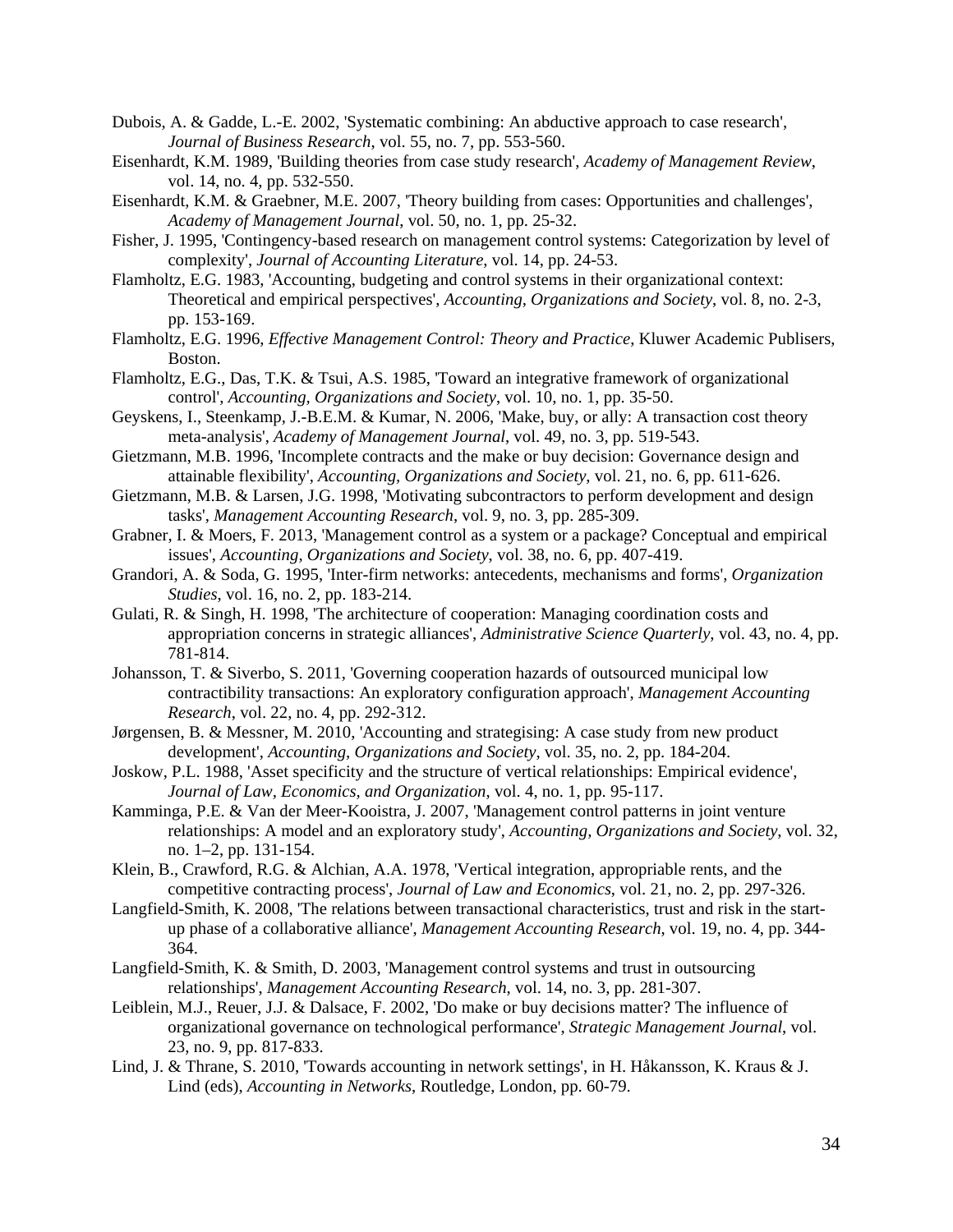Dubois, A. & Gadde, L.-E. 2002, 'Systematic combining: An abductive approach to case research', *Journal of Business Research*, vol. 55, no. 7, pp. 553-560.

Eisenhardt, K.M. 1989, 'Building theories from case study research', *Academy of Management Review*, vol. 14, no. 4, pp. 532-550.

Eisenhardt, K.M. & Graebner, M.E. 2007, 'Theory building from cases: Opportunities and challenges', *Academy of Management Journal*, vol. 50, no. 1, pp. 25-32.

Fisher, J. 1995, 'Contingency-based research on management control systems: Categorization by level of complexity', *Journal of Accounting Literature*, vol. 14, pp. 24-53.

Flamholtz, E.G. 1983, 'Accounting, budgeting and control systems in their organizational context: Theoretical and empirical perspectives', *Accounting, Organizations and Society*, vol. 8, no. 2-3, pp. 153-169.

Flamholtz, E.G. 1996, *Effective Management Control: Theory and Practice*, Kluwer Academic Publisers, Boston.

Flamholtz, E.G., Das, T.K. & Tsui, A.S. 1985, 'Toward an integrative framework of organizational control', *Accounting, Organizations and Society*, vol. 10, no. 1, pp. 35-50.

Geyskens, I., Steenkamp, J.-B.E.M. & Kumar, N. 2006, 'Make, buy, or ally: A transaction cost theory meta-analysis', *Academy of Management Journal*, vol. 49, no. 3, pp. 519-543.

Gietzmann, M.B. 1996, 'Incomplete contracts and the make or buy decision: Governance design and attainable flexibility', *Accounting, Organizations and Society*, vol. 21, no. 6, pp. 611-626.

Gietzmann, M.B. & Larsen, J.G. 1998, 'Motivating subcontractors to perform development and design tasks', *Management Accounting Research*, vol. 9, no. 3, pp. 285-309.

Grabner, I. & Moers, F. 2013, 'Management control as a system or a package? Conceptual and empirical issues', *Accounting, Organizations and Society*, vol. 38, no. 6, pp. 407-419.

Grandori, A. & Soda, G. 1995, 'Inter-firm networks: antecedents, mechanisms and forms', *Organization Studies*, vol. 16, no. 2, pp. 183-214.

Gulati, R. & Singh, H. 1998, 'The architecture of cooperation: Managing coordination costs and appropriation concerns in strategic alliances', *Administrative Science Quarterly*, vol. 43, no. 4, pp. 781-814.

Johansson, T. & Siverbo, S. 2011, 'Governing cooperation hazards of outsourced municipal low contractibility transactions: An exploratory configuration approach', *Management Accounting Research*, vol. 22, no. 4, pp. 292-312.

Jørgensen, B. & Messner, M. 2010, 'Accounting and strategising: A case study from new product development', *Accounting, Organizations and Society*, vol. 35, no. 2, pp. 184-204.

Joskow, P.L. 1988, 'Asset specificity and the structure of vertical relationships: Empirical evidence', *Journal of Law, Economics, and Organization*, vol. 4, no. 1, pp. 95-117.

Kamminga, P.E. & Van der Meer-Kooistra, J. 2007, 'Management control patterns in joint venture relationships: A model and an exploratory study', *Accounting, Organizations and Society*, vol. 32, no. 1–2, pp. 131-154.

Klein, B., Crawford, R.G. & Alchian, A.A. 1978, 'Vertical integration, appropriable rents, and the competitive contracting process', *Journal of Law and Economics*, vol. 21, no. 2, pp. 297-326.

Langfield-Smith, K. 2008, 'The relations between transactional characteristics, trust and risk in the start-up phase of a collaborative alliance', *Management Accounting Research*, vol. 19, no. 4, pp. 344-364.

Langfield-Smith, K. & Smith, D. 2003, 'Management control systems and trust in outsourcing relationships', *Management Accounting Research*, vol. 14, no. 3, pp. 281-307.

Leiblein, M.J., Reuer, J.J. & Dalsace, F. 2002, 'Do make or buy decisions matter? The influence of organizational governance on technological performance', *Strategic Management Journal*, vol. 23, no. 9, pp. 817-833.

Lind, J. & Thrane, S. 2010, 'Towards accounting in network settings', in H. Håkansson, K. Kraus & J. Lind (eds), *Accounting in Networks*, Routledge, London, pp. 60-79.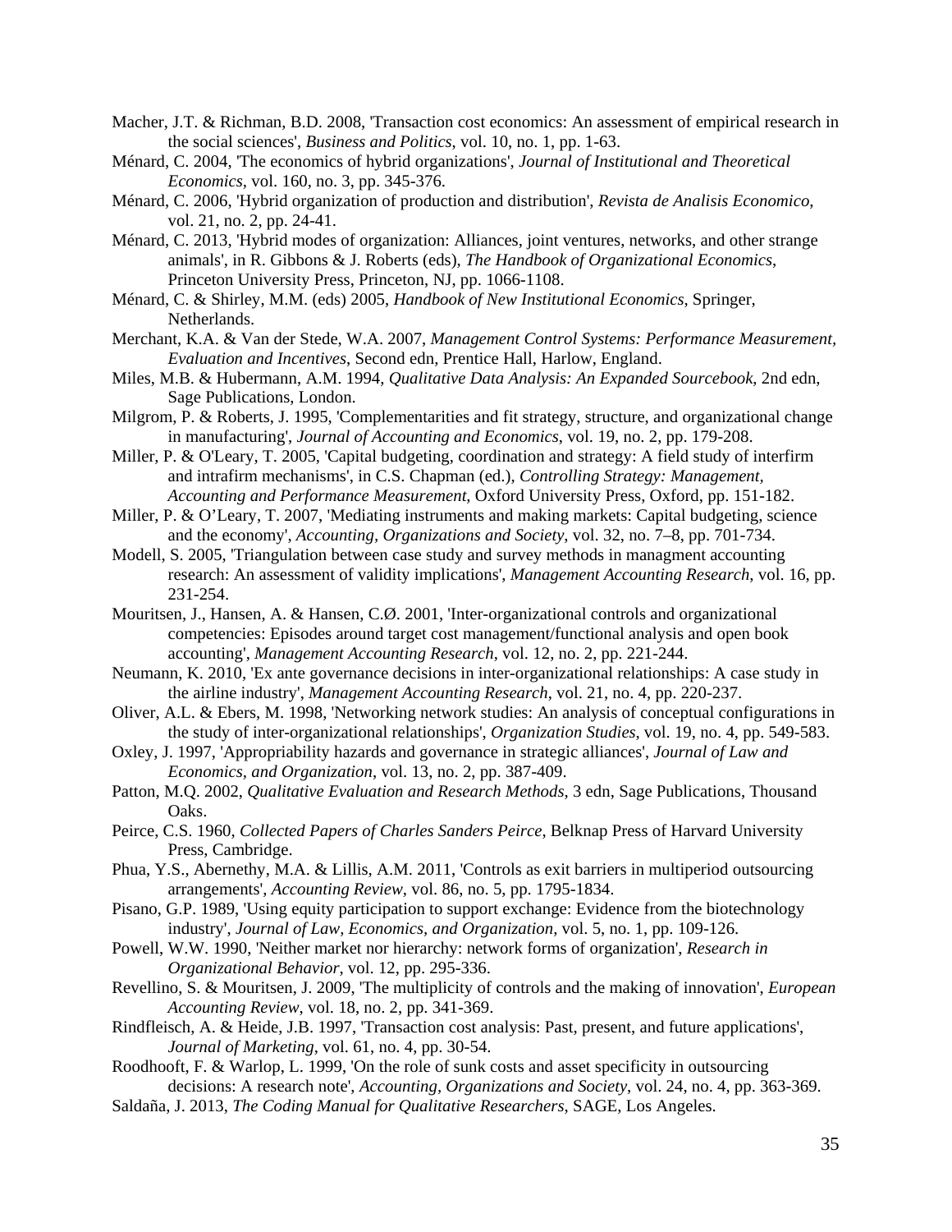Macher, J.T. & Richman, B.D. 2008, 'Transaction cost economics: An assessment of empirical research in the social sciences', *Business and Politics*, vol. 10, no. 1, pp. 1-63.

Ménard, C. 2004, 'The economics of hybrid organizations', *Journal of Institutional and Theoretical Economics*, vol. 160, no. 3, pp. 345-376.

Ménard, C. 2006, 'Hybrid organization of production and distribution', *Revista de Analisis Economico*, vol. 21, no. 2, pp. 24-41.

Ménard, C. 2013, 'Hybrid modes of organization: Alliances, joint ventures, networks, and other strange animals', in R. Gibbons & J. Roberts (eds), *The Handbook of Organizational Economics*, Princeton University Press, Princeton, NJ, pp. 1066-1108.

Ménard, C. & Shirley, M.M. (eds) 2005, *Handbook of New Institutional Economics*, Springer, Netherlands.

Merchant, K.A. & Van der Stede, W.A. 2007, *Management Control Systems: Performance Measurement, Evaluation and Incentives*, Second edn, Prentice Hall, Harlow, England.

Miles, M.B. & Hubermann, A.M. 1994, *Qualitative Data Analysis: An Expanded Sourcebook*, 2nd edn, Sage Publications, London.

Milgrom, P. & Roberts, J. 1995, 'Complementarities and fit strategy, structure, and organizational change in manufacturing', *Journal of Accounting and Economics*, vol. 19, no. 2, pp. 179-208.

Miller, P. & O'Leary, T. 2005, 'Capital budgeting, coordination and strategy: A field study of interfirm and intrafirm mechanisms', in C.S. Chapman (ed.), *Controlling Strategy: Management, Accounting and Performance Measurement*, Oxford University Press, Oxford, pp. 151-182.

Miller, P. & O'Leary, T. 2007, 'Mediating instruments and making markets: Capital budgeting, science and the economy', *Accounting, Organizations and Society*, vol. 32, no. 7–8, pp. 701-734.

Modell, S. 2005, 'Triangulation between case study and survey methods in managment accounting research: An assessment of validity implications', *Management Accounting Research*, vol. 16, pp. 231-254.

Mouritsen, J., Hansen, A. & Hansen, C.Ø. 2001, 'Inter-organizational controls and organizational competencies: Episodes around target cost management/functional analysis and open book accounting', *Management Accounting Research*, vol. 12, no. 2, pp. 221-244.

Neumann, K. 2010, 'Ex ante governance decisions in inter-organizational relationships: A case study in the airline industry', *Management Accounting Research*, vol. 21, no. 4, pp. 220-237.

Oliver, A.L. & Ebers, M. 1998, 'Networking network studies: An analysis of conceptual configurations in the study of inter-organizational relationships', *Organization Studies*, vol. 19, no. 4, pp. 549-583.

Oxley, J. 1997, 'Appropriability hazards and governance in strategic alliances', *Journal of Law and Economics, and Organization*, vol. 13, no. 2, pp. 387-409.

Patton, M.Q. 2002, *Qualitative Evaluation and Research Methods*, 3 edn, Sage Publications, Thousand Oaks.

Peirce, C.S. 1960, *Collected Papers of Charles Sanders Peirce*, Belknap Press of Harvard University Press, Cambridge.

Phua, Y.S., Abernethy, M.A. & Lillis, A.M. 2011, 'Controls as exit barriers in multiperiod outsourcing arrangements', *Accounting Review*, vol. 86, no. 5, pp. 1795-1834.

Pisano, G.P. 1989, 'Using equity participation to support exchange: Evidence from the biotechnology industry', *Journal of Law, Economics, and Organization*, vol. 5, no. 1, pp. 109-126.

Powell, W.W. 1990, 'Neither market nor hierarchy: network forms of organization', *Research in Organizational Behavior*, vol. 12, pp. 295-336.

Revellino, S. & Mouritsen, J. 2009, 'The multiplicity of controls and the making of innovation', *European Accounting Review*, vol. 18, no. 2, pp. 341-369.

Rindfleisch, A. & Heide, J.B. 1997, 'Transaction cost analysis: Past, present, and future applications', *Journal of Marketing*, vol. 61, no. 4, pp. 30-54.

Roodhooft, F. & Warlop, L. 1999, 'On the role of sunk costs and asset specificity in outsourcing decisions: A research note', *Accounting, Organizations and Society*, vol. 24, no. 4, pp. 363-369.

Saldaña, J. 2013, *The Coding Manual for Qualitative Researchers*, SAGE, Los Angeles.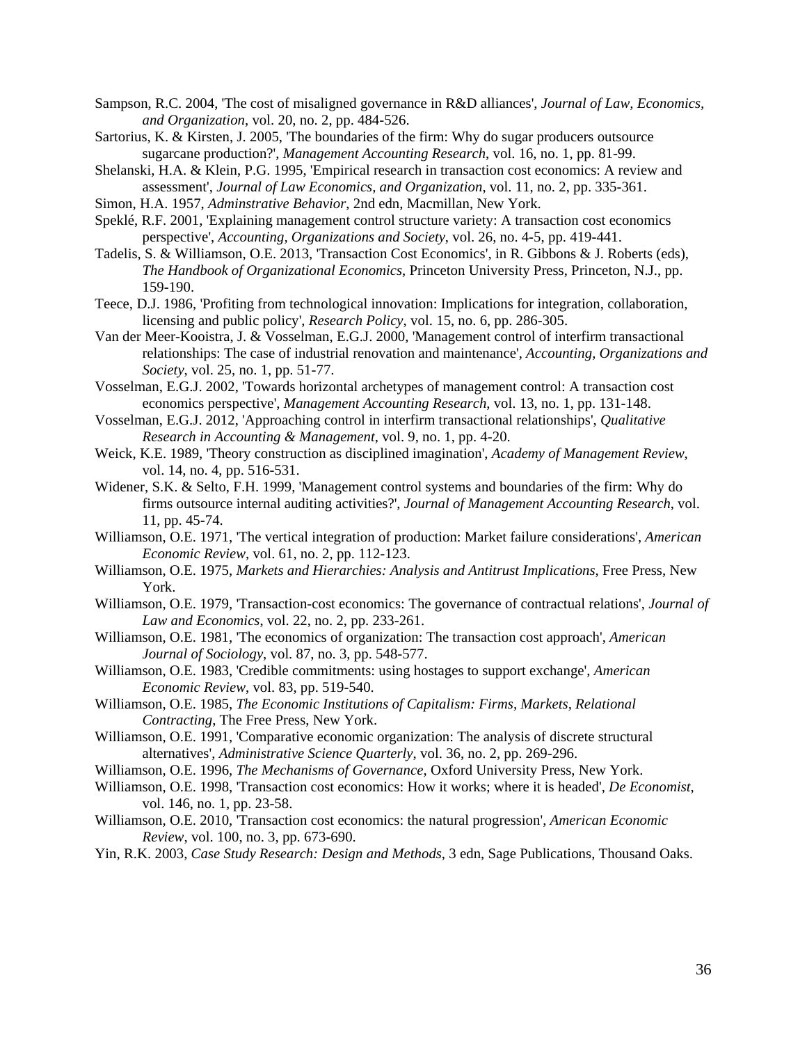Sampson, R.C. 2004, 'The cost of misaligned governance in R&D alliances', *Journal of Law, Economics, and Organization*, vol. 20, no. 2, pp. 484-526.

Sartorius, K. & Kirsten, J. 2005, 'The boundaries of the firm: Why do sugar producers outsource sugarcane production?', *Management Accounting Research*, vol. 16, no. 1, pp. 81-99.

Shelanski, H.A. & Klein, P.G. 1995, 'Empirical research in transaction cost economics: A review and assessment', *Journal of Law Economics, and Organization*, vol. 11, no. 2, pp. 335-361.

Simon, H.A. 1957, *Adminstrative Behavior*, 2nd edn, Macmillan, New York.

Speklé, R.F. 2001, 'Explaining management control structure variety: A transaction cost economics perspective', *Accounting, Organizations and Society*, vol. 26, no. 4-5, pp. 419-441.

Tadelis, S. & Williamson, O.E. 2013, 'Transaction Cost Economics', in R. Gibbons & J. Roberts (eds), *The Handbook of Organizational Economics*, Princeton University Press, Princeton, N.J., pp. 159-190.

Teece, D.J. 1986, 'Profiting from technological innovation: Implications for integration, collaboration, licensing and public policy', *Research Policy*, vol. 15, no. 6, pp. 286-305.

Van der Meer-Kooistra, J. & Vosselman, E.G.J. 2000, 'Management control of interfirm transactional relationships: The case of industrial renovation and maintenance', *Accounting, Organizations and Society*, vol. 25, no. 1, pp. 51-77.

Vosselman, E.G.J. 2002, 'Towards horizontal archetypes of management control: A transaction cost economics perspective', *Management Accounting Research*, vol. 13, no. 1, pp. 131-148.

Vosselman, E.G.J. 2012, 'Approaching control in interfirm transactional relationships', *Qualitative Research in Accounting & Management*, vol. 9, no. 1, pp. 4-20.

Weick, K.E. 1989, 'Theory construction as disciplined imagination', *Academy of Management Review*, vol. 14, no. 4, pp. 516-531.

Widener, S.K. & Selto, F.H. 1999, 'Management control systems and boundaries of the firm: Why do firms outsource internal auditing activities?', *Journal of Management Accounting Research*, vol. 11, pp. 45-74.

Williamson, O.E. 1971, 'The vertical integration of production: Market failure considerations', *American Economic Review*, vol. 61, no. 2, pp. 112-123.

Williamson, O.E. 1975, *Markets and Hierarchies: Analysis and Antitrust Implications*, Free Press, New York.

Williamson, O.E. 1979, 'Transaction-cost economics: The governance of contractual relations', *Journal of Law and Economics*, vol. 22, no. 2, pp. 233-261.

Williamson, O.E. 1981, 'The economics of organization: The transaction cost approach', *American Journal of Sociology*, vol. 87, no. 3, pp. 548-577.

Williamson, O.E. 1983, 'Credible commitments: using hostages to support exchange', *American Economic Review*, vol. 83, pp. 519-540.

Williamson, O.E. 1985, *The Economic Institutions of Capitalism: Firms, Markets, Relational Contracting*, The Free Press, New York.

Williamson, O.E. 1991, 'Comparative economic organization: The analysis of discrete structural alternatives', *Administrative Science Quarterly*, vol. 36, no. 2, pp. 269-296.

Williamson, O.E. 1996, *The Mechanisms of Governance*, Oxford University Press, New York.

Williamson, O.E. 1998, 'Transaction cost economics: How it works; where it is headed', *De Economist*, vol. 146, no. 1, pp. 23-58.

Williamson, O.E. 2010, 'Transaction cost economics: the natural progression', *American Economic Review*, vol. 100, no. 3, pp. 673-690.

Yin, R.K. 2003, *Case Study Research: Design and Methods*, 3 edn, Sage Publications, Thousand Oaks.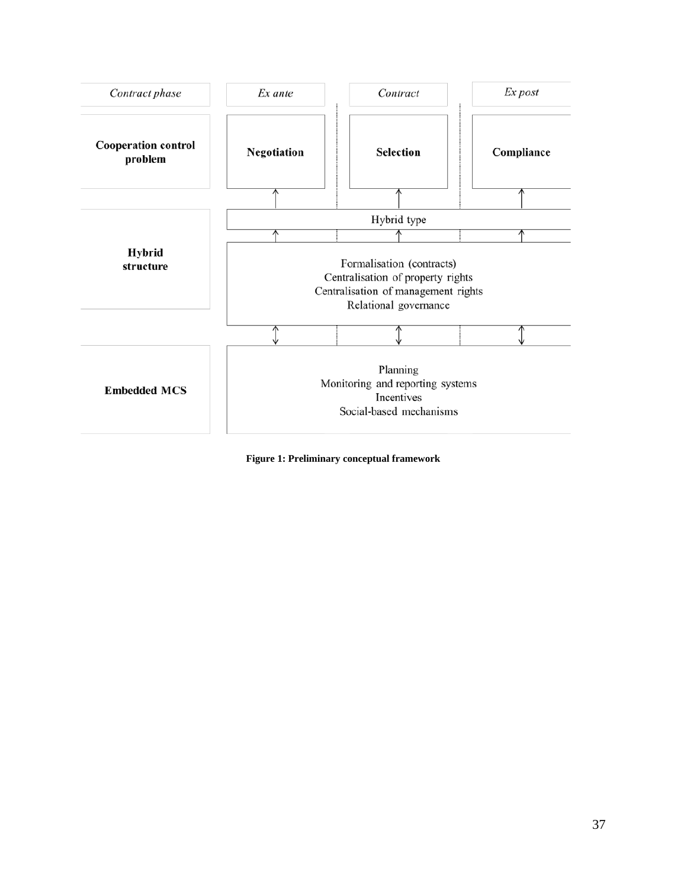| *Contract phase* | *Ex ante* | *Contract* | *Ex post* |
|---|---|---|---|
| **Cooperation control problem** | **Negotiation** | **Selection** | **Compliance** |
| **Hybrid structure** | Hybrid type | | |
| | Formalisation (contracts)<br>Centralisation of property rights<br>Centralisation of management rights<br>Relational governance | | |
| **Embedded MCS** | Planning<br>Monitoring and reporting systems<br>Incentives<br>Social-based mechanisms | | |

**Figure 1: Preliminary conceptual framework**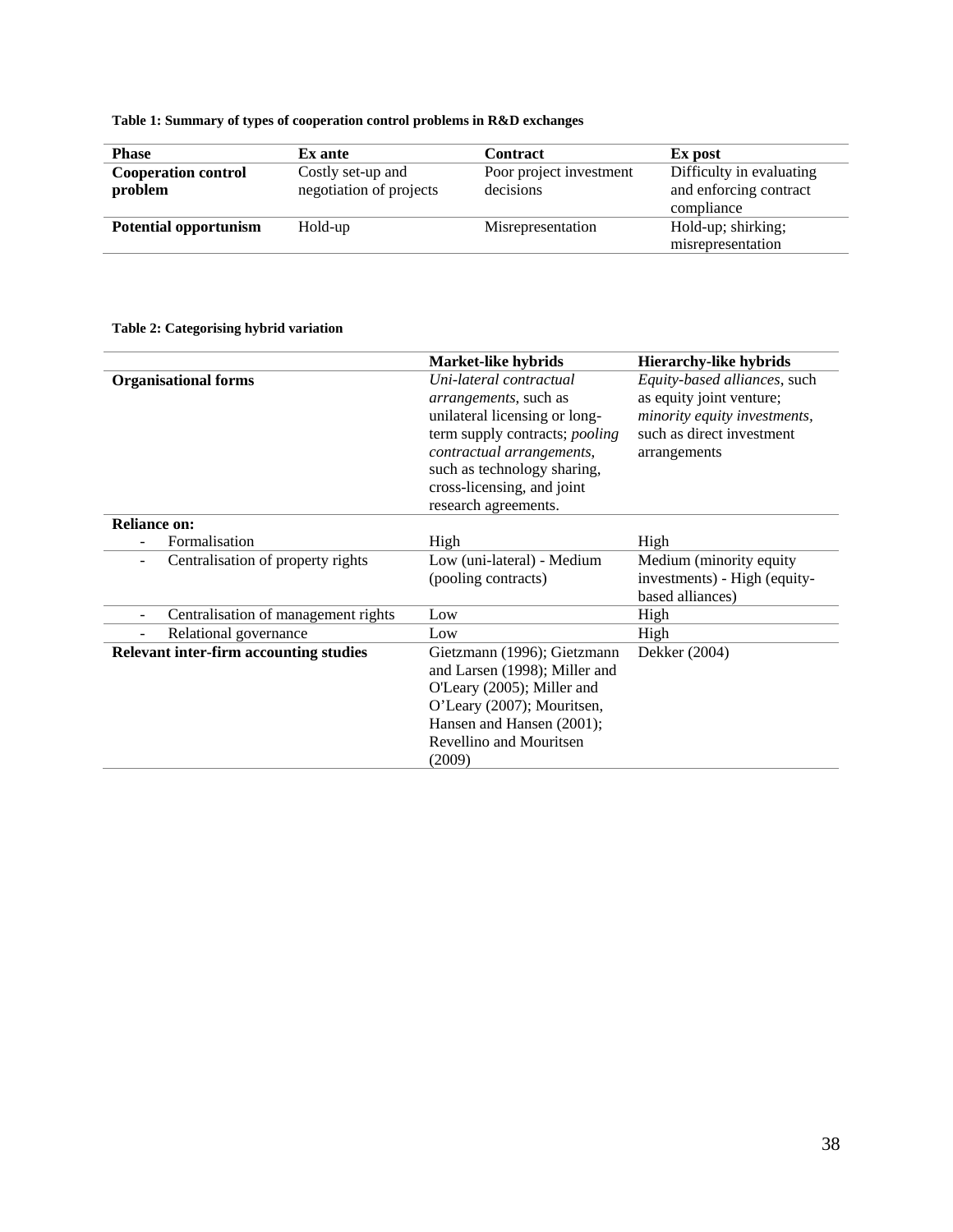**Table 1: Summary of types of cooperation control problems in R&D exchanges**

| Phase | Ex ante | Contract | Ex post |
|---|---|---|---|
| **Cooperation control problem** | Costly set-up and negotiation of projects | Poor project investment decisions | Difficulty in evaluating and enforcing contract compliance |
| **Potential opportunism** | Hold-up | Misrepresentation | Hold-up; shirking; misrepresentation |

**Table 2: Categorising hybrid variation**

| | Market-like hybrids | Hierarchy-like hybrids |
|---|---|---|
| **Organisational forms** | *Uni-lateral contractual arrangements*, such as unilateral licensing or long-term supply contracts; *pooling contractual arrangements*, such as technology sharing, cross-licensing, and joint research agreements. | *Equity-based alliances*, such as equity joint venture; *minority equity investments*, such as direct investment arrangements |
| **Reliance on:** | | |
| - Formalisation | High | High |
| - Centralisation of property rights | Low (uni-lateral) - Medium (pooling contracts) | Medium (minority equity investments) - High (equity-based alliances) |
| - Centralisation of management rights | Low | High |
| - Relational governance | Low | High |
| **Relevant inter-firm accounting studies** | Gietzmann (1996); Gietzmann and Larsen (1998); Miller and O'Leary (2005); Miller and O'Leary (2007); Mouritsen, Hansen and Hansen (2001); Revellino and Mouritsen (2009) | Dekker (2004) |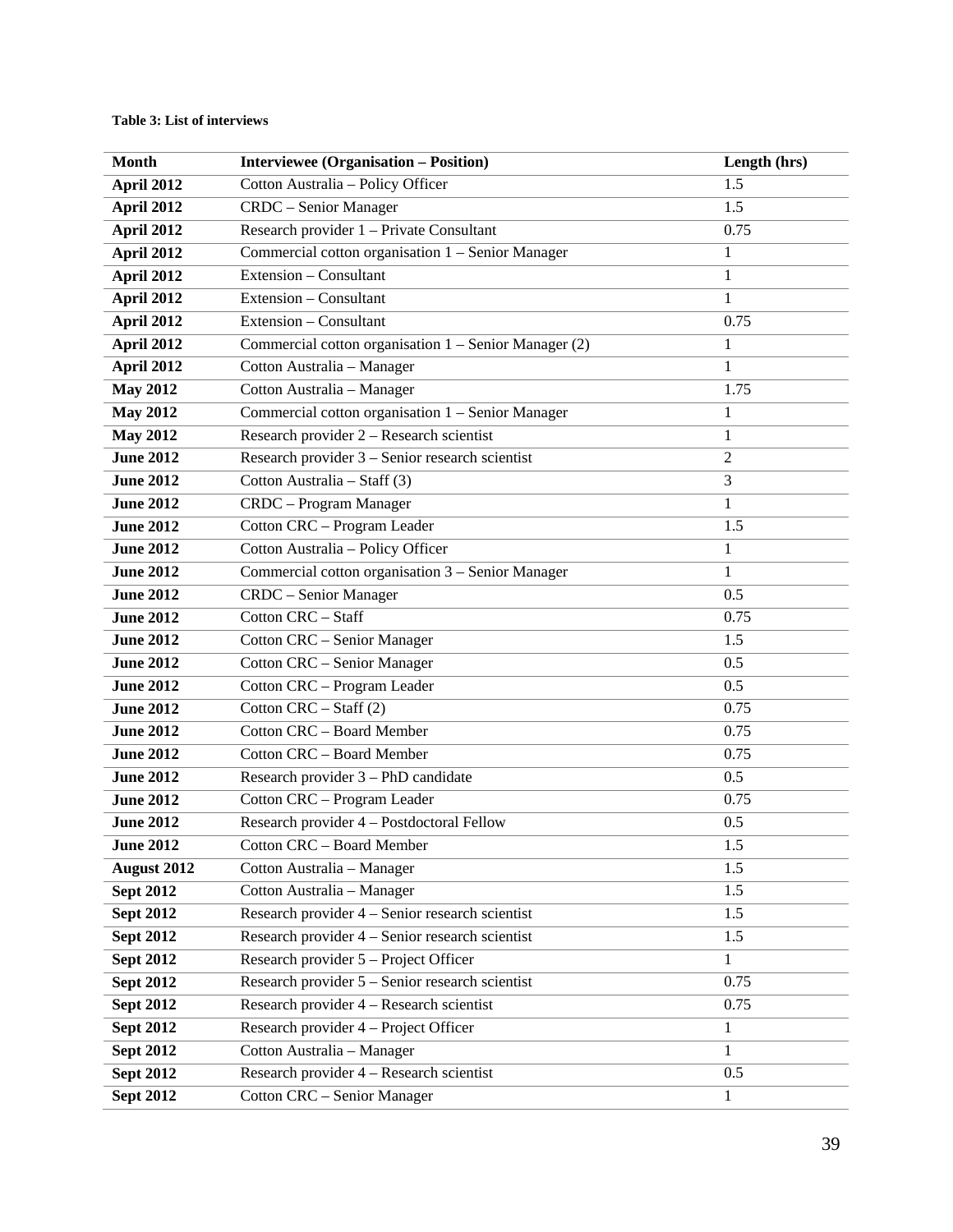**Table 3: List of interviews**

| Month | Interviewee (Organisation – Position) | Length (hrs) |
|---|---|---|
| **April 2012** | Cotton Australia – Policy Officer | 1.5 |
| **April 2012** | CRDC – Senior Manager | 1.5 |
| **April 2012** | Research provider 1 – Private Consultant | 0.75 |
| **April 2012** | Commercial cotton organisation 1 – Senior Manager | 1 |
| **April 2012** | Extension – Consultant | 1 |
| **April 2012** | Extension – Consultant | 1 |
| **April 2012** | Extension – Consultant | 0.75 |
| **April 2012** | Commercial cotton organisation 1 – Senior Manager (2) | 1 |
| **April 2012** | Cotton Australia – Manager | 1 |
| **May 2012** | Cotton Australia – Manager | 1.75 |
| **May 2012** | Commercial cotton organisation 1 – Senior Manager | 1 |
| **May 2012** | Research provider 2 – Research scientist | 1 |
| **June 2012** | Research provider 3 – Senior research scientist | 2 |
| **June 2012** | Cotton Australia – Staff (3) | 3 |
| **June 2012** | CRDC – Program Manager | 1 |
| **June 2012** | Cotton CRC – Program Leader | 1.5 |
| **June 2012** | Cotton Australia – Policy Officer | 1 |
| **June 2012** | Commercial cotton organisation 3 – Senior Manager | 1 |
| **June 2012** | CRDC – Senior Manager | 0.5 |
| **June 2012** | Cotton CRC – Staff | 0.75 |
| **June 2012** | Cotton CRC – Senior Manager | 1.5 |
| **June 2012** | Cotton CRC – Senior Manager | 0.5 |
| **June 2012** | Cotton CRC – Program Leader | 0.5 |
| **June 2012** | Cotton CRC – Staff (2) | 0.75 |
| **June 2012** | Cotton CRC – Board Member | 0.75 |
| **June 2012** | Cotton CRC – Board Member | 0.75 |
| **June 2012** | Research provider 3 – PhD candidate | 0.5 |
| **June 2012** | Cotton CRC – Program Leader | 0.75 |
| **June 2012** | Research provider 4 – Postdoctoral Fellow | 0.5 |
| **June 2012** | Cotton CRC – Board Member | 1.5 |
| **August 2012** | Cotton Australia – Manager | 1.5 |
| **Sept 2012** | Cotton Australia – Manager | 1.5 |
| **Sept 2012** | Research provider 4 – Senior research scientist | 1.5 |
| **Sept 2012** | Research provider 4 – Senior research scientist | 1.5 |
| **Sept 2012** | Research provider 5 – Project Officer | 1 |
| **Sept 2012** | Research provider 5 – Senior research scientist | 0.75 |
| **Sept 2012** | Research provider 4 – Research scientist | 0.75 |
| **Sept 2012** | Research provider 4 – Project Officer | 1 |
| **Sept 2012** | Cotton Australia – Manager | 1 |
| **Sept 2012** | Research provider 4 – Research scientist | 0.5 |
| **Sept 2012** | Cotton CRC – Senior Manager | 1 |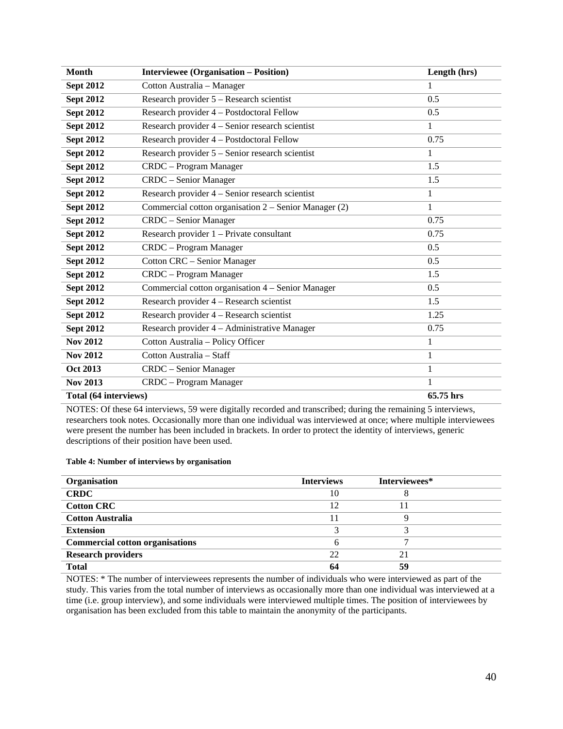| Month | Interviewee (Organisation – Position) | Length (hrs) |
|---|---|---|
| **Sept 2012** | Cotton Australia – Manager | 1 |
| **Sept 2012** | Research provider 5 – Research scientist | 0.5 |
| **Sept 2012** | Research provider 4 – Postdoctoral Fellow | 0.5 |
| **Sept 2012** | Research provider 4 – Senior research scientist | 1 |
| **Sept 2012** | Research provider 4 – Postdoctoral Fellow | 0.75 |
| **Sept 2012** | Research provider 5 – Senior research scientist | 1 |
| **Sept 2012** | CRDC – Program Manager | 1.5 |
| **Sept 2012** | CRDC – Senior Manager | 1.5 |
| **Sept 2012** | Research provider 4 – Senior research scientist | 1 |
| **Sept 2012** | Commercial cotton organisation 2 – Senior Manager (2) | 1 |
| **Sept 2012** | CRDC – Senior Manager | 0.75 |
| **Sept 2012** | Research provider 1 – Private consultant | 0.75 |
| **Sept 2012** | CRDC – Program Manager | 0.5 |
| **Sept 2012** | Cotton CRC – Senior Manager | 0.5 |
| **Sept 2012** | CRDC – Program Manager | 1.5 |
| **Sept 2012** | Commercial cotton organisation 4 – Senior Manager | 0.5 |
| **Sept 2012** | Research provider 4 – Research scientist | 1.5 |
| **Sept 2012** | Research provider 4 – Research scientist | 1.25 |
| **Sept 2012** | Research provider 4 – Administrative Manager | 0.75 |
| **Nov 2012** | Cotton Australia – Policy Officer | 1 |
| **Nov 2012** | Cotton Australia – Staff | 1 |
| **Oct 2013** | CRDC – Senior Manager | 1 |
| **Nov 2013** | CRDC – Program Manager | 1 |
| **Total (64 interviews)** | | **65.75 hrs** |

NOTES: Of these 64 interviews, 59 were digitally recorded and transcribed; during the remaining 5 interviews, researchers took notes. Occasionally more than one individual was interviewed at once; where multiple interviewees were present the number has been included in brackets. In order to protect the identity of interviews, generic descriptions of their position have been used.

**Table 4: Number of interviews by organisation**

| Organisation | Interviews | Interviewees* |
|---|---|---|
| **CRDC** | 10 | 8 |
| **Cotton CRC** | 12 | 11 |
| **Cotton Australia** | 11 | 9 |
| **Extension** | 3 | 3 |
| **Commercial cotton organisations** | 6 | 7 |
| **Research providers** | 22 | 21 |
| **Total** | **64** | **59** |

NOTES: * The number of interviewees represents the number of individuals who were interviewed as part of the study. This varies from the total number of interviews as occasionally more than one individual was interviewed at a time (i.e. group interview), and some individuals were interviewed multiple times. The position of interviewees by organisation has been excluded from this table to maintain the anonymity of the participants.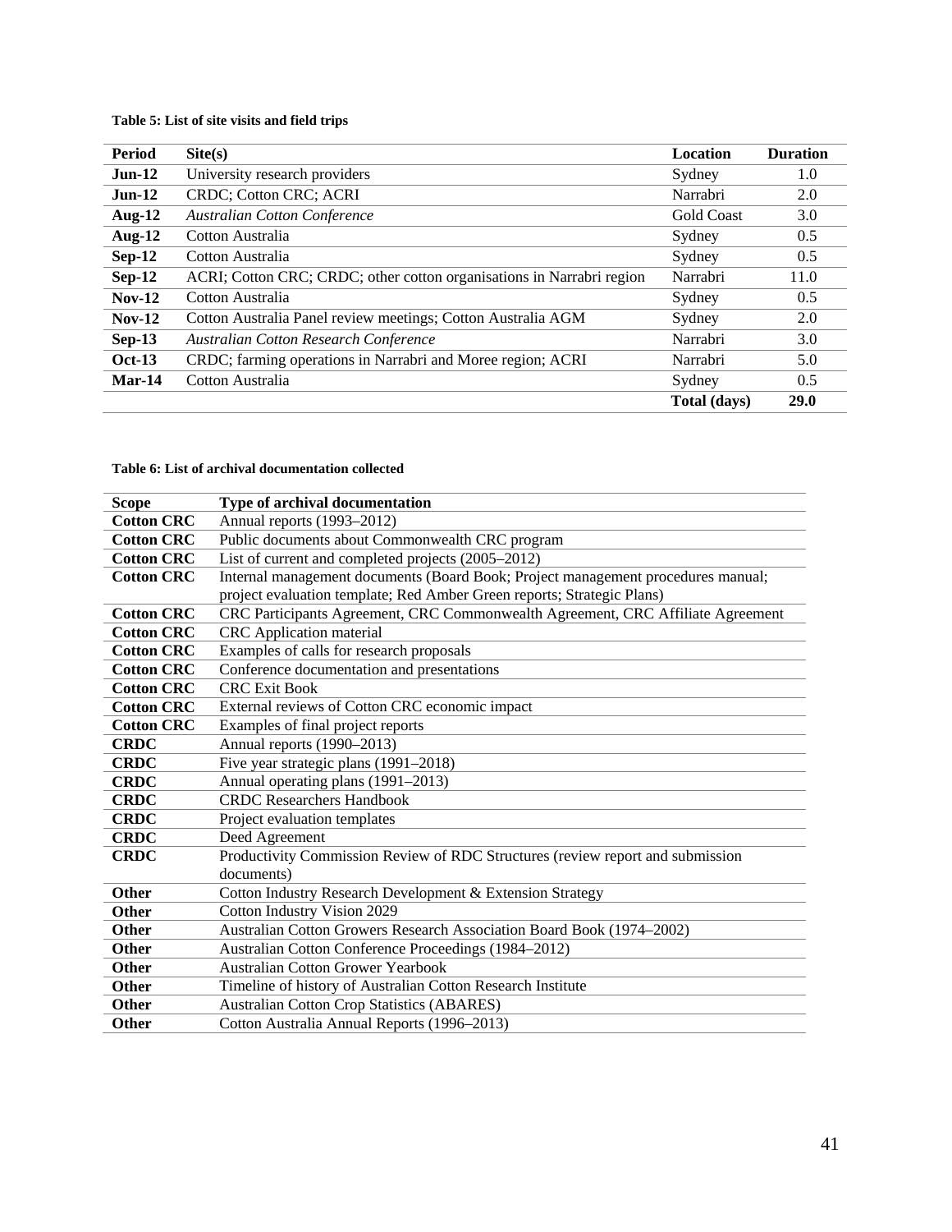**Table 5: List of site visits and field trips**

| Period | Site(s) | Location | Duration |
|---|---|---|---|
| **Jun-12** | University research providers | Sydney | 1.0 |
| **Jun-12** | CRDC; Cotton CRC; ACRI | Narrabri | 2.0 |
| **Aug-12** | *Australian Cotton Conference* | Gold Coast | 3.0 |
| **Aug-12** | Cotton Australia | Sydney | 0.5 |
| **Sep-12** | Cotton Australia | Sydney | 0.5 |
| **Sep-12** | ACRI; Cotton CRC; CRDC; other cotton organisations in Narrabri region | Narrabri | 11.0 |
| **Nov-12** | Cotton Australia | Sydney | 0.5 |
| **Nov-12** | Cotton Australia Panel review meetings; Cotton Australia AGM | Sydney | 2.0 |
| **Sep-13** | *Australian Cotton Research Conference* | Narrabri | 3.0 |
| **Oct-13** | CRDC; farming operations in Narrabri and Moree region; ACRI | Narrabri | 5.0 |
| **Mar-14** | Cotton Australia | Sydney | 0.5 |
| | | **Total (days)** | **29.0** |

**Table 6: List of archival documentation collected**

| Scope | Type of archival documentation |
|---|---|
| **Cotton CRC** | Annual reports (1993–2012) |
| **Cotton CRC** | Public documents about Commonwealth CRC program |
| **Cotton CRC** | List of current and completed projects (2005–2012) |
| **Cotton CRC** | Internal management documents (Board Book; Project management procedures manual; project evaluation template; Red Amber Green reports; Strategic Plans) |
| **Cotton CRC** | CRC Participants Agreement, CRC Commonwealth Agreement, CRC Affiliate Agreement |
| **Cotton CRC** | CRC Application material |
| **Cotton CRC** | Examples of calls for research proposals |
| **Cotton CRC** | Conference documentation and presentations |
| **Cotton CRC** | CRC Exit Book |
| **Cotton CRC** | External reviews of Cotton CRC economic impact |
| **Cotton CRC** | Examples of final project reports |
| **CRDC** | Annual reports (1990–2013) |
| **CRDC** | Five year strategic plans (1991–2018) |
| **CRDC** | Annual operating plans (1991–2013) |
| **CRDC** | CRDC Researchers Handbook |
| **CRDC** | Project evaluation templates |
| **CRDC** | Deed Agreement |
| **CRDC** | Productivity Commission Review of RDC Structures (review report and submission documents) |
| **Other** | Cotton Industry Research Development & Extension Strategy |
| **Other** | Cotton Industry Vision 2029 |
| **Other** | Australian Cotton Growers Research Association Board Book (1974–2002) |
| **Other** | Australian Cotton Conference Proceedings (1984–2012) |
| **Other** | Australian Cotton Grower Yearbook |
| **Other** | Timeline of history of Australian Cotton Research Institute |
| **Other** | Australian Cotton Crop Statistics (ABARES) |
| **Other** | Cotton Australia Annual Reports (1996–2013) |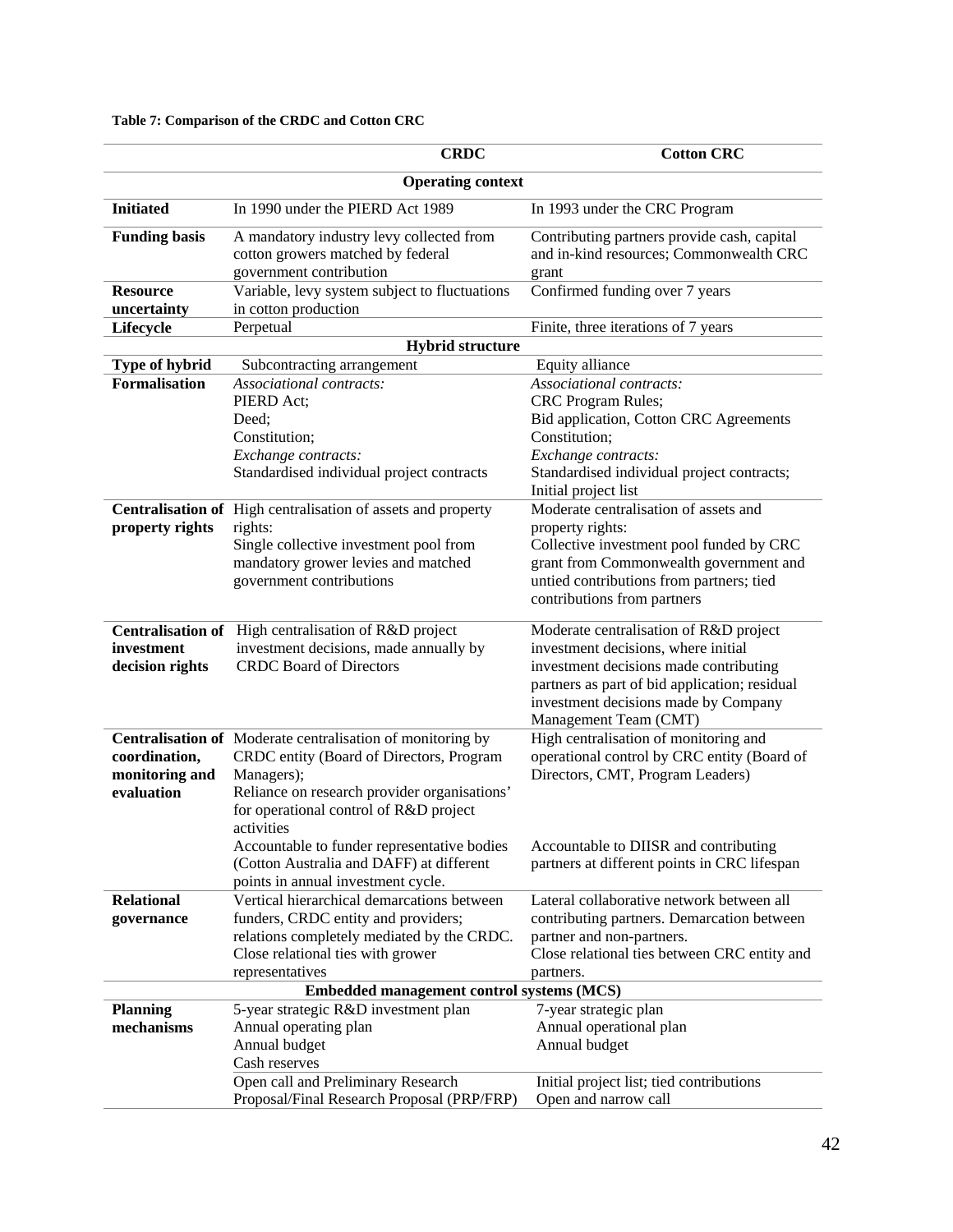**Table 7: Comparison of the CRDC and Cotton CRC**

| | CRDC | Cotton CRC |
|---|---|---|
| **Operating context** | | |
| **Initiated** | In 1990 under the PIERD Act 1989 | In 1993 under the CRC Program |
| **Funding basis** | A mandatory industry levy collected from cotton growers matched by federal government contribution | Contributing partners provide cash, capital and in-kind resources; Commonwealth CRC grant |
| **Resource uncertainty** | Variable, levy system subject to fluctuations in cotton production | Confirmed funding over 7 years |
| **Lifecycle** | Perpetual | Finite, three iterations of 7 years |
| **Hybrid structure** | | |
| **Type of hybrid** | Subcontracting arrangement | Equity alliance |
| **Formalisation** | *Associational contracts:*<br>PIERD Act;<br>Deed;<br>Constitution;<br>*Exchange contracts:*<br>Standardised individual project contracts | *Associational contracts:*<br>CRC Program Rules;<br>Bid application, Cotton CRC Agreements<br>Constitution;<br>*Exchange contracts:*<br>Standardised individual project contracts;<br>Initial project list |
| **Centralisation of property rights** | High centralisation of assets and property rights:<br>Single collective investment pool from mandatory grower levies and matched government contributions | Moderate centralisation of assets and property rights:<br>Collective investment pool funded by CRC grant from Commonwealth government and untied contributions from partners; tied contributions from partners |
| **Centralisation of investment decision rights** | High centralisation of R&D project investment decisions, made annually by CRDC Board of Directors | Moderate centralisation of R&D project investment decisions, where initial investment decisions made contributing partners as part of bid application; residual investment decisions made by Company Management Team (CMT) |
| **Centralisation of coordination, monitoring and evaluation** | Moderate centralisation of monitoring by CRDC entity (Board of Directors, Program Managers);<br>Reliance on research provider organisations' for operational control of R&D project activities<br>Accountable to funder representative bodies (Cotton Australia and DAFF) at different points in annual investment cycle. | High centralisation of monitoring and operational control by CRC entity (Board of Directors, CMT, Program Leaders)<br>Accountable to DIISR and contributing partners at different points in CRC lifespan |
| **Relational governance** | Vertical hierarchical demarcations between funders, CRDC entity and providers; relations completely mediated by the CRDC.<br>Close relational ties with grower representatives | Lateral collaborative network between all contributing partners. Demarcation between partner and non-partners.<br>Close relational ties between CRC entity and partners. |
| **Embedded management control systems (MCS)** | | |
| **Planning mechanisms** | 5-year strategic R&D investment plan<br>Annual operating plan<br>Annual budget<br>Cash reserves | 7-year strategic plan<br>Annual operational plan<br>Annual budget |
| | Open call and Preliminary Research Proposal/Final Research Proposal (PRP/FRP) | Initial project list; tied contributions<br>Open and narrow call |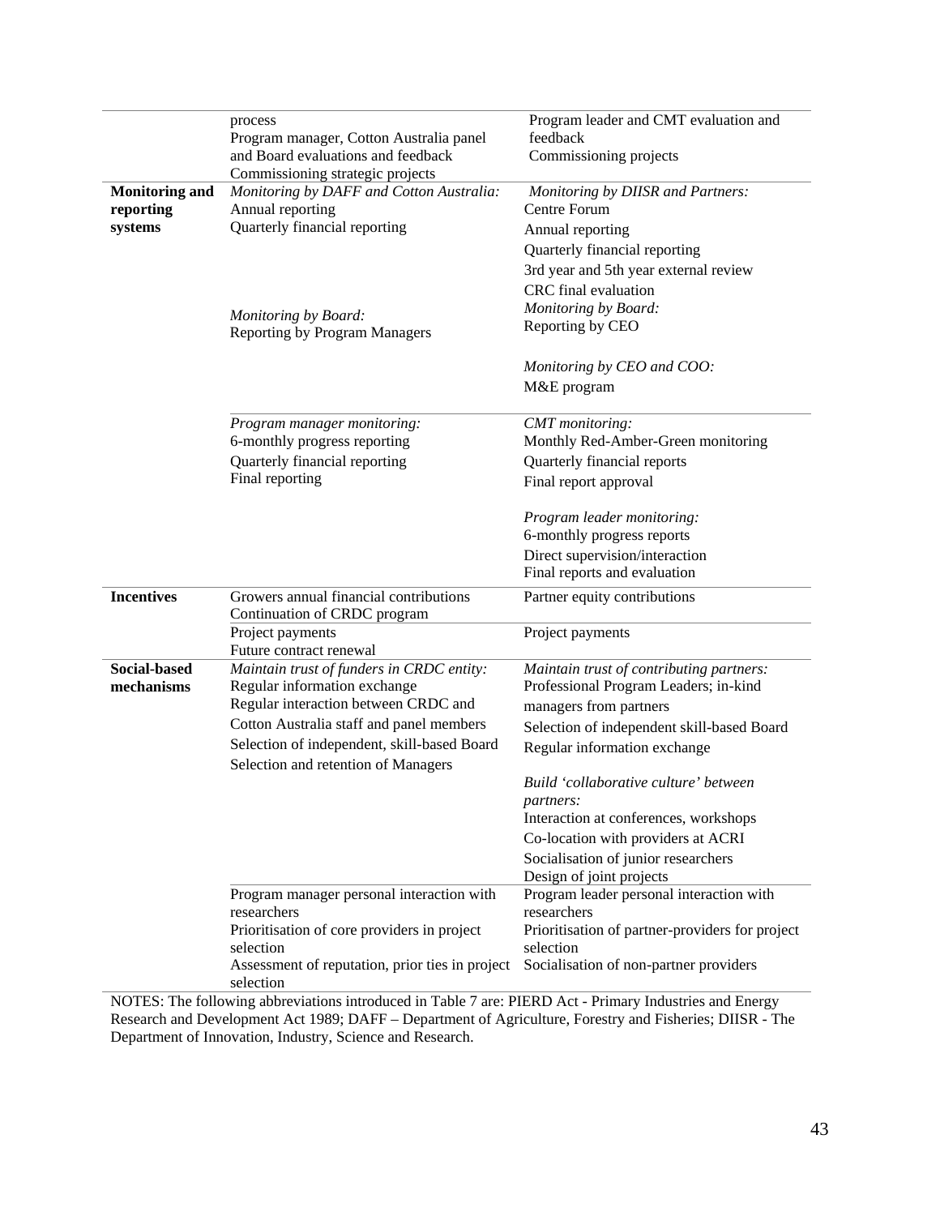| | | |
|---|---|---|
| | process<br>Program manager, Cotton Australia panel and Board evaluations and feedback<br>Commissioning strategic projects | Program leader and CMT evaluation and feedback<br>Commissioning projects |
| **Monitoring and reporting systems** | *Monitoring by DAFF and Cotton Australia:*<br>Annual reporting<br>Quarterly financial reporting<br><br>*Monitoring by Board:*<br>Reporting by Program Managers | *Monitoring by DIISR and Partners:*<br>Centre Forum<br>Annual reporting<br>Quarterly financial reporting<br>3rd year and 5th year external review<br>CRC final evaluation<br>*Monitoring by Board:*<br>Reporting by CEO<br><br>*Monitoring by CEO and COO:*<br>M&E program |
| | *Program manager monitoring:*<br>6-monthly progress reporting<br>Quarterly financial reporting<br>Final reporting | *CMT monitoring:*<br>Monthly Red-Amber-Green monitoring<br>Quarterly financial reports<br>Final report approval<br><br>*Program leader monitoring:*<br>6-monthly progress reports<br>Direct supervision/interaction<br>Final reports and evaluation |
| **Incentives** | Growers annual financial contributions<br>Continuation of CRDC program | Partner equity contributions |
| | Project payments<br>Future contract renewal | Project payments |
| **Social-based mechanisms** | *Maintain trust of funders in CRDC entity:*<br>Regular information exchange<br>Regular interaction between CRDC and Cotton Australia staff and panel members<br>Selection of independent, skill-based Board<br>Selection and retention of Managers | *Maintain trust of contributing partners:*<br>Professional Program Leaders; in-kind managers from partners<br>Selection of independent skill-based Board<br>Regular information exchange<br><br>*Build 'collaborative culture' between partners:*<br>Interaction at conferences, workshops<br>Co-location with providers at ACRI<br>Socialisation of junior researchers<br>Design of joint projects |
| | Program manager personal interaction with researchers<br>Prioritisation of core providers in project selection<br>Assessment of reputation, prior ties in project selection | Program leader personal interaction with researchers<br>Prioritisation of partner-providers for project selection<br>Socialisation of non-partner providers |

NOTES: The following abbreviations introduced in Table 7 are: PIERD Act - Primary Industries and Energy Research and Development Act 1989; DAFF – Department of Agriculture, Forestry and Fisheries; DIISR - The Department of Innovation, Industry, Science and Research.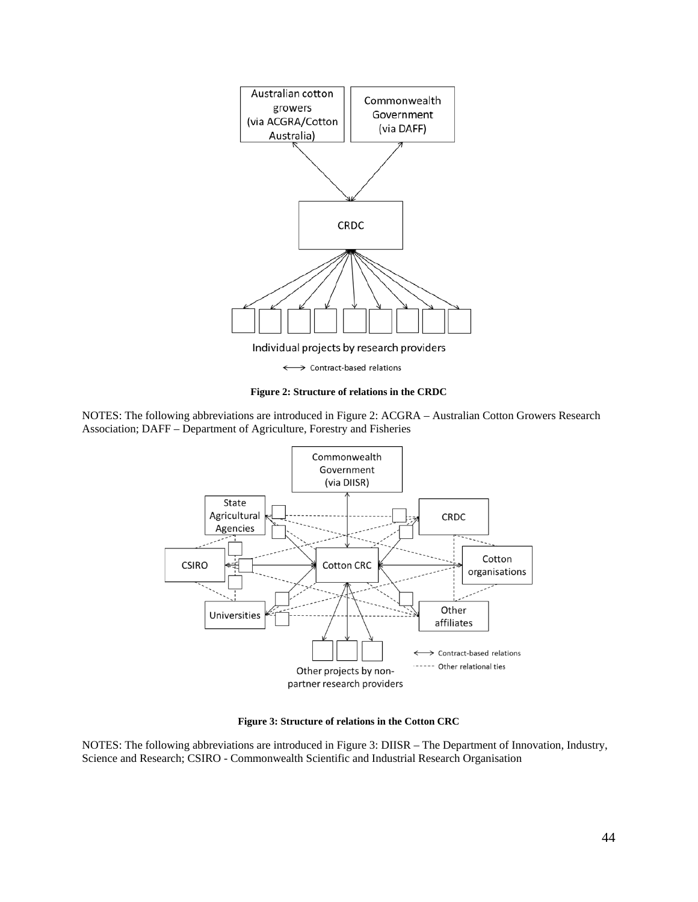**Figure 2: Structure of relations in the CRDC**

NOTES: The following abbreviations are introduced in Figure 2: ACGRA – Australian Cotton Growers Research Association; DAFF – Department of Agriculture, Forestry and Fisheries

**Figure 3: Structure of relations in the Cotton CRC**

NOTES: The following abbreviations are introduced in Figure 3: DIISR – The Department of Innovation, Industry, Science and Research; CSIRO - Commonwealth Scientific and Industrial Research Organisation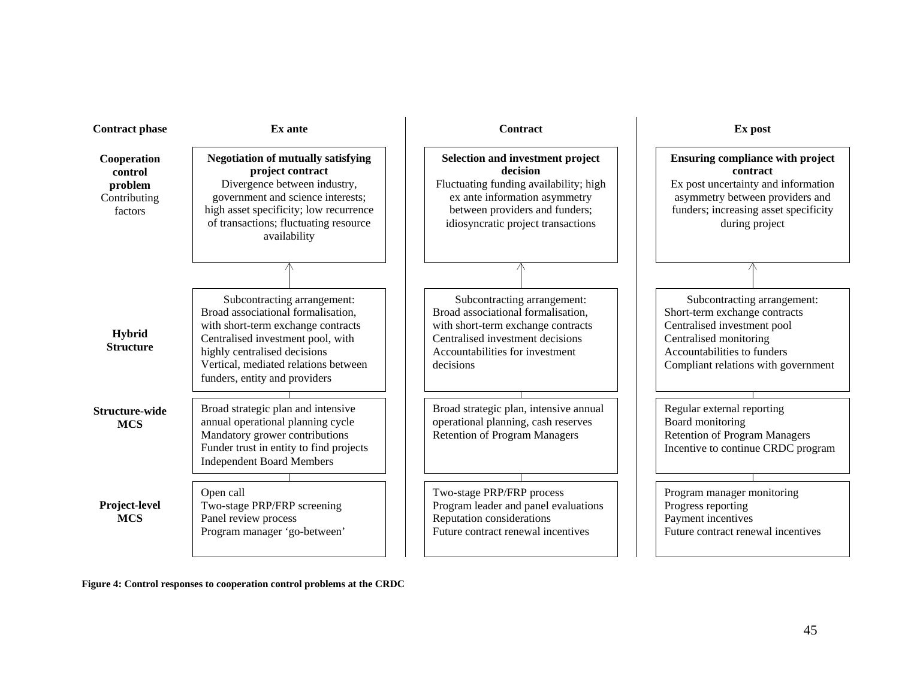| Contract phase | Ex ante | Contract | Ex post |
|---|---|---|---|
| **Cooperation control problem** Contributing factors | **Negotiation of mutually satisfying project contract** Divergence between industry, government and science interests; high asset specificity; low recurrence of transactions; fluctuating resource availability | **Selection and investment project decision** Fluctuating funding availability; high ex ante information asymmetry between providers and funders; idiosyncratic project transactions | **Ensuring compliance with project contract** Ex post uncertainty and information asymmetry between providers and funders; increasing asset specificity during project |
| **Hybrid Structure** | Subcontracting arrangement: Broad associational formalisation, with short-term exchange contracts Centralised investment pool, with highly centralised decisions Vertical, mediated relations between funders, entity and providers | Subcontracting arrangement: Broad associational formalisation, with short-term exchange contracts Centralised investment decisions Accountabilities for investment decisions | Subcontracting arrangement: Short-term exchange contracts Centralised investment pool Centralised monitoring Accountabilities to funders Compliant relations with government |
| **Structure-wide MCS** | Broad strategic plan and intensive annual operational planning cycle Mandatory grower contributions Funder trust in entity to find projects Independent Board Members | Broad strategic plan, intensive annual operational planning, cash reserves Retention of Program Managers | Regular external reporting Board monitoring Retention of Program Managers Incentive to continue CRDC program |
| **Project-level MCS** | Open call Two-stage PRP/FRP screening Panel review process Program manager 'go-between' | Two-stage PRP/FRP process Program leader and panel evaluations Reputation considerations Future contract renewal incentives | Program manager monitoring Progress reporting Payment incentives Future contract renewal incentives |

**Figure 4: Control responses to cooperation control problems at the CRDC**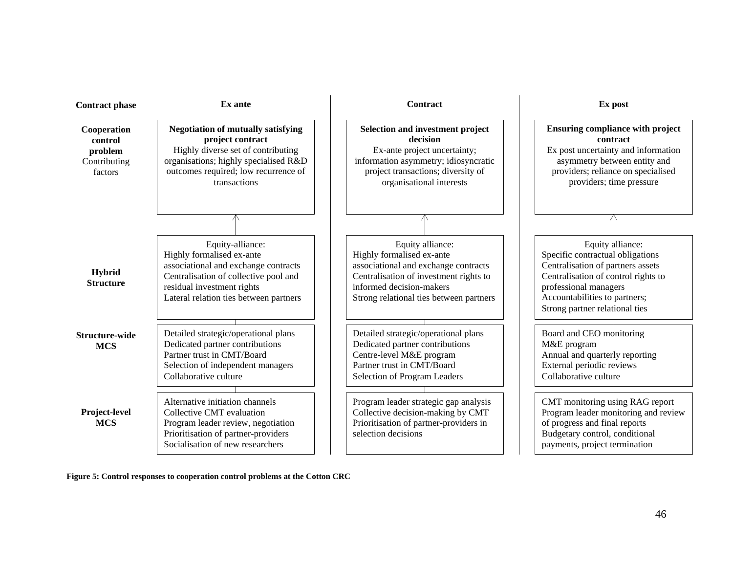| Contract phase | Ex ante | Contract | Ex post |
|---|---|---|---|
| **Cooperation control problem** Contributing factors | **Negotiation of mutually satisfying project contract** Highly diverse set of contributing organisations; highly specialised R&D outcomes required; low recurrence of transactions | **Selection and investment project decision** Ex-ante project uncertainty; information asymmetry; idiosyncratic project transactions; diversity of organisational interests | **Ensuring compliance with project contract** Ex post uncertainty and information asymmetry between entity and providers; reliance on specialised providers; time pressure |
| **Hybrid Structure** | Equity-alliance: Highly formalised ex-ante associational and exchange contracts Centralisation of collective pool and residual investment rights Lateral relation ties between partners | Equity alliance: Highly formalised ex-ante associational and exchange contracts Centralisation of investment rights to informed decision-makers Strong relational ties between partners | Equity alliance: Specific contractual obligations Centralisation of partners assets Centralisation of control rights to professional managers Accountabilities to partners; Strong partner relational ties |
| **Structure-wide MCS** | Detailed strategic/operational plans Dedicated partner contributions Partner trust in CMT/Board Selection of independent managers Collaborative culture | Detailed strategic/operational plans Dedicated partner contributions Centre-level M&E program Partner trust in CMT/Board Selection of Program Leaders | Board and CEO monitoring M&E program Annual and quarterly reporting External periodic reviews Collaborative culture |
| **Project-level MCS** | Alternative initiation channels Collective CMT evaluation Program leader review, negotiation Prioritisation of partner-providers Socialisation of new researchers | Program leader strategic gap analysis Collective decision-making by CMT Prioritisation of partner-providers in selection decisions | CMT monitoring using RAG report Program leader monitoring and review of progress and final reports Budgetary control, conditional payments, project termination |

**Figure 5: Control responses to cooperation control problems at the Cotton CRC**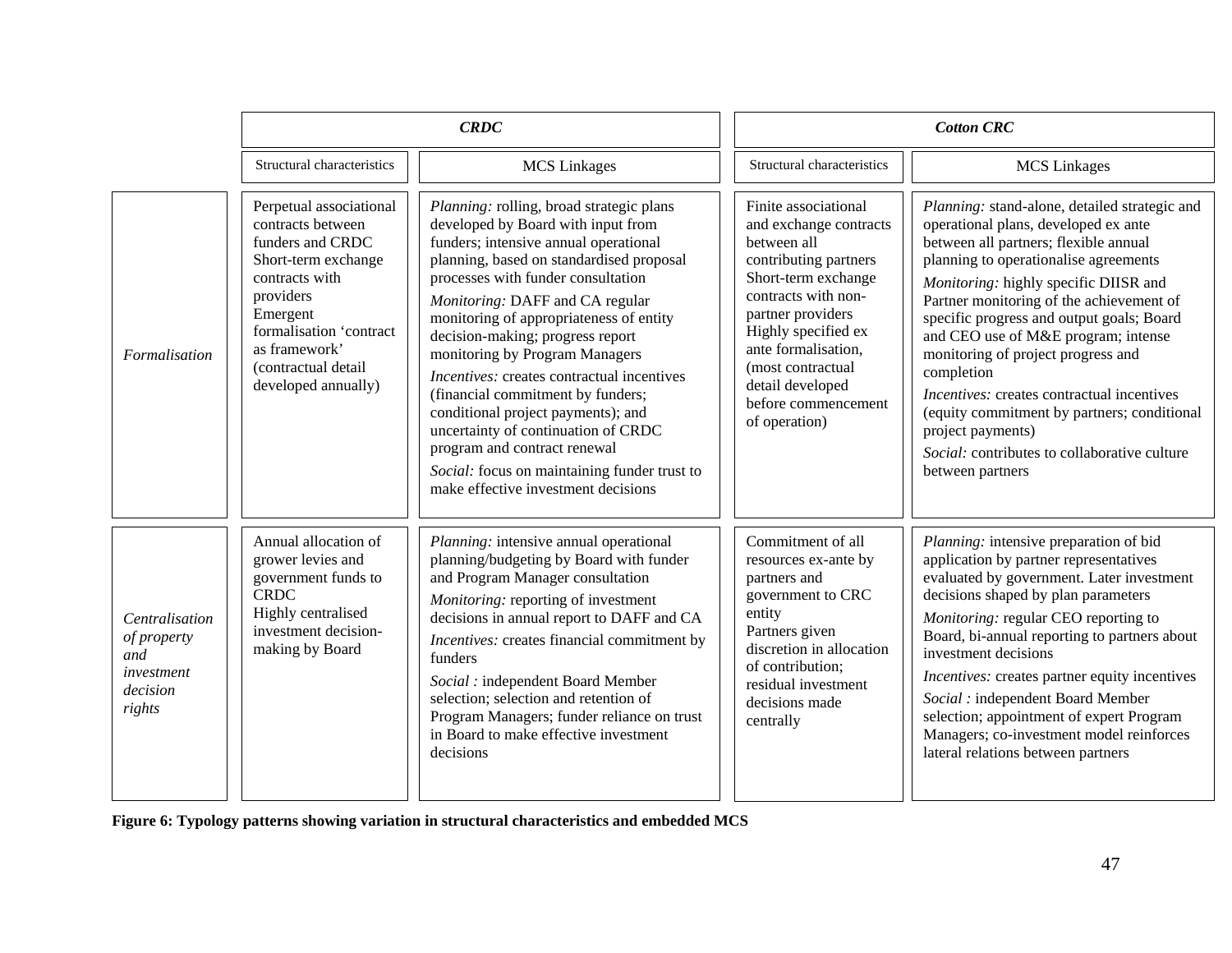| | *CRDC* | | *Cotton CRC* | |
|---|---|---|---|---|
| | Structural characteristics | MCS Linkages | Structural characteristics | MCS Linkages |
| *Formalisation* | Perpetual associational contracts between funders and CRDC<br>Short-term exchange contracts with providers<br>Emergent formalisation 'contract as framework' (contractual detail developed annually) | *Planning:* rolling, broad strategic plans developed by Board with input from funders; intensive annual operational planning, based on standardised proposal processes with funder consultation<br>*Monitoring:* DAFF and CA regular monitoring of appropriateness of entity decision-making; progress report monitoring by Program Managers<br>*Incentives:* creates contractual incentives (financial commitment by funders; conditional project payments); and uncertainty of continuation of CRDC program and contract renewal<br>*Social:* focus on maintaining funder trust to make effective investment decisions | Finite associational and exchange contracts between all contributing partners<br>Short-term exchange contracts with non-partner providers<br>Highly specified ex ante formalisation, (most contractual detail developed before commencement of operation) | *Planning:* stand-alone, detailed strategic and operational plans, developed ex ante between all partners; flexible annual planning to operationalise agreements<br>*Monitoring:* highly specific DIISR and Partner monitoring of the achievement of specific progress and output goals; Board and CEO use of M&E program; intense monitoring of project progress and completion<br>*Incentives:* creates contractual incentives (equity commitment by partners; conditional project payments)<br>*Social:* contributes to collaborative culture between partners |
| *Centralisation of property and investment decision rights* | Annual allocation of grower levies and government funds to CRDC<br>Highly centralised investment decision-making by Board | *Planning:* intensive annual operational planning/budgeting by Board with funder and Program Manager consultation<br>*Monitoring:* reporting of investment decisions in annual report to DAFF and CA<br>*Incentives:* creates financial commitment by funders<br>*Social :* independent Board Member selection; selection and retention of Program Managers; funder reliance on trust in Board to make effective investment decisions | Commitment of all resources ex-ante by partners and government to CRC entity<br>Partners given discretion in allocation of contribution; residual investment decisions made centrally | *Planning:* intensive preparation of bid application by partner representatives evaluated by government. Later investment decisions shaped by plan parameters<br>*Monitoring:* regular CEO reporting to Board, bi-annual reporting to partners about investment decisions<br>*Incentives:* creates partner equity incentives<br>*Social :* independent Board Member selection; appointment of expert Program Managers; co-investment model reinforces lateral relations between partners |

**Figure 6: Typology patterns showing variation in structural characteristics and embedded MCS**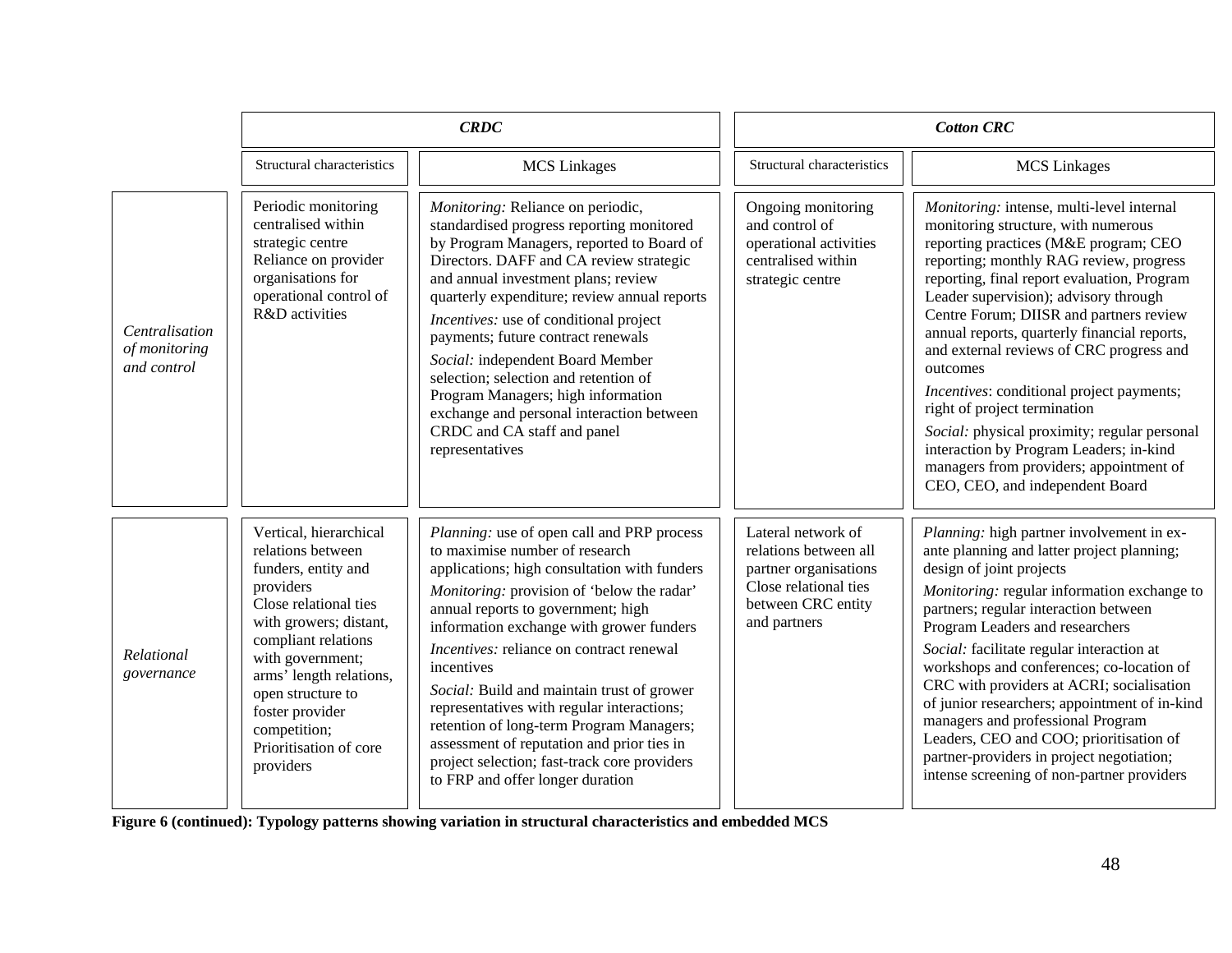| | *CRDC* | | *Cotton CRC* | |
|---|---|---|---|---|
| | Structural characteristics | MCS Linkages | Structural characteristics | MCS Linkages |
| *Centralisation of monitoring and control* | Periodic monitoring centralised within strategic centre Reliance on provider organisations for operational control of R&D activities | *Monitoring:* Reliance on periodic, standardised progress reporting monitored by Program Managers, reported to Board of Directors. DAFF and CA review strategic and annual investment plans; review quarterly expenditure; review annual reports<br>*Incentives:* use of conditional project payments; future contract renewals<br>*Social:* independent Board Member selection; selection and retention of Program Managers; high information exchange and personal interaction between CRDC and CA staff and panel representatives | Ongoing monitoring and control of operational activities centralised within strategic centre | *Monitoring:* intense, multi-level internal monitoring structure, with numerous reporting practices (M&E program; CEO reporting; monthly RAG review, progress reporting, final report evaluation, Program Leader supervision); advisory through Centre Forum; DIISR and partners review annual reports, quarterly financial reports, and external reviews of CRC progress and outcomes<br>*Incentives*: conditional project payments; right of project termination<br>*Social:* physical proximity; regular personal interaction by Program Leaders; in-kind managers from providers; appointment of CEO, CEO, and independent Board |
| *Relational governance* | Vertical, hierarchical relations between funders, entity and providers Close relational ties with growers; distant, compliant relations with government; arms' length relations, open structure to foster provider competition; Prioritisation of core providers | *Planning:* use of open call and PRP process to maximise number of research applications; high consultation with funders<br>*Monitoring:* provision of 'below the radar' annual reports to government; high information exchange with grower funders<br>*Incentives:* reliance on contract renewal incentives<br>*Social:* Build and maintain trust of grower representatives with regular interactions; retention of long-term Program Managers; assessment of reputation and prior ties in project selection; fast-track core providers to FRP and offer longer duration | Lateral network of relations between all partner organisations Close relational ties between CRC entity and partners | *Planning:* high partner involvement in ex-ante planning and latter project planning; design of joint projects<br>*Monitoring:* regular information exchange to partners; regular interaction between Program Leaders and researchers<br>*Social:* facilitate regular interaction at workshops and conferences; co-location of CRC with providers at ACRI; socialisation of junior researchers; appointment of in-kind managers and professional Program Leaders, CEO and COO; prioritisation of partner-providers in project negotiation; intense screening of non-partner providers |

**Figure 6 (continued): Typology patterns showing variation in structural characteristics and embedded MCS**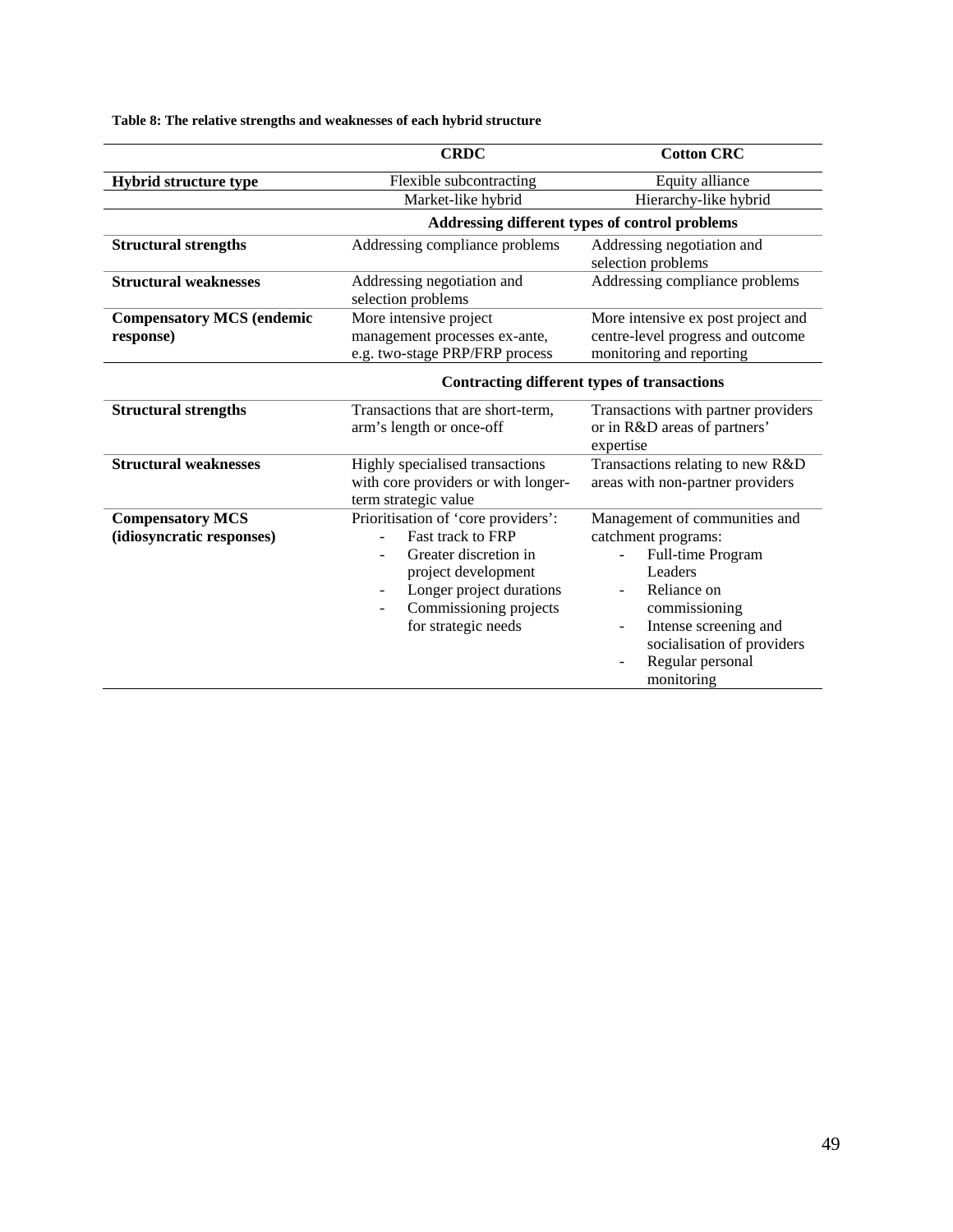**Table 8: The relative strengths and weaknesses of each hybrid structure**

| | CRDC | Cotton CRC |
|---|---|---|
| **Hybrid structure type** | Flexible subcontracting | Equity alliance |
| | Market-like hybrid | Hierarchy-like hybrid |
| | **Addressing different types of control problems** | |
| **Structural strengths** | Addressing compliance problems | Addressing negotiation and selection problems |
| **Structural weaknesses** | Addressing negotiation and selection problems | Addressing compliance problems |
| **Compensatory MCS (endemic response)** | More intensive project management processes ex-ante, e.g. two-stage PRP/FRP process | More intensive ex post project and centre-level progress and outcome monitoring and reporting |
| | **Contracting different types of transactions** | |
| **Structural strengths** | Transactions that are short-term, arm's length or once-off | Transactions with partner providers or in R&D areas of partners' expertise |
| **Structural weaknesses** | Highly specialised transactions with core providers or with longer-term strategic value | Transactions relating to new R&D areas with non-partner providers |
| **Compensatory MCS (idiosyncratic responses)** | Prioritisation of 'core providers': <br> - Fast track to FRP <br> - Greater discretion in project development <br> - Longer project durations <br> - Commissioning projects for strategic needs | Management of communities and catchment programs: <br> - Full-time Program Leaders <br> - Reliance on commissioning <br> - Intense screening and socialisation of providers <br> - Regular personal monitoring |